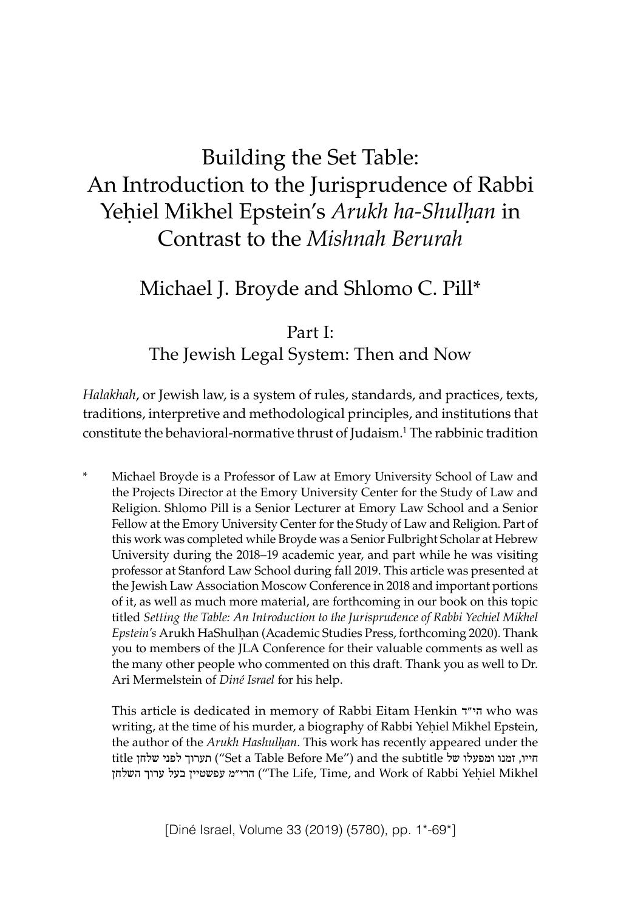# Building the Set Table: An Introduction to the Jurisprudence of Rabbi Yeḥiel Mikhel Epstein's *Arukh ha-Shulḥan* in Contrast to the *Mishnah Berurah*

## Michael J. Broyde and Shlomo C. Pill*

## Part I: The Jewish Legal System: Then and Now

*Halakhah*, or Jewish law, is a system of rules, standards, and practices, texts, traditions, interpretive and methodological principles, and institutions that constitute the behavioral-normative thrust of Judaism.[1] The rabbinic tradition

\* Michael Broyde is a Professor of Law at Emory University School of Law and the Projects Director at the Emory University Center for the Study of Law and Religion. Shlomo Pill is a Senior Lecturer at Emory Law School and a Senior Fellow at the Emory University Center for the Study of Law and Religion. Part of this work was completed while Broyde was a Senior Fulbright Scholar at Hebrew University during the 2018–19 academic year, and part while he was visiting professor at Stanford Law School during fall 2019. This article was presented at the Jewish Law Association Moscow Conference in 2018 and important portions of it, as well as much more material, are forthcoming in our book on this topic titled *Setting the Table: An Introduction to the Jurisprudence of Rabbi Yechiel Mikhel Epstein's* Arukh HaShulḥan (Academic Studies Press, forthcoming 2020). Thank you to members of the JLA Conference for their valuable comments as well as the many other people who commented on this draft. Thank you as well to Dr. Ari Mermelstein of *Diné Israel* for his help.

This article is dedicated in memory of Rabbi Eitam Henkin הי״ד who was writing, at the time of his murder, a biography of Rabbi Yeḥiel Mikhel Epstein, the author of the *Arukh Hashulḥan*. This work has recently appeared under the title תערוך לפני שלחן ("Set a Table Before Me") and the subtitle חייו, זמנו ומפעלו של הרי״מ עפשטיין בעל ערוך השלחן ("The Life, Time, and Work of Rabbi Yeḥiel Mikhel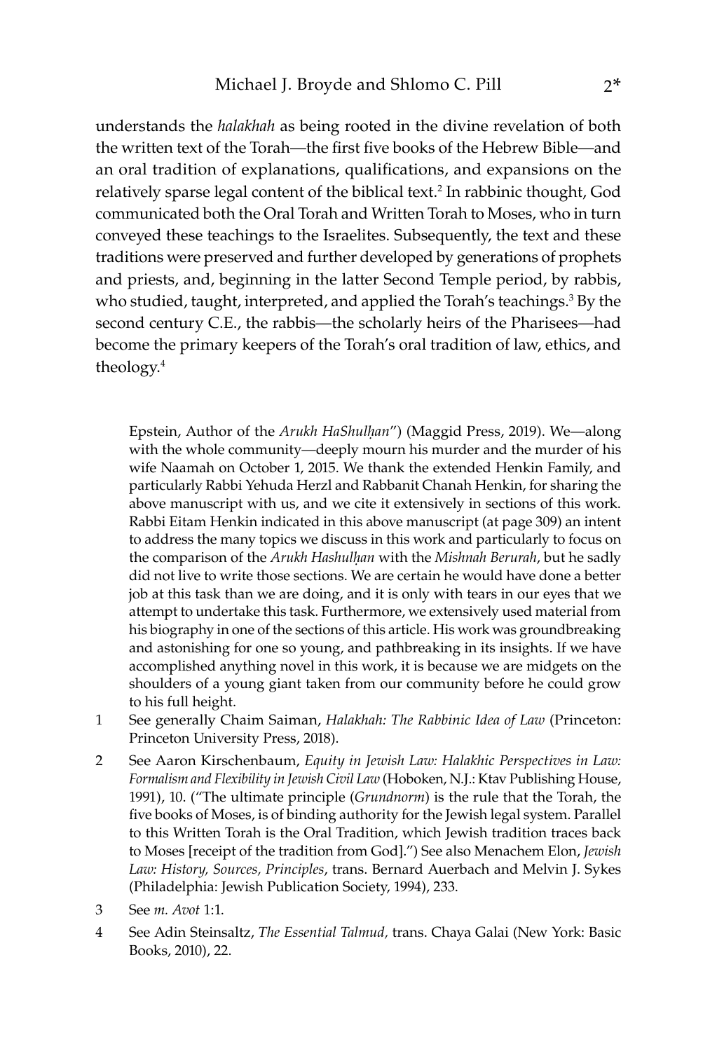understands the *halakhah* as being rooted in the divine revelation of both the written text of the Torah—the first five books of the Hebrew Bible—and an oral tradition of explanations, qualifications, and expansions on the relatively sparse legal content of the biblical text.[2] In rabbinic thought, God communicated both the Oral Torah and Written Torah to Moses, who in turn conveyed these teachings to the Israelites. Subsequently, the text and these traditions were preserved and further developed by generations of prophets and priests, and, beginning in the latter Second Temple period, by rabbis, who studied, taught, interpreted, and applied the Torah's teachings.[3] By the second century C.E., the rabbis—the scholarly heirs of the Pharisees—had become the primary keepers of the Torah's oral tradition of law, ethics, and theology.[4]

Epstein, Author of the *Arukh HaShulḥan*") (Maggid Press, 2019). We—along with the whole community—deeply mourn his murder and the murder of his wife Naamah on October 1, 2015. We thank the extended Henkin Family, and particularly Rabbi Yehuda Herzl and Rabbanit Chanah Henkin, for sharing the above manuscript with us, and we cite it extensively in sections of this work. Rabbi Eitam Henkin indicated in this above manuscript (at page 309) an intent to address the many topics we discuss in this work and particularly to focus on the comparison of the *Arukh Hashulḥan* with the *Mishnah Berurah*, but he sadly did not live to write those sections. We are certain he would have done a better job at this task than we are doing, and it is only with tears in our eyes that we attempt to undertake this task. Furthermore, we extensively used material from his biography in one of the sections of this article. His work was groundbreaking and astonishing for one so young, and pathbreaking in its insights. If we have accomplished anything novel in this work, it is because we are midgets on the shoulders of a young giant taken from our community before he could grow to his full height.

1 See generally Chaim Saiman, *Halakhah: The Rabbinic Idea of Law* (Princeton: Princeton University Press, 2018).

2 See Aaron Kirschenbaum, *Equity in Jewish Law: Halakhic Perspectives in Law: Formalism and Flexibility in Jewish Civil Law* (Hoboken, N.J.: Ktav Publishing House, 1991), 10. ("The ultimate principle (*Grundnorm*) is the rule that the Torah, the five books of Moses, is of binding authority for the Jewish legal system. Parallel to this Written Torah is the Oral Tradition, which Jewish tradition traces back to Moses [receipt of the tradition from God].") See also Menachem Elon, *Jewish Law: History, Sources, Principles*, trans. Bernard Auerbach and Melvin J. Sykes (Philadelphia: Jewish Publication Society, 1994), 233.

3 See *m. Avot* 1:1.

4 See Adin Steinsaltz, *The Essential Talmud,* trans. Chaya Galai (New York: Basic Books, 2010), 22.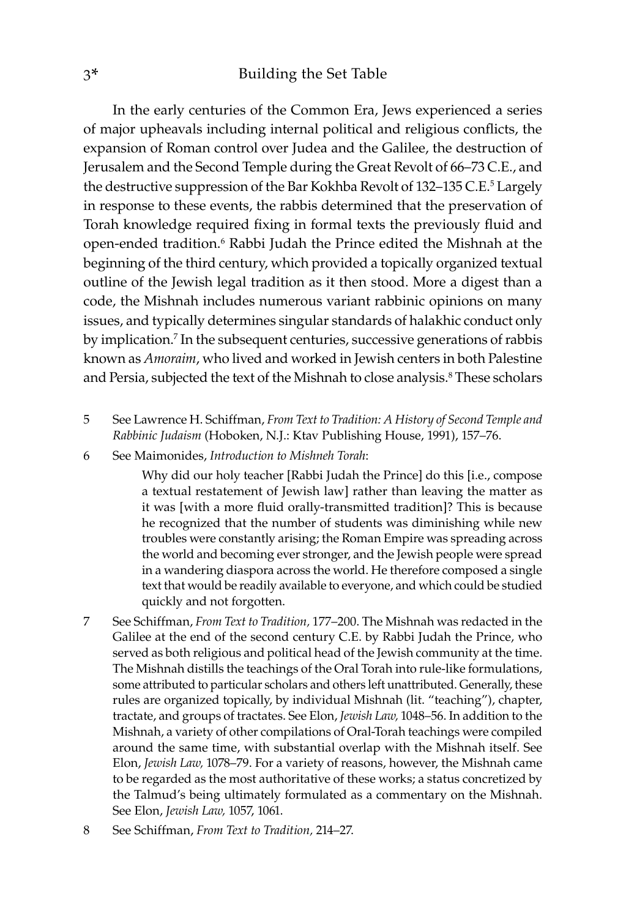In the early centuries of the Common Era, Jews experienced a series of major upheavals including internal political and religious conflicts, the expansion of Roman control over Judea and the Galilee, the destruction of Jerusalem and the Second Temple during the Great Revolt of 66–73 C.E., and the destructive suppression of the Bar Kokhba Revolt of 132–135 C.E.[5] Largely in response to these events, the rabbis determined that the preservation of Torah knowledge required fixing in formal texts the previously fluid and open-ended tradition.[6] Rabbi Judah the Prince edited the Mishnah at the beginning of the third century, which provided a topically organized textual outline of the Jewish legal tradition as it then stood. More a digest than a code, the Mishnah includes numerous variant rabbinic opinions on many issues, and typically determines singular standards of halakhic conduct only by implication.[7] In the subsequent centuries, successive generations of rabbis known as *Amoraim*, who lived and worked in Jewish centers in both Palestine and Persia, subjected the text of the Mishnah to close analysis.[8] These scholars

5 See Lawrence H. Schiffman, *From Text to Tradition: A History of Second Temple and Rabbinic Judaism* (Hoboken, N.J.: Ktav Publishing House, 1991), 157–76.

6 See Maimonides, *Introduction to Mishneh Torah*:

> Why did our holy teacher [Rabbi Judah the Prince] do this [i.e., compose a textual restatement of Jewish law] rather than leaving the matter as it was [with a more fluid orally-transmitted tradition]? This is because he recognized that the number of students was diminishing while new troubles were constantly arising; the Roman Empire was spreading across the world and becoming ever stronger, and the Jewish people were spread in a wandering diaspora across the world. He therefore composed a single text that would be readily available to everyone, and which could be studied quickly and not forgotten.

7 See Schiffman, *From Text to Tradition,* 177–200. The Mishnah was redacted in the Galilee at the end of the second century C.E. by Rabbi Judah the Prince, who served as both religious and political head of the Jewish community at the time. The Mishnah distills the teachings of the Oral Torah into rule-like formulations, some attributed to particular scholars and others left unattributed. Generally, these rules are organized topically, by individual Mishnah (lit. "teaching"), chapter, tractate, and groups of tractates. See Elon, *Jewish Law,* 1048–56. In addition to the Mishnah, a variety of other compilations of Oral-Torah teachings were compiled around the same time, with substantial overlap with the Mishnah itself. See Elon, *Jewish Law,* 1078–79. For a variety of reasons, however, the Mishnah came to be regarded as the most authoritative of these works; a status concretized by the Talmud's being ultimately formulated as a commentary on the Mishnah. See Elon, *Jewish Law,* 1057, 1061.

8 See Schiffman, *From Text to Tradition,* 214–27.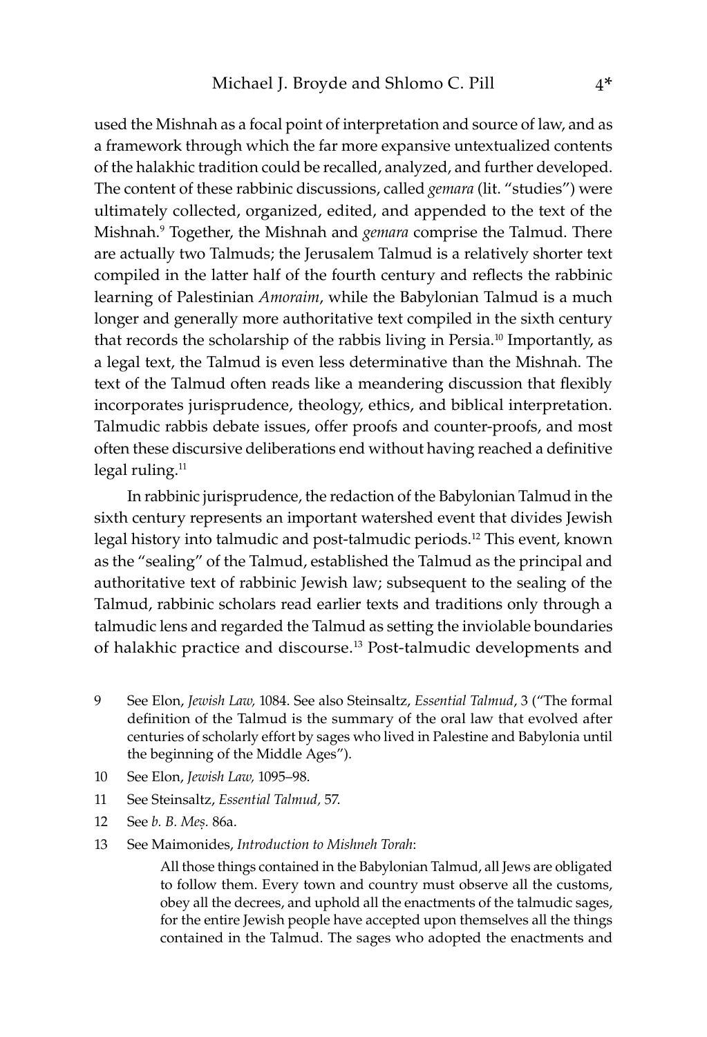used the Mishnah as a focal point of interpretation and source of law, and as a framework through which the far more expansive untextualized contents of the halakhic tradition could be recalled, analyzed, and further developed. The content of these rabbinic discussions, called *gemara* (lit. "studies") were ultimately collected, organized, edited, and appended to the text of the Mishnah.[9] Together, the Mishnah and *gemara* comprise the Talmud. There are actually two Talmuds; the Jerusalem Talmud is a relatively shorter text compiled in the latter half of the fourth century and reflects the rabbinic learning of Palestinian *Amoraim*, while the Babylonian Talmud is a much longer and generally more authoritative text compiled in the sixth century that records the scholarship of the rabbis living in Persia.[10] Importantly, as a legal text, the Talmud is even less determinative than the Mishnah. The text of the Talmud often reads like a meandering discussion that flexibly incorporates jurisprudence, theology, ethics, and biblical interpretation. Talmudic rabbis debate issues, offer proofs and counter-proofs, and most often these discursive deliberations end without having reached a definitive legal ruling.[11]

In rabbinic jurisprudence, the redaction of the Babylonian Talmud in the sixth century represents an important watershed event that divides Jewish legal history into talmudic and post-talmudic periods.[12] This event, known as the "sealing" of the Talmud, established the Talmud as the principal and authoritative text of rabbinic Jewish law; subsequent to the sealing of the Talmud, rabbinic scholars read earlier texts and traditions only through a talmudic lens and regarded the Talmud as setting the inviolable boundaries of halakhic practice and discourse.[13] Post-talmudic developments and

9 See Elon, *Jewish Law,* 1084. See also Steinsaltz, *Essential Talmud*, 3 ("The formal definition of the Talmud is the summary of the oral law that evolved after centuries of scholarly effort by sages who lived in Palestine and Babylonia until the beginning of the Middle Ages").

10 See Elon, *Jewish Law,* 1095–98.

11 See Steinsaltz, *Essential Talmud,* 57.

12 See *b. B. Meṣ.* 86a.

13 See Maimonides, *Introduction to Mishneh Torah*:

> All those things contained in the Babylonian Talmud, all Jews are obligated to follow them. Every town and country must observe all the customs, obey all the decrees, and uphold all the enactments of the talmudic sages, for the entire Jewish people have accepted upon themselves all the things contained in the Talmud. The sages who adopted the enactments and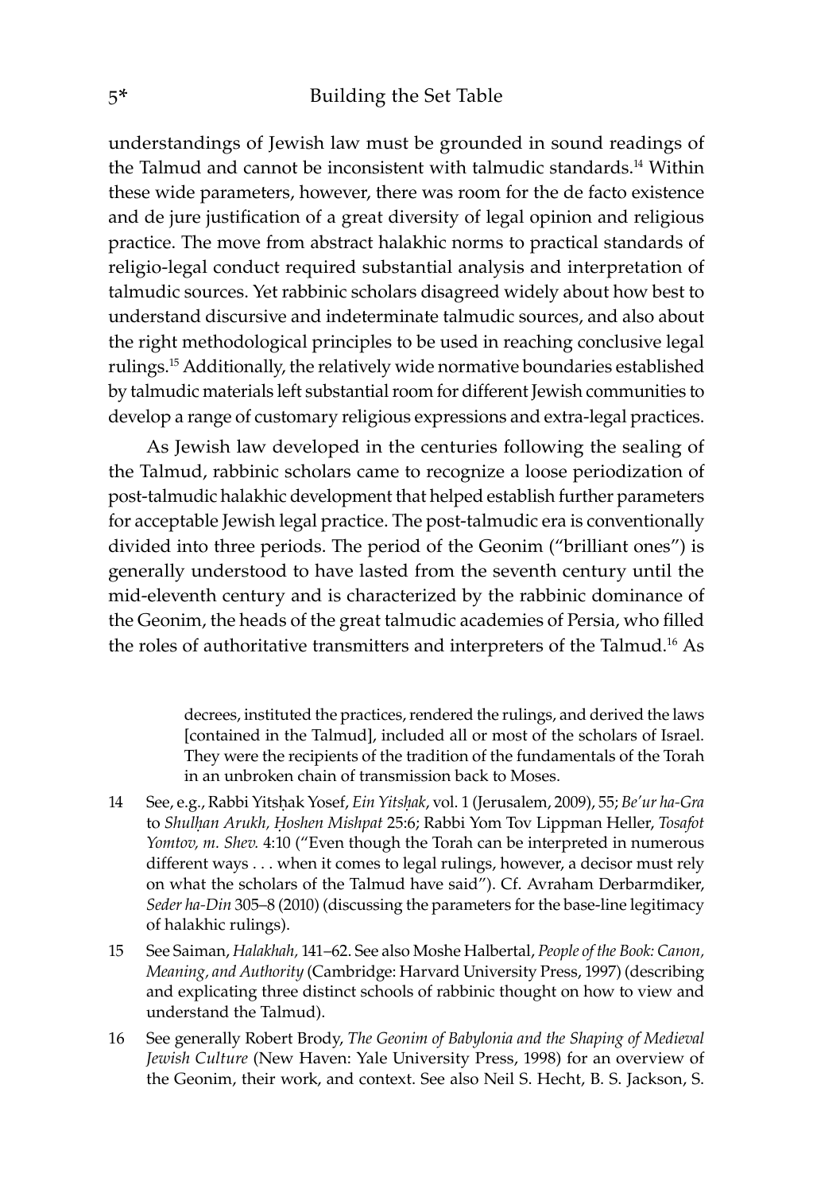understandings of Jewish law must be grounded in sound readings of the Talmud and cannot be inconsistent with talmudic standards.[14] Within these wide parameters, however, there was room for the de facto existence and de jure justification of a great diversity of legal opinion and religious practice. The move from abstract halakhic norms to practical standards of religio-legal conduct required substantial analysis and interpretation of talmudic sources. Yet rabbinic scholars disagreed widely about how best to understand discursive and indeterminate talmudic sources, and also about the right methodological principles to be used in reaching conclusive legal rulings.[15] Additionally, the relatively wide normative boundaries established by talmudic materials left substantial room for different Jewish communities to develop a range of customary religious expressions and extra-legal practices.

As Jewish law developed in the centuries following the sealing of the Talmud, rabbinic scholars came to recognize a loose periodization of post-talmudic halakhic development that helped establish further parameters for acceptable Jewish legal practice. The post-talmudic era is conventionally divided into three periods. The period of the Geonim ("brilliant ones") is generally understood to have lasted from the seventh century until the mid-eleventh century and is characterized by the rabbinic dominance of the Geonim, the heads of the great talmudic academies of Persia, who filled the roles of authoritative transmitters and interpreters of the Talmud.[16] As

decrees, instituted the practices, rendered the rulings, and derived the laws [contained in the Talmud], included all or most of the scholars of Israel. They were the recipients of the tradition of the fundamentals of the Torah in an unbroken chain of transmission back to Moses.

14 See, e.g., Rabbi Yitsḥak Yosef, *Ein Yitsḥak*, vol. 1 (Jerusalem, 2009), 55; *Be'ur ha-Gra* to *Shulḥan Arukh, Ḥoshen Mishpat* 25:6; Rabbi Yom Tov Lippman Heller, *Tosafot Yomtov, m. Shev.* 4:10 ("Even though the Torah can be interpreted in numerous different ways . . . when it comes to legal rulings, however, a decisor must rely on what the scholars of the Talmud have said"). Cf. Avraham Derbarmdiker, *Seder ha-Din* 305–8 (2010) (discussing the parameters for the base-line legitimacy of halakhic rulings).

15 See Saiman, *Halakhah,* 141–62. See also Moshe Halbertal, *People of the Book: Canon, Meaning, and Authority* (Cambridge: Harvard University Press, 1997) (describing and explicating three distinct schools of rabbinic thought on how to view and understand the Talmud).

16 See generally Robert Brody, *The Geonim of Babylonia and the Shaping of Medieval Jewish Culture* (New Haven: Yale University Press, 1998) for an overview of the Geonim, their work, and context. See also Neil S. Hecht, B. S. Jackson, S.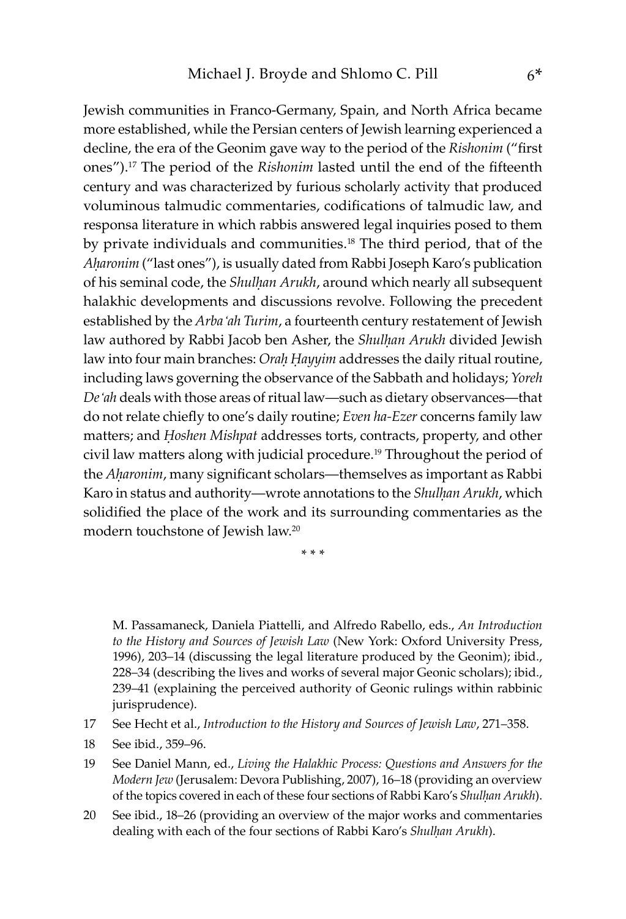Jewish communities in Franco-Germany, Spain, and North Africa became more established, while the Persian centers of Jewish learning experienced a decline, the era of the Geonim gave way to the period of the *Rishonim* ("first ones").[17] The period of the *Rishonim* lasted until the end of the fifteenth century and was characterized by furious scholarly activity that produced voluminous talmudic commentaries, codifications of talmudic law, and responsa literature in which rabbis answered legal inquiries posed to them by private individuals and communities.[18] The third period, that of the *Aḥaronim* ("last ones"), is usually dated from Rabbi Joseph Karo's publication of his seminal code, the *Shulḥan Arukh*, around which nearly all subsequent halakhic developments and discussions revolve. Following the precedent established by the *Arba'ah Turim*, a fourteenth century restatement of Jewish law authored by Rabbi Jacob ben Asher, the *Shulḥan Arukh* divided Jewish law into four main branches: *Oraḥ Ḥayyim* addresses the daily ritual routine, including laws governing the observance of the Sabbath and holidays; *Yoreh De'ah* deals with those areas of ritual law—such as dietary observances—that do not relate chiefly to one's daily routine; *Even ha-Ezer* concerns family law matters; and *Ḥoshen Mishpat* addresses torts, contracts, property, and other civil law matters along with judicial procedure.[19] Throughout the period of the *Aḥaronim*, many significant scholars—themselves as important as Rabbi Karo in status and authority—wrote annotations to the *Shulḥan Arukh*, which solidified the place of the work and its surrounding commentaries as the modern touchstone of Jewish law.[20]

\* \* \*

M. Passamaneck, Daniela Piattelli, and Alfredo Rabello, eds., *An Introduction to the History and Sources of Jewish Law* (New York: Oxford University Press, 1996), 203–14 (discussing the legal literature produced by the Geonim); ibid., 228–34 (describing the lives and works of several major Geonic scholars); ibid., 239–41 (explaining the perceived authority of Geonic rulings within rabbinic jurisprudence).

17 See Hecht et al., *Introduction to the History and Sources of Jewish Law*, 271–358.

18 See ibid., 359–96.

19 See Daniel Mann, ed., *Living the Halakhic Process: Questions and Answers for the Modern Jew* (Jerusalem: Devora Publishing, 2007), 16–18 (providing an overview of the topics covered in each of these four sections of Rabbi Karo's *Shulḥan Arukh*).

20 See ibid., 18–26 (providing an overview of the major works and commentaries dealing with each of the four sections of Rabbi Karo's *Shulḥan Arukh*).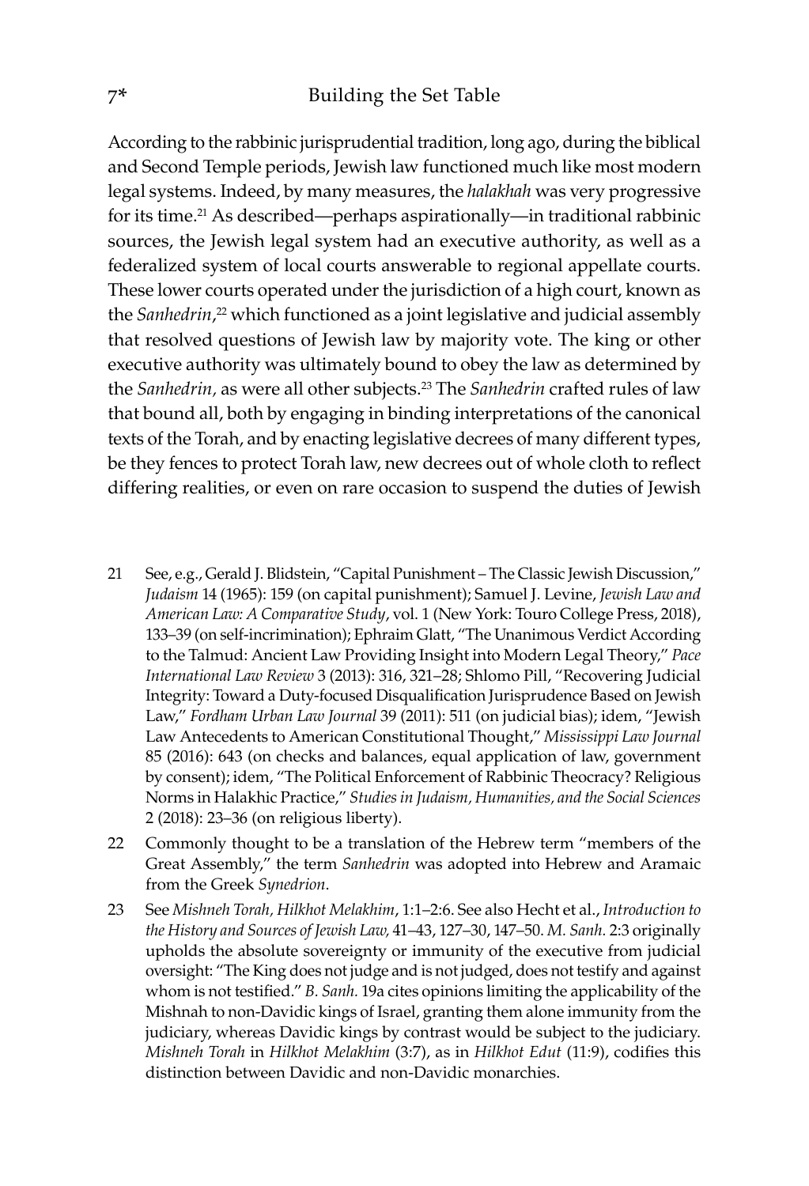According to the rabbinic jurisprudential tradition, long ago, during the biblical and Second Temple periods, Jewish law functioned much like most modern legal systems. Indeed, by many measures, the *halakhah* was very progressive for its time.[21] As described—perhaps aspirationally—in traditional rabbinic sources, the Jewish legal system had an executive authority, as well as a federalized system of local courts answerable to regional appellate courts. These lower courts operated under the jurisdiction of a high court, known as the *Sanhedrin*,[22] which functioned as a joint legislative and judicial assembly that resolved questions of Jewish law by majority vote. The king or other executive authority was ultimately bound to obey the law as determined by the *Sanhedrin,* as were all other subjects.[23] The *Sanhedrin* crafted rules of law that bound all, both by engaging in binding interpretations of the canonical texts of the Torah, and by enacting legislative decrees of many different types, be they fences to protect Torah law, new decrees out of whole cloth to reflect differing realities, or even on rare occasion to suspend the duties of Jewish

21 See, e.g., Gerald J. Blidstein, "Capital Punishment – The Classic Jewish Discussion," *Judaism* 14 (1965): 159 (on capital punishment); Samuel J. Levine, *Jewish Law and American Law: A Comparative Study*, vol. 1 (New York: Touro College Press, 2018), 133–39 (on self-incrimination); Ephraim Glatt, "The Unanimous Verdict According to the Talmud: Ancient Law Providing Insight into Modern Legal Theory," *Pace International Law Review* 3 (2013): 316, 321–28; Shlomo Pill, "Recovering Judicial Integrity: Toward a Duty-focused Disqualification Jurisprudence Based on Jewish Law," *Fordham Urban Law Journal* 39 (2011): 511 (on judicial bias); idem, "Jewish Law Antecedents to American Constitutional Thought," *Mississippi Law Journal* 85 (2016): 643 (on checks and balances, equal application of law, government by consent); idem, "The Political Enforcement of Rabbinic Theocracy? Religious Norms in Halakhic Practice," *Studies in Judaism, Humanities, and the Social Sciences* 2 (2018): 23–36 (on religious liberty).

22 Commonly thought to be a translation of the Hebrew term "members of the Great Assembly," the term *Sanhedrin* was adopted into Hebrew and Aramaic from the Greek *Synedrion*.

23 See *Mishneh Torah, Hilkhot Melakhim*, 1:1–2:6. See also Hecht et al., *Introduction to the History and Sources of Jewish Law,* 41–43, 127–30, 147–50. *M. Sanh.* 2:3 originally upholds the absolute sovereignty or immunity of the executive from judicial oversight: "The King does not judge and is not judged, does not testify and against whom is not testified." *B. Sanh.* 19a cites opinions limiting the applicability of the Mishnah to non-Davidic kings of Israel, granting them alone immunity from the judiciary, whereas Davidic kings by contrast would be subject to the judiciary. *Mishneh Torah* in *Hilkhot Melakhim* (3:7), as in *Hilkhot Edut* (11:9), codifies this distinction between Davidic and non-Davidic monarchies.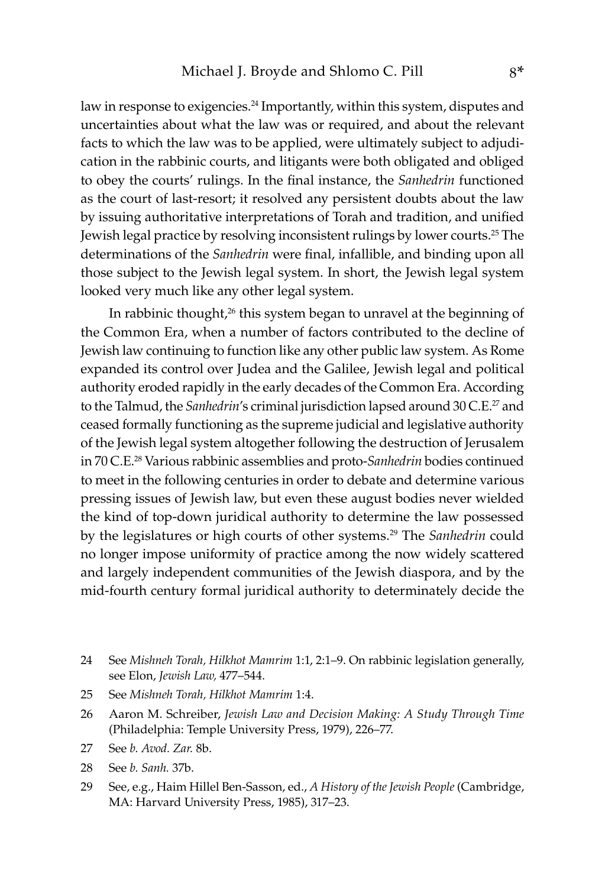law in response to exigencies.[24] Importantly, within this system, disputes and uncertainties about what the law was or required, and about the relevant facts to which the law was to be applied, were ultimately subject to adjudication in the rabbinic courts, and litigants were both obligated and obliged to obey the courts' rulings. In the final instance, the *Sanhedrin* functioned as the court of last-resort; it resolved any persistent doubts about the law by issuing authoritative interpretations of Torah and tradition, and unified Jewish legal practice by resolving inconsistent rulings by lower courts.[25] The determinations of the *Sanhedrin* were final, infallible, and binding upon all those subject to the Jewish legal system. In short, the Jewish legal system looked very much like any other legal system.

In rabbinic thought,[26] this system began to unravel at the beginning of the Common Era, when a number of factors contributed to the decline of Jewish law continuing to function like any other public law system. As Rome expanded its control over Judea and the Galilee, Jewish legal and political authority eroded rapidly in the early decades of the Common Era. According to the Talmud, the *Sanhedrin*'s criminal jurisdiction lapsed around 30 C.E.[27] and ceased formally functioning as the supreme judicial and legislative authority of the Jewish legal system altogether following the destruction of Jerusalem in 70 C.E.[28] Various rabbinic assemblies and proto-*Sanhedrin* bodies continued to meet in the following centuries in order to debate and determine various pressing issues of Jewish law, but even these august bodies never wielded the kind of top-down juridical authority to determine the law possessed by the legislatures or high courts of other systems.[29] The *Sanhedrin* could no longer impose uniformity of practice among the now widely scattered and largely independent communities of the Jewish diaspora, and by the mid-fourth century formal juridical authority to determinately decide the

24 See *Mishneh Torah, Hilkhot Mamrim* 1:1, 2:1–9. On rabbinic legislation generally, see Elon, *Jewish Law,* 477–544.

25 See *Mishneh Torah, Hilkhot Mamrim* 1:4.

26 Aaron M. Schreiber, *Jewish Law and Decision Making: A Study Through Time* (Philadelphia: Temple University Press, 1979), 226–77.

27 See *b. Avod. Zar.* 8b.

28 See *b. Sanh.* 37b.

29 See, e.g., Haim Hillel Ben-Sasson, ed., *A History of the Jewish People* (Cambridge, MA: Harvard University Press, 1985), 317–23.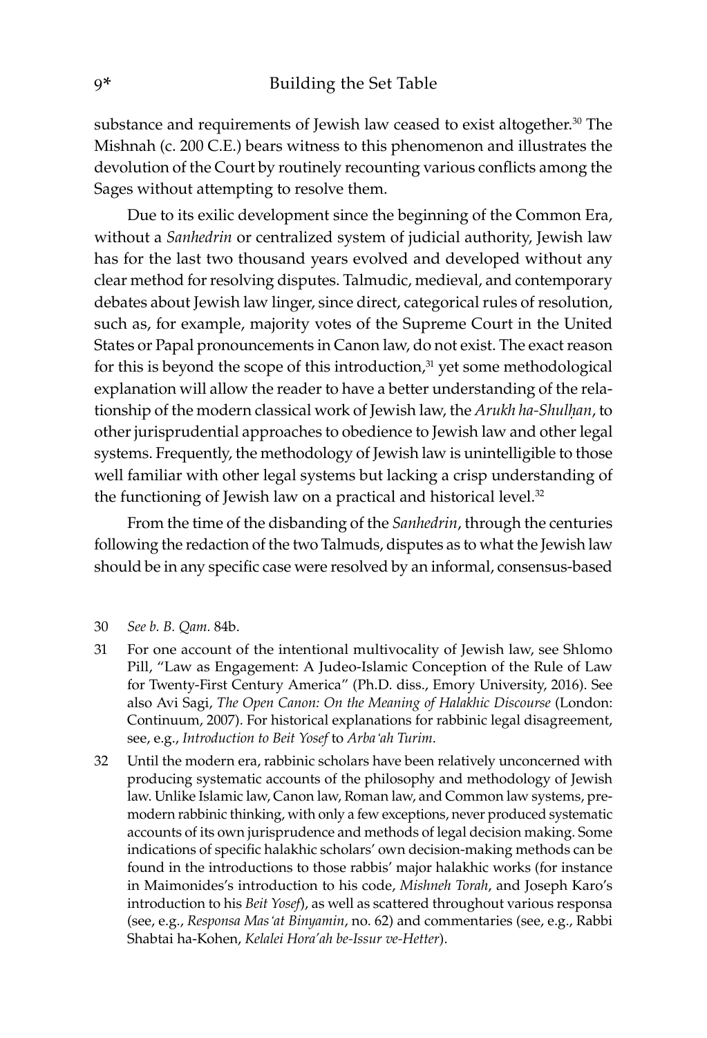substance and requirements of Jewish law ceased to exist altogether.[30] The Mishnah (c. 200 C.E.) bears witness to this phenomenon and illustrates the devolution of the Court by routinely recounting various conflicts among the Sages without attempting to resolve them.

Due to its exilic development since the beginning of the Common Era, without a *Sanhedrin* or centralized system of judicial authority, Jewish law has for the last two thousand years evolved and developed without any clear method for resolving disputes. Talmudic, medieval, and contemporary debates about Jewish law linger, since direct, categorical rules of resolution, such as, for example, majority votes of the Supreme Court in the United States or Papal pronouncements in Canon law, do not exist. The exact reason for this is beyond the scope of this introduction,[31] yet some methodological explanation will allow the reader to have a better understanding of the relationship of the modern classical work of Jewish law, the *Arukh ha-Shulḥan*, to other jurisprudential approaches to obedience to Jewish law and other legal systems. Frequently, the methodology of Jewish law is unintelligible to those well familiar with other legal systems but lacking a crisp understanding of the functioning of Jewish law on a practical and historical level.[32]

From the time of the disbanding of the *Sanhedrin*, through the centuries following the redaction of the two Talmuds, disputes as to what the Jewish law should be in any specific case were resolved by an informal, consensus-based

---

30 *See b. B. Qam.* 84b.

31 For one account of the intentional multivocality of Jewish law, see Shlomo Pill, "Law as Engagement: A Judeo-Islamic Conception of the Rule of Law for Twenty-First Century America" (Ph.D. diss., Emory University, 2016). See also Avi Sagi, *The Open Canon: On the Meaning of Halakhic Discourse* (London: Continuum, 2007). For historical explanations for rabbinic legal disagreement, see, e.g., *Introduction to Beit Yosef* to *Arba'ah Turim*.

32 Until the modern era, rabbinic scholars have been relatively unconcerned with producing systematic accounts of the philosophy and methodology of Jewish law. Unlike Islamic law, Canon law, Roman law, and Common law systems, premodern rabbinic thinking, with only a few exceptions, never produced systematic accounts of its own jurisprudence and methods of legal decision making. Some indications of specific halakhic scholars' own decision-making methods can be found in the introductions to those rabbis' major halakhic works (for instance in Maimonides's introduction to his code, *Mishneh Torah*, and Joseph Karo's introduction to his *Beit Yosef*), as well as scattered throughout various responsa (see, e.g., *Responsa Mas'at Binyamin*, no. 62) and commentaries (see, e.g., Rabbi Shabtai ha-Kohen, *Kelalei Hora'ah be-Issur ve-Hetter*).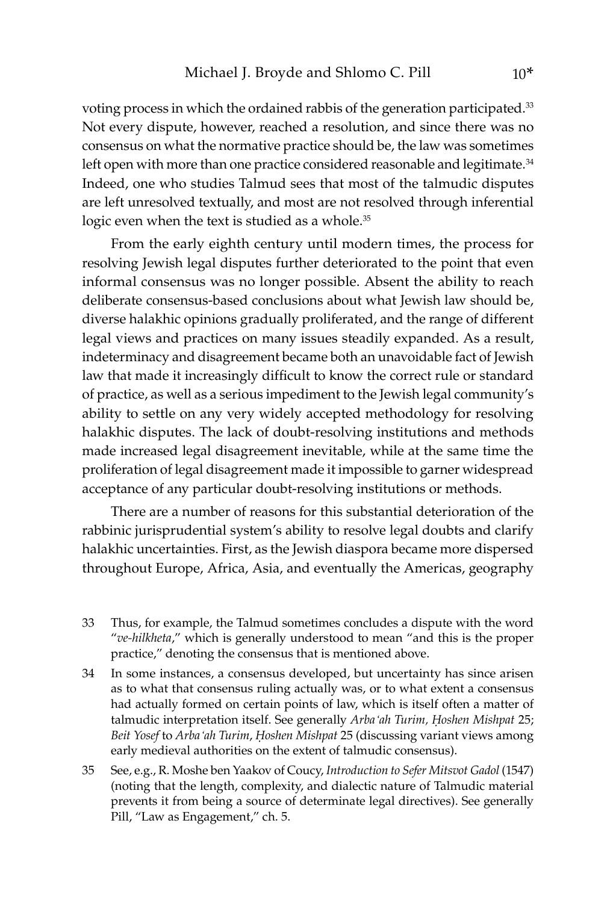voting process in which the ordained rabbis of the generation participated.[33] Not every dispute, however, reached a resolution, and since there was no consensus on what the normative practice should be, the law was sometimes left open with more than one practice considered reasonable and legitimate.[34] Indeed, one who studies Talmud sees that most of the talmudic disputes are left unresolved textually, and most are not resolved through inferential logic even when the text is studied as a whole.[35]

From the early eighth century until modern times, the process for resolving Jewish legal disputes further deteriorated to the point that even informal consensus was no longer possible. Absent the ability to reach deliberate consensus-based conclusions about what Jewish law should be, diverse halakhic opinions gradually proliferated, and the range of different legal views and practices on many issues steadily expanded. As a result, indeterminacy and disagreement became both an unavoidable fact of Jewish law that made it increasingly difficult to know the correct rule or standard of practice, as well as a serious impediment to the Jewish legal community's ability to settle on any very widely accepted methodology for resolving halakhic disputes. The lack of doubt-resolving institutions and methods made increased legal disagreement inevitable, while at the same time the proliferation of legal disagreement made it impossible to garner widespread acceptance of any particular doubt-resolving institutions or methods.

There are a number of reasons for this substantial deterioration of the rabbinic jurisprudential system's ability to resolve legal doubts and clarify halakhic uncertainties. First, as the Jewish diaspora became more dispersed throughout Europe, Africa, Asia, and eventually the Americas, geography

33 Thus, for example, the Talmud sometimes concludes a dispute with the word "*ve-hilkheta*," which is generally understood to mean "and this is the proper practice," denoting the consensus that is mentioned above.

34 In some instances, a consensus developed, but uncertainty has since arisen as to what that consensus ruling actually was, or to what extent a consensus had actually formed on certain points of law, which is itself often a matter of talmudic interpretation itself. See generally *Arba'ah Turim, Ḥoshen Mishpat* 25; *Beit Yosef* to *Arba'ah Turim*, *Ḥoshen Mishpat* 25 (discussing variant views among early medieval authorities on the extent of talmudic consensus).

35 See, e.g., R. Moshe ben Yaakov of Coucy, *Introduction to Sefer Mitsvot Gadol* (1547) (noting that the length, complexity, and dialectic nature of Talmudic material prevents it from being a source of determinate legal directives). See generally Pill, "Law as Engagement," ch. 5.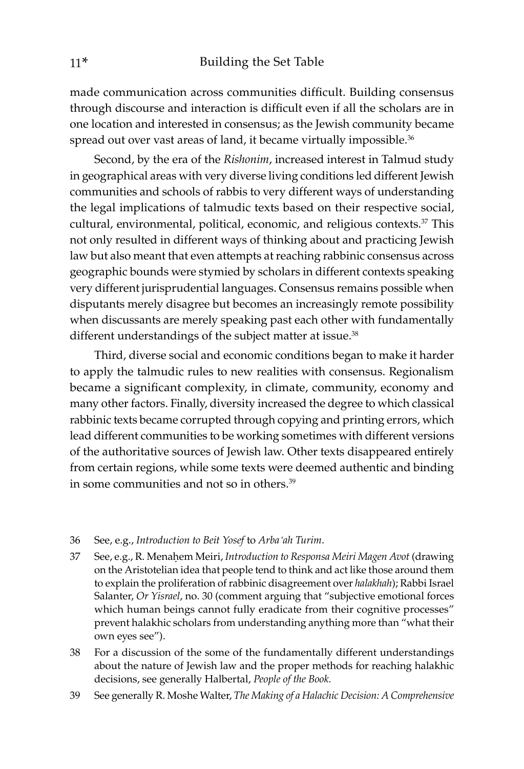made communication across communities difficult. Building consensus through discourse and interaction is difficult even if all the scholars are in one location and interested in consensus; as the Jewish community became spread out over vast areas of land, it became virtually impossible.[36]

Second, by the era of the *Rishonim*, increased interest in Talmud study in geographical areas with very diverse living conditions led different Jewish communities and schools of rabbis to very different ways of understanding the legal implications of talmudic texts based on their respective social, cultural, environmental, political, economic, and religious contexts.[37] This not only resulted in different ways of thinking about and practicing Jewish law but also meant that even attempts at reaching rabbinic consensus across geographic bounds were stymied by scholars in different contexts speaking very different jurisprudential languages. Consensus remains possible when disputants merely disagree but becomes an increasingly remote possibility when discussants are merely speaking past each other with fundamentally different understandings of the subject matter at issue.[38]

Third, diverse social and economic conditions began to make it harder to apply the talmudic rules to new realities with consensus. Regionalism became a significant complexity, in climate, community, economy and many other factors. Finally, diversity increased the degree to which classical rabbinic texts became corrupted through copying and printing errors, which lead different communities to be working sometimes with different versions of the authoritative sources of Jewish law. Other texts disappeared entirely from certain regions, while some texts were deemed authentic and binding in some communities and not so in others.[39]

36 See, e.g., *Introduction to Beit Yosef* to *Arba'ah Turim*.

37 See, e.g., R. Menaḥem Meiri, *Introduction to Responsa Meiri Magen Avot* (drawing on the Aristotelian idea that people tend to think and act like those around them to explain the proliferation of rabbinic disagreement over *halakhah*); Rabbi Israel Salanter, *Or Yisrael*, no. 30 (comment arguing that "subjective emotional forces which human beings cannot fully eradicate from their cognitive processes" prevent halakhic scholars from understanding anything more than "what their own eyes see").

38 For a discussion of the some of the fundamentally different understandings about the nature of Jewish law and the proper methods for reaching halakhic decisions, see generally Halbertal, *People of the Book*.

39 See generally R. Moshe Walter, *The Making of a Halachic Decision: A Comprehensive*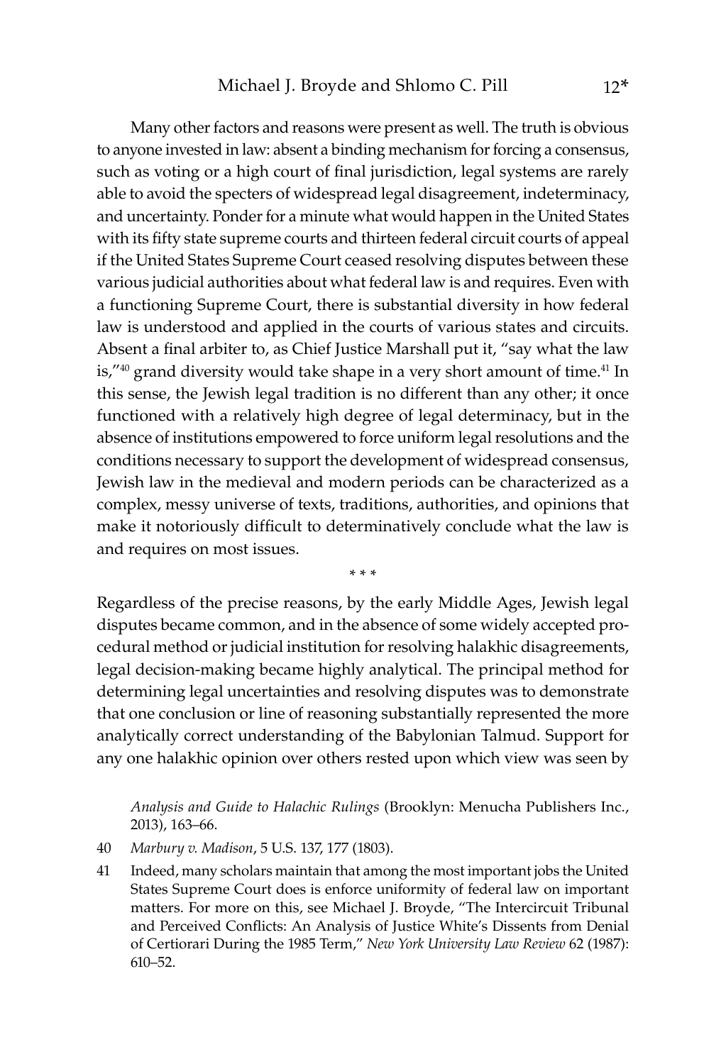Many other factors and reasons were present as well. The truth is obvious to anyone invested in law: absent a binding mechanism for forcing a consensus, such as voting or a high court of final jurisdiction, legal systems are rarely able to avoid the specters of widespread legal disagreement, indeterminacy, and uncertainty. Ponder for a minute what would happen in the United States with its fifty state supreme courts and thirteen federal circuit courts of appeal if the United States Supreme Court ceased resolving disputes between these various judicial authorities about what federal law is and requires. Even with a functioning Supreme Court, there is substantial diversity in how federal law is understood and applied in the courts of various states and circuits. Absent a final arbiter to, as Chief Justice Marshall put it, "say what the law is,"[40] grand diversity would take shape in a very short amount of time.[41] In this sense, the Jewish legal tradition is no different than any other; it once functioned with a relatively high degree of legal determinacy, but in the absence of institutions empowered to force uniform legal resolutions and the conditions necessary to support the development of widespread consensus, Jewish law in the medieval and modern periods can be characterized as a complex, messy universe of texts, traditions, authorities, and opinions that make it notoriously difficult to determinatively conclude what the law is and requires on most issues.

\* \* \*

Regardless of the precise reasons, by the early Middle Ages, Jewish legal disputes became common, and in the absence of some widely accepted procedural method or judicial institution for resolving halakhic disagreements, legal decision-making became highly analytical. The principal method for determining legal uncertainties and resolving disputes was to demonstrate that one conclusion or line of reasoning substantially represented the more analytically correct understanding of the Babylonian Talmud. Support for any one halakhic opinion over others rested upon which view was seen by

*Analysis and Guide to Halachic Rulings* (Brooklyn: Menucha Publishers Inc., 2013), 163–66.

40 *Marbury v. Madison*, 5 U.S. 137, 177 (1803).

41 Indeed, many scholars maintain that among the most important jobs the United States Supreme Court does is enforce uniformity of federal law on important matters. For more on this, see Michael J. Broyde, "The Intercircuit Tribunal and Perceived Conflicts: An Analysis of Justice White's Dissents from Denial of Certiorari During the 1985 Term," *New York University Law Review* 62 (1987): 610–52.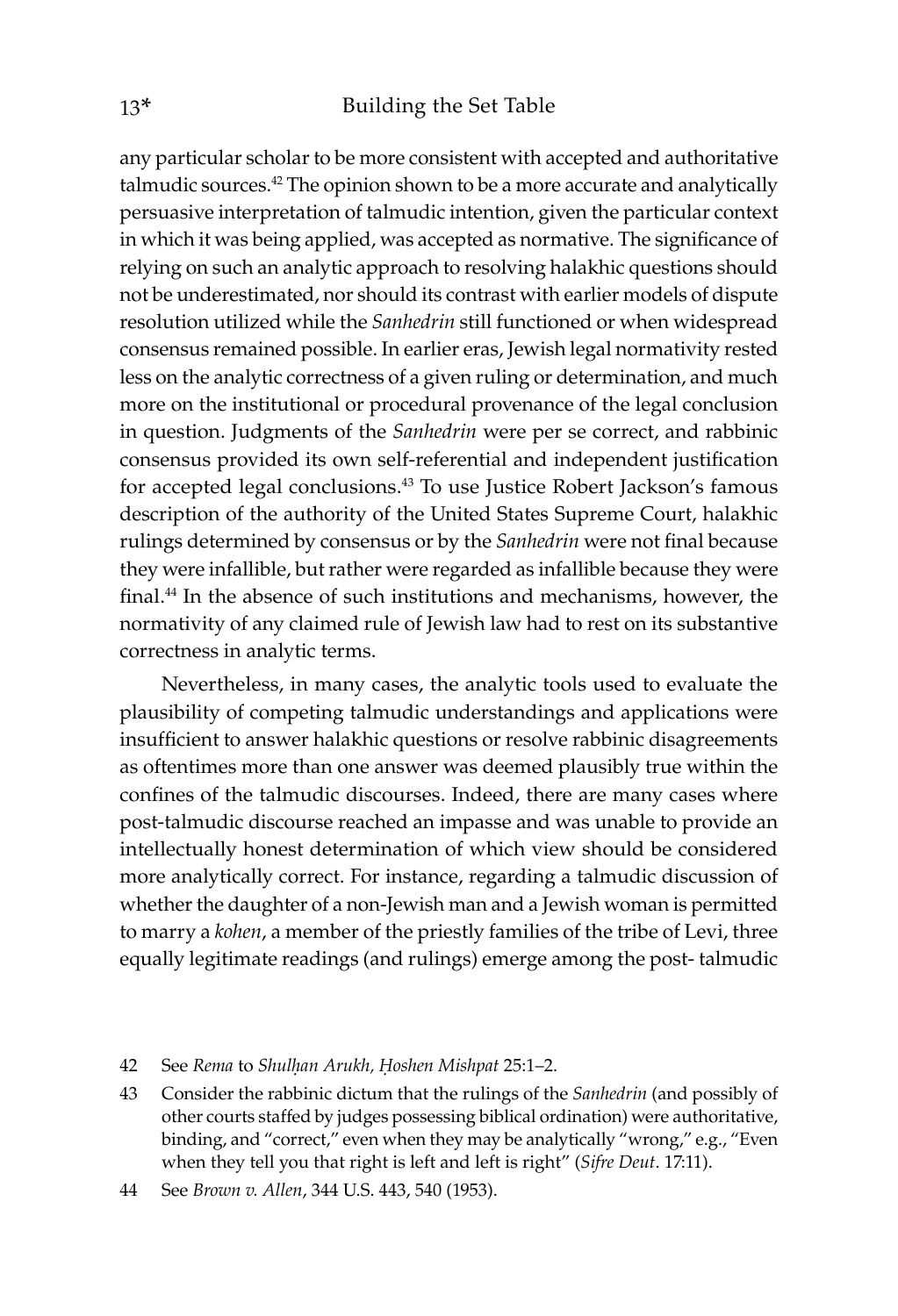any particular scholar to be more consistent with accepted and authoritative talmudic sources.[42] The opinion shown to be a more accurate and analytically persuasive interpretation of talmudic intention, given the particular context in which it was being applied, was accepted as normative. The significance of relying on such an analytic approach to resolving halakhic questions should not be underestimated, nor should its contrast with earlier models of dispute resolution utilized while the *Sanhedrin* still functioned or when widespread consensus remained possible. In earlier eras, Jewish legal normativity rested less on the analytic correctness of a given ruling or determination, and much more on the institutional or procedural provenance of the legal conclusion in question. Judgments of the *Sanhedrin* were per se correct, and rabbinic consensus provided its own self-referential and independent justification for accepted legal conclusions.[43] To use Justice Robert Jackson's famous description of the authority of the United States Supreme Court, halakhic rulings determined by consensus or by the *Sanhedrin* were not final because they were infallible, but rather were regarded as infallible because they were final.[44] In the absence of such institutions and mechanisms, however, the normativity of any claimed rule of Jewish law had to rest on its substantive correctness in analytic terms.

Nevertheless, in many cases, the analytic tools used to evaluate the plausibility of competing talmudic understandings and applications were insufficient to answer halakhic questions or resolve rabbinic disagreements as oftentimes more than one answer was deemed plausibly true within the confines of the talmudic discourses. Indeed, there are many cases where post-talmudic discourse reached an impasse and was unable to provide an intellectually honest determination of which view should be considered more analytically correct. For instance, regarding a talmudic discussion of whether the daughter of a non-Jewish man and a Jewish woman is permitted to marry a *kohen*, a member of the priestly families of the tribe of Levi, three equally legitimate readings (and rulings) emerge among the post- talmudic

42 See *Rema* to *Shulḥan Arukh, Ḥoshen Mishpat* 25:1–2.

43 Consider the rabbinic dictum that the rulings of the *Sanhedrin* (and possibly of other courts staffed by judges possessing biblical ordination) were authoritative, binding, and "correct," even when they may be analytically "wrong," e.g., "Even when they tell you that right is left and left is right" (*Sifre Deut*. 17:11).

44 See *Brown v. Allen*, 344 U.S. 443, 540 (1953).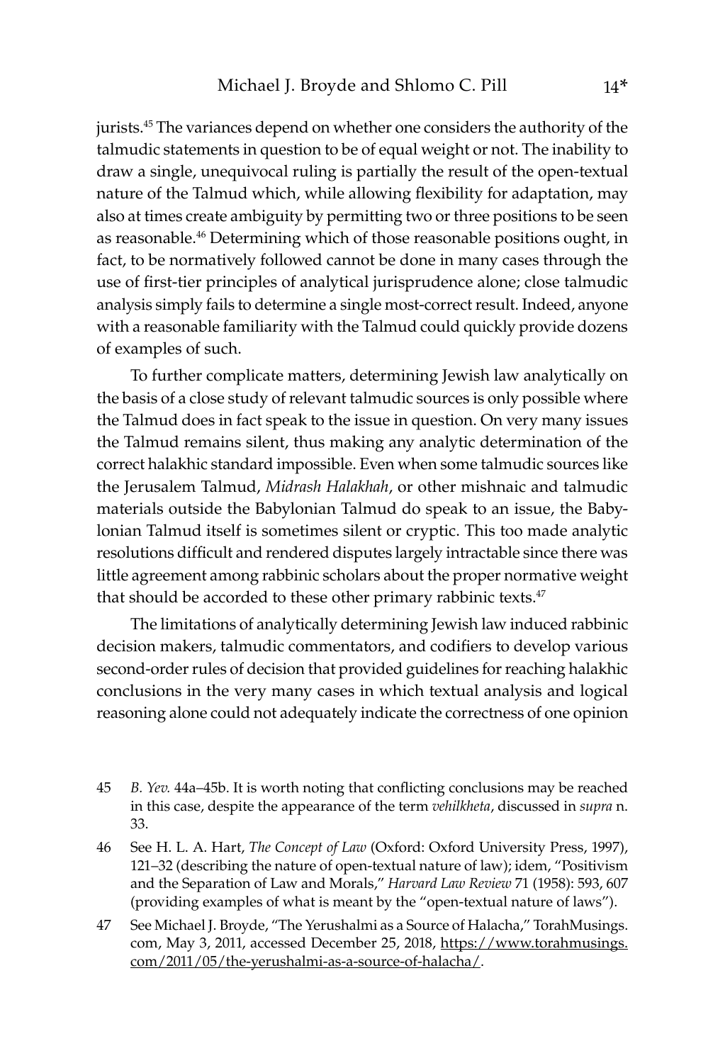jurists.[45] The variances depend on whether one considers the authority of the talmudic statements in question to be of equal weight or not. The inability to draw a single, unequivocal ruling is partially the result of the open-textual nature of the Talmud which, while allowing flexibility for adaptation, may also at times create ambiguity by permitting two or three positions to be seen as reasonable.[46] Determining which of those reasonable positions ought, in fact, to be normatively followed cannot be done in many cases through the use of first-tier principles of analytical jurisprudence alone; close talmudic analysis simply fails to determine a single most-correct result. Indeed, anyone with a reasonable familiarity with the Talmud could quickly provide dozens of examples of such.

To further complicate matters, determining Jewish law analytically on the basis of a close study of relevant talmudic sources is only possible where the Talmud does in fact speak to the issue in question. On very many issues the Talmud remains silent, thus making any analytic determination of the correct halakhic standard impossible. Even when some talmudic sources like the Jerusalem Talmud, *Midrash Halakhah*, or other mishnaic and talmudic materials outside the Babylonian Talmud do speak to an issue, the Babylonian Talmud itself is sometimes silent or cryptic. This too made analytic resolutions difficult and rendered disputes largely intractable since there was little agreement among rabbinic scholars about the proper normative weight that should be accorded to these other primary rabbinic texts.[47]

The limitations of analytically determining Jewish law induced rabbinic decision makers, talmudic commentators, and codifiers to develop various second-order rules of decision that provided guidelines for reaching halakhic conclusions in the very many cases in which textual analysis and logical reasoning alone could not adequately indicate the correctness of one opinion

45 *B. Yev.* 44a–45b. It is worth noting that conflicting conclusions may be reached in this case, despite the appearance of the term *vehilkheta*, discussed in *supra* n. 33.

46 See H. L. A. Hart, *The Concept of Law* (Oxford: Oxford University Press, 1997), 121–32 (describing the nature of open-textual nature of law); idem, "Positivism and the Separation of Law and Morals," *Harvard Law Review* 71 (1958): 593, 607 (providing examples of what is meant by the "open-textual nature of laws").

47 See Michael J. Broyde, "The Yerushalmi as a Source of Halacha," TorahMusings.com, May 3, 2011, accessed December 25, 2018, https://www.torahmusings.com/2011/05/the-yerushalmi-as-a-source-of-halacha/.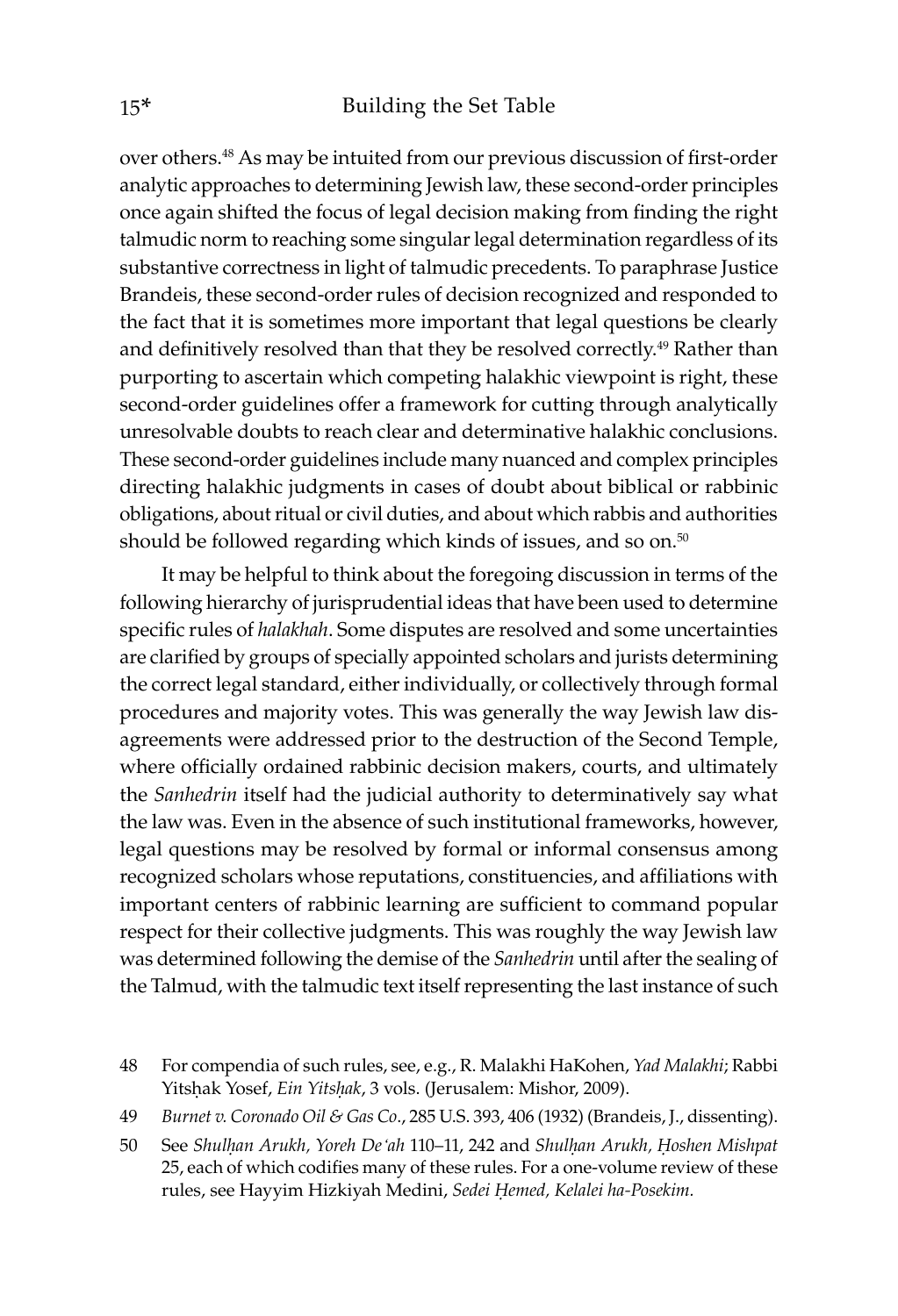over others.[48] As may be intuited from our previous discussion of first-order analytic approaches to determining Jewish law, these second-order principles once again shifted the focus of legal decision making from finding the right talmudic norm to reaching some singular legal determination regardless of its substantive correctness in light of talmudic precedents. To paraphrase Justice Brandeis, these second-order rules of decision recognized and responded to the fact that it is sometimes more important that legal questions be clearly and definitively resolved than that they be resolved correctly.[49] Rather than purporting to ascertain which competing halakhic viewpoint is right, these second-order guidelines offer a framework for cutting through analytically unresolvable doubts to reach clear and determinative halakhic conclusions. These second-order guidelines include many nuanced and complex principles directing halakhic judgments in cases of doubt about biblical or rabbinic obligations, about ritual or civil duties, and about which rabbis and authorities should be followed regarding which kinds of issues, and so on.[50]

It may be helpful to think about the foregoing discussion in terms of the following hierarchy of jurisprudential ideas that have been used to determine specific rules of *halakhah*. Some disputes are resolved and some uncertainties are clarified by groups of specially appointed scholars and jurists determining the correct legal standard, either individually, or collectively through formal procedures and majority votes. This was generally the way Jewish law disagreements were addressed prior to the destruction of the Second Temple, where officially ordained rabbinic decision makers, courts, and ultimately the *Sanhedrin* itself had the judicial authority to determinatively say what the law was. Even in the absence of such institutional frameworks, however, legal questions may be resolved by formal or informal consensus among recognized scholars whose reputations, constituencies, and affiliations with important centers of rabbinic learning are sufficient to command popular respect for their collective judgments. This was roughly the way Jewish law was determined following the demise of the *Sanhedrin* until after the sealing of the Talmud, with the talmudic text itself representing the last instance of such

48 For compendia of such rules, see, e.g., R. Malakhi HaKohen, *Yad Malakhi*; Rabbi Yitsḥak Yosef, *Ein Yitsḥak*, 3 vols. (Jerusalem: Mishor, 2009).

49 *Burnet v. Coronado Oil & Gas Co.*, 285 U.S. 393, 406 (1932) (Brandeis, J., dissenting).

50 See *Shulḥan Arukh, Yoreh De'ah* 110–11, 242 and *Shulḥan Arukh, Ḥoshen Mishpat* 25, each of which codifies many of these rules. For a one-volume review of these rules, see Hayyim Hizkiyah Medini, *Sedei Ḥemed, Kelalei ha-Posekim*.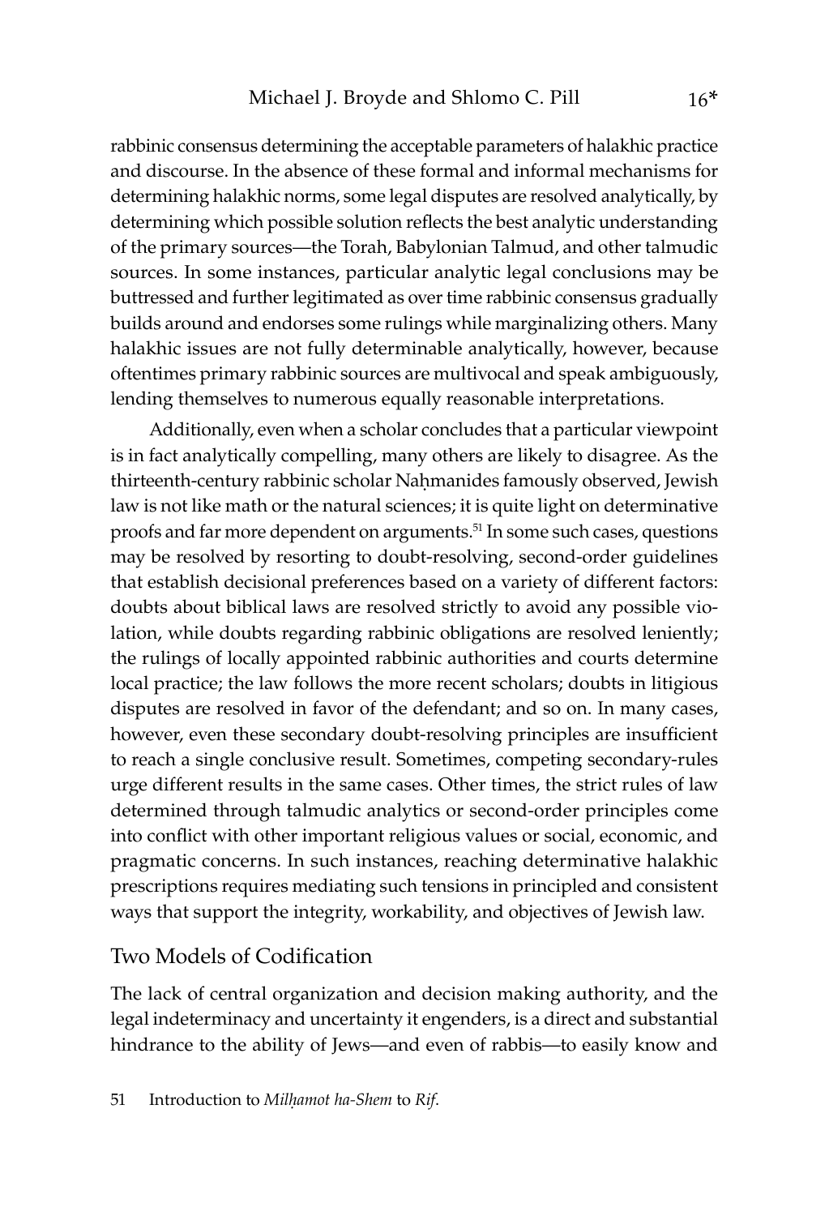rabbinic consensus determining the acceptable parameters of halakhic practice and discourse. In the absence of these formal and informal mechanisms for determining halakhic norms, some legal disputes are resolved analytically, by determining which possible solution reflects the best analytic understanding of the primary sources—the Torah, Babylonian Talmud, and other talmudic sources. In some instances, particular analytic legal conclusions may be buttressed and further legitimated as over time rabbinic consensus gradually builds around and endorses some rulings while marginalizing others. Many halakhic issues are not fully determinable analytically, however, because oftentimes primary rabbinic sources are multivocal and speak ambiguously, lending themselves to numerous equally reasonable interpretations.

Additionally, even when a scholar concludes that a particular viewpoint is in fact analytically compelling, many others are likely to disagree. As the thirteenth-century rabbinic scholar Naḥmanides famously observed, Jewish law is not like math or the natural sciences; it is quite light on determinative proofs and far more dependent on arguments.[51] In some such cases, questions may be resolved by resorting to doubt-resolving, second-order guidelines that establish decisional preferences based on a variety of different factors: doubts about biblical laws are resolved strictly to avoid any possible violation, while doubts regarding rabbinic obligations are resolved leniently; the rulings of locally appointed rabbinic authorities and courts determine local practice; the law follows the more recent scholars; doubts in litigious disputes are resolved in favor of the defendant; and so on. In many cases, however, even these secondary doubt-resolving principles are insufficient to reach a single conclusive result. Sometimes, competing secondary-rules urge different results in the same cases. Other times, the strict rules of law determined through talmudic analytics or second-order principles come into conflict with other important religious values or social, economic, and pragmatic concerns. In such instances, reaching determinative halakhic prescriptions requires mediating such tensions in principled and consistent ways that support the integrity, workability, and objectives of Jewish law.

## Two Models of Codification

The lack of central organization and decision making authority, and the legal indeterminacy and uncertainty it engenders, is a direct and substantial hindrance to the ability of Jews—and even of rabbis—to easily know and

51 Introduction to *Milḥamot ha-Shem* to *Rif*.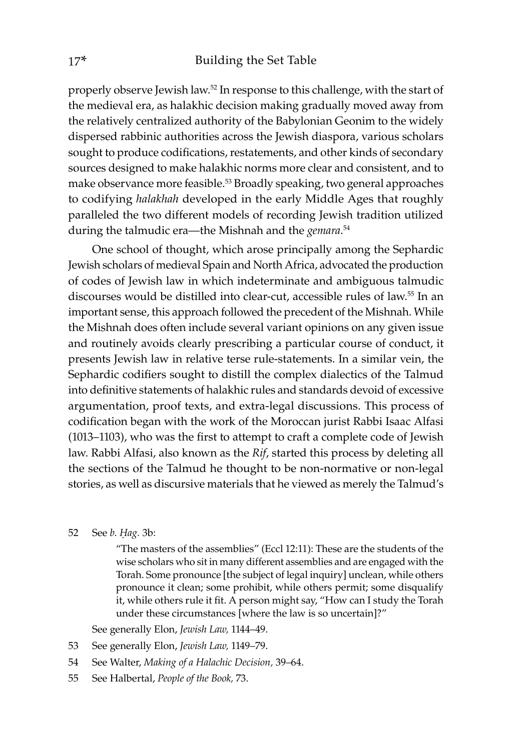properly observe Jewish law.[52] In response to this challenge, with the start of the medieval era, as halakhic decision making gradually moved away from the relatively centralized authority of the Babylonian Geonim to the widely dispersed rabbinic authorities across the Jewish diaspora, various scholars sought to produce codifications, restatements, and other kinds of secondary sources designed to make halakhic norms more clear and consistent, and to make observance more feasible.[53] Broadly speaking, two general approaches to codifying *halakhah* developed in the early Middle Ages that roughly paralleled the two different models of recording Jewish tradition utilized during the talmudic era—the Mishnah and the *gemara*.[54]

One school of thought, which arose principally among the Sephardic Jewish scholars of medieval Spain and North Africa, advocated the production of codes of Jewish law in which indeterminate and ambiguous talmudic discourses would be distilled into clear-cut, accessible rules of law.[55] In an important sense, this approach followed the precedent of the Mishnah. While the Mishnah does often include several variant opinions on any given issue and routinely avoids clearly prescribing a particular course of conduct, it presents Jewish law in relative terse rule-statements. In a similar vein, the Sephardic codifiers sought to distill the complex dialectics of the Talmud into definitive statements of halakhic rules and standards devoid of excessive argumentation, proof texts, and extra-legal discussions. This process of codification began with the work of the Moroccan jurist Rabbi Isaac Alfasi (1013–1103), who was the first to attempt to craft a complete code of Jewish law. Rabbi Alfasi, also known as the *Rif*, started this process by deleting all the sections of the Talmud he thought to be non-normative or non-legal stories, as well as discursive materials that he viewed as merely the Talmud's

---

52 See *b. Ḥag.* 3b:

> "The masters of the assemblies" (Eccl 12:11): These are the students of the wise scholars who sit in many different assemblies and are engaged with the Torah. Some pronounce [the subject of legal inquiry] unclean, while others pronounce it clean; some prohibit, while others permit; some disqualify it, while others rule it fit. A person might say, "How can I study the Torah under these circumstances [where the law is so uncertain]?"

See generally Elon, *Jewish Law,* 1144–49.

53 See generally Elon, *Jewish Law,* 1149–79.

54 See Walter, *Making of a Halachic Decision,* 39–64.

55 See Halbertal, *People of the Book,* 73.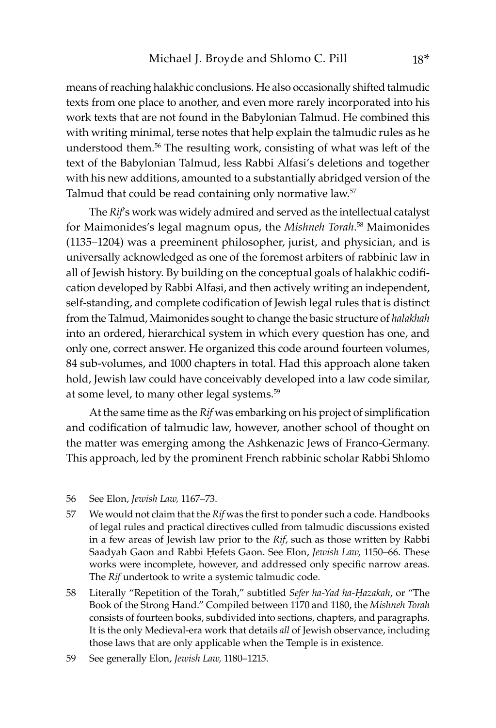means of reaching halakhic conclusions. He also occasionally shifted talmudic texts from one place to another, and even more rarely incorporated into his work texts that are not found in the Babylonian Talmud. He combined this with writing minimal, terse notes that help explain the talmudic rules as he understood them.[56] The resulting work, consisting of what was left of the text of the Babylonian Talmud, less Rabbi Alfasi's deletions and together with his new additions, amounted to a substantially abridged version of the Talmud that could be read containing only normative law.[57]

The *Rif*'s work was widely admired and served as the intellectual catalyst for Maimonides's legal magnum opus, the *Mishneh Torah*.[58] Maimonides (1135–1204) was a preeminent philosopher, jurist, and physician, and is universally acknowledged as one of the foremost arbiters of rabbinic law in all of Jewish history. By building on the conceptual goals of halakhic codification developed by Rabbi Alfasi, and then actively writing an independent, self-standing, and complete codification of Jewish legal rules that is distinct from the Talmud, Maimonides sought to change the basic structure of *halakhah* into an ordered, hierarchical system in which every question has one, and only one, correct answer. He organized this code around fourteen volumes, 84 sub-volumes, and 1000 chapters in total. Had this approach alone taken hold, Jewish law could have conceivably developed into a law code similar, at some level, to many other legal systems.[59]

At the same time as the *Rif* was embarking on his project of simplification and codification of talmudic law, however, another school of thought on the matter was emerging among the Ashkenazic Jews of Franco-Germany. This approach, led by the prominent French rabbinic scholar Rabbi Shlomo

56 See Elon, *Jewish Law,* 1167–73.

57 We would not claim that the *Rif* was the first to ponder such a code. Handbooks of legal rules and practical directives culled from talmudic discussions existed in a few areas of Jewish law prior to the *Rif*, such as those written by Rabbi Saadyah Gaon and Rabbi Ḥefets Gaon. See Elon, *Jewish Law,* 1150–66. These works were incomplete, however, and addressed only specific narrow areas. The *Rif* undertook to write a systemic talmudic code.

58 Literally "Repetition of the Torah," subtitled *Sefer ha-Yad ha-Ḥazakah*, or "The Book of the Strong Hand." Compiled between 1170 and 1180, the *Mishneh Torah* consists of fourteen books, subdivided into sections, chapters, and paragraphs. It is the only Medieval-era work that details *all* of Jewish observance, including those laws that are only applicable when the Temple is in existence.

59 See generally Elon, *Jewish Law,* 1180–1215.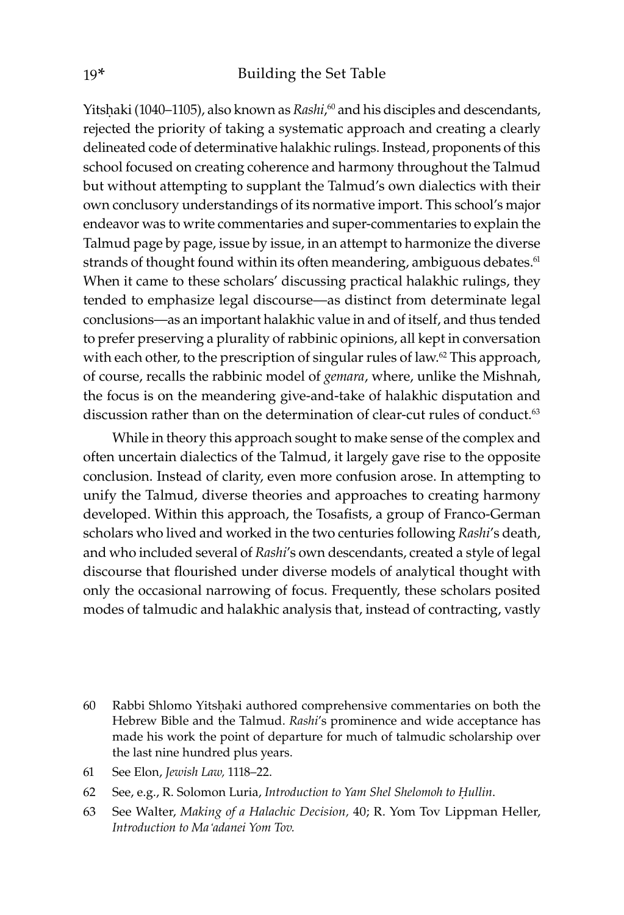Yitsḥaki (1040–1105), also known as *Rashi*,[60] and his disciples and descendants, rejected the priority of taking a systematic approach and creating a clearly delineated code of determinative halakhic rulings. Instead, proponents of this school focused on creating coherence and harmony throughout the Talmud but without attempting to supplant the Talmud's own dialectics with their own conclusory understandings of its normative import. This school's major endeavor was to write commentaries and super-commentaries to explain the Talmud page by page, issue by issue, in an attempt to harmonize the diverse strands of thought found within its often meandering, ambiguous debates.[61] When it came to these scholars' discussing practical halakhic rulings, they tended to emphasize legal discourse—as distinct from determinate legal conclusions—as an important halakhic value in and of itself, and thus tended to prefer preserving a plurality of rabbinic opinions, all kept in conversation with each other, to the prescription of singular rules of law.[62] This approach, of course, recalls the rabbinic model of *gemara*, where, unlike the Mishnah, the focus is on the meandering give-and-take of halakhic disputation and discussion rather than on the determination of clear-cut rules of conduct.[63]

While in theory this approach sought to make sense of the complex and often uncertain dialectics of the Talmud, it largely gave rise to the opposite conclusion. Instead of clarity, even more confusion arose. In attempting to unify the Talmud, diverse theories and approaches to creating harmony developed. Within this approach, the Tosafists, a group of Franco-German scholars who lived and worked in the two centuries following *Rashi*'s death, and who included several of *Rashi*'s own descendants, created a style of legal discourse that flourished under diverse models of analytical thought with only the occasional narrowing of focus. Frequently, these scholars posited modes of talmudic and halakhic analysis that, instead of contracting, vastly

60 Rabbi Shlomo Yitsḥaki authored comprehensive commentaries on both the Hebrew Bible and the Talmud. *Rashi*'s prominence and wide acceptance has made his work the point of departure for much of talmudic scholarship over the last nine hundred plus years.

61 See Elon, *Jewish Law,* 1118–22.

62 See, e.g., R. Solomon Luria, *Introduction to Yam Shel Shelomoh to Ḥullin*.

63 See Walter, *Making of a Halachic Decision,* 40; R. Yom Tov Lippman Heller, *Introduction to Ma'adanei Yom Tov.*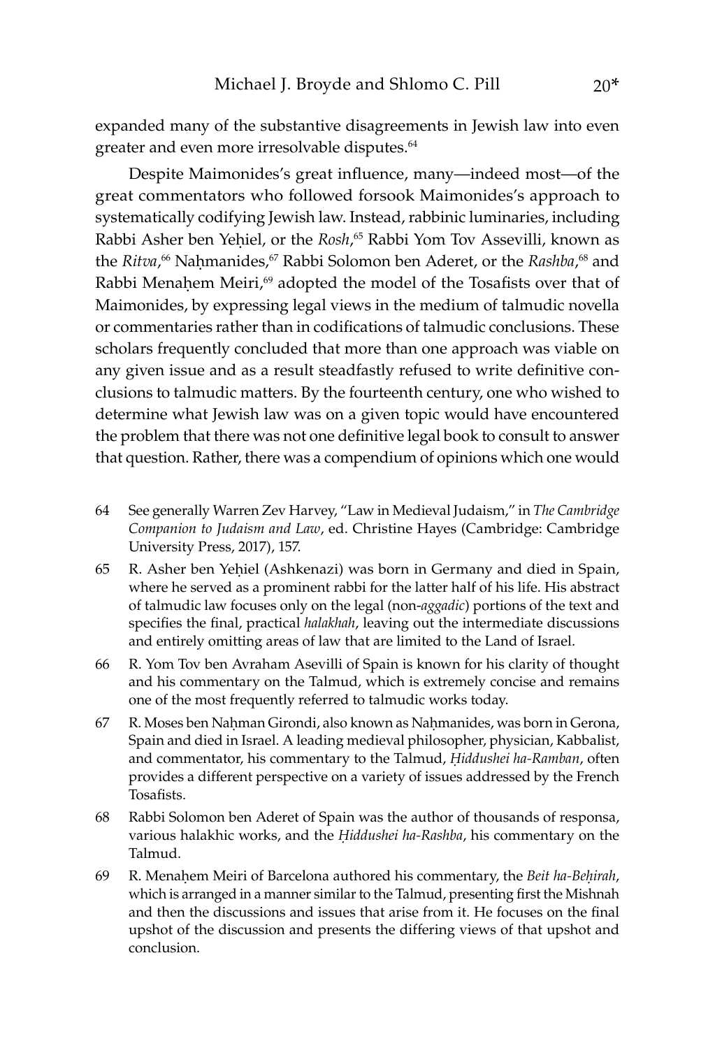expanded many of the substantive disagreements in Jewish law into even greater and even more irresolvable disputes.[64]

Despite Maimonides's great influence, many—indeed most—of the great commentators who followed forsook Maimonides's approach to systematically codifying Jewish law. Instead, rabbinic luminaries, including Rabbi Asher ben Yeḥiel, or the *Rosh*,[65] Rabbi Yom Tov Assevilli, known as the *Ritva*,[66] Naḥmanides,[67] Rabbi Solomon ben Aderet, or the *Rashba*,[68] and Rabbi Menaḥem Meiri,[69] adopted the model of the Tosafists over that of Maimonides, by expressing legal views in the medium of talmudic novella or commentaries rather than in codifications of talmudic conclusions. These scholars frequently concluded that more than one approach was viable on any given issue and as a result steadfastly refused to write definitive conclusions to talmudic matters. By the fourteenth century, one who wished to determine what Jewish law was on a given topic would have encountered the problem that there was not one definitive legal book to consult to answer that question. Rather, there was a compendium of opinions which one would

64 See generally Warren Zev Harvey, "Law in Medieval Judaism," in *The Cambridge Companion to Judaism and Law*, ed. Christine Hayes (Cambridge: Cambridge University Press, 2017), 157.

65 R. Asher ben Yeḥiel (Ashkenazi) was born in Germany and died in Spain, where he served as a prominent rabbi for the latter half of his life. His abstract of talmudic law focuses only on the legal (non-*aggadic*) portions of the text and specifies the final, practical *halakhah*, leaving out the intermediate discussions and entirely omitting areas of law that are limited to the Land of Israel.

66 R. Yom Tov ben Avraham Asevilli of Spain is known for his clarity of thought and his commentary on the Talmud, which is extremely concise and remains one of the most frequently referred to talmudic works today.

67 R. Moses ben Naḥman Girondi, also known as Naḥmanides, was born in Gerona, Spain and died in Israel. A leading medieval philosopher, physician, Kabbalist, and commentator, his commentary to the Talmud, *Ḥiddushei ha-Ramban*, often provides a different perspective on a variety of issues addressed by the French Tosafists.

68 Rabbi Solomon ben Aderet of Spain was the author of thousands of responsa, various halakhic works, and the *Ḥiddushei ha-Rashba*, his commentary on the Talmud.

69 R. Menaḥem Meiri of Barcelona authored his commentary, the *Beit ha-Beḥirah*, which is arranged in a manner similar to the Talmud, presenting first the Mishnah and then the discussions and issues that arise from it. He focuses on the final upshot of the discussion and presents the differing views of that upshot and conclusion.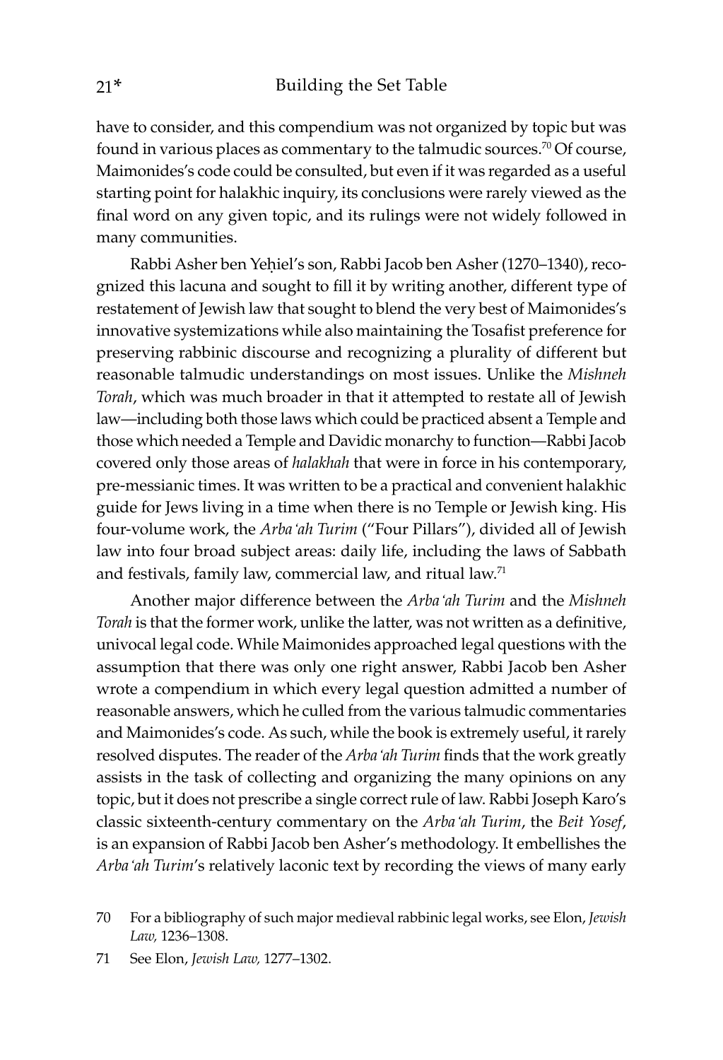have to consider, and this compendium was not organized by topic but was found in various places as commentary to the talmudic sources.[70] Of course, Maimonides's code could be consulted, but even if it was regarded as a useful starting point for halakhic inquiry, its conclusions were rarely viewed as the final word on any given topic, and its rulings were not widely followed in many communities.

Rabbi Asher ben Yeḥiel's son, Rabbi Jacob ben Asher (1270–1340), recognized this lacuna and sought to fill it by writing another, different type of restatement of Jewish law that sought to blend the very best of Maimonides's innovative systemizations while also maintaining the Tosafist preference for preserving rabbinic discourse and recognizing a plurality of different but reasonable talmudic understandings on most issues. Unlike the *Mishneh Torah*, which was much broader in that it attempted to restate all of Jewish law—including both those laws which could be practiced absent a Temple and those which needed a Temple and Davidic monarchy to function—Rabbi Jacob covered only those areas of *halakhah* that were in force in his contemporary, pre-messianic times. It was written to be a practical and convenient halakhic guide for Jews living in a time when there is no Temple or Jewish king. His four-volume work, the *Arba'ah Turim* ("Four Pillars"), divided all of Jewish law into four broad subject areas: daily life, including the laws of Sabbath and festivals, family law, commercial law, and ritual law.[71]

Another major difference between the *Arba'ah Turim* and the *Mishneh Torah* is that the former work, unlike the latter, was not written as a definitive, univocal legal code. While Maimonides approached legal questions with the assumption that there was only one right answer, Rabbi Jacob ben Asher wrote a compendium in which every legal question admitted a number of reasonable answers, which he culled from the various talmudic commentaries and Maimonides's code. As such, while the book is extremely useful, it rarely resolved disputes. The reader of the *Arba'ah Turim* finds that the work greatly assists in the task of collecting and organizing the many opinions on any topic, but it does not prescribe a single correct rule of law. Rabbi Joseph Karo's classic sixteenth-century commentary on the *Arba'ah Turim*, the *Beit Yosef*, is an expansion of Rabbi Jacob ben Asher's methodology. It embellishes the *Arba'ah Turim*'s relatively laconic text by recording the views of many early

70 For a bibliography of such major medieval rabbinic legal works, see Elon, *Jewish Law,* 1236–1308.

71 See Elon, *Jewish Law,* 1277–1302.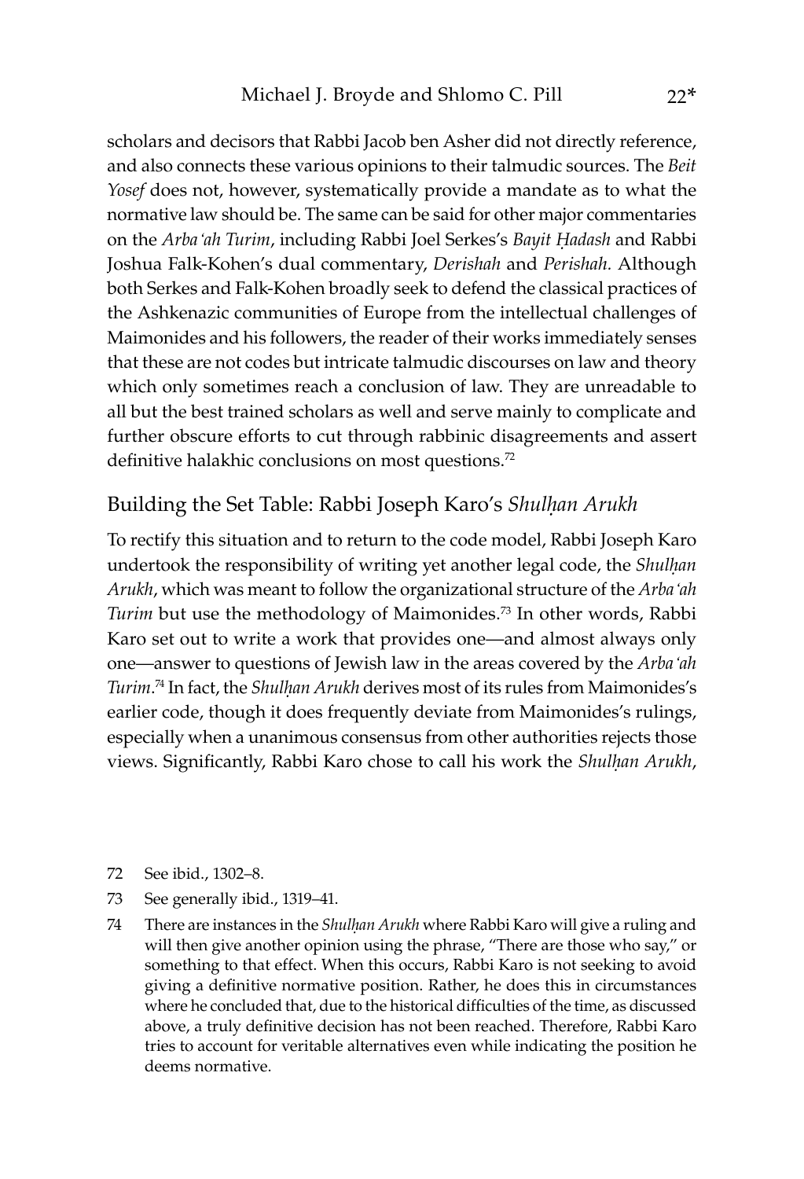scholars and decisors that Rabbi Jacob ben Asher did not directly reference, and also connects these various opinions to their talmudic sources. The *Beit Yosef* does not, however, systematically provide a mandate as to what the normative law should be. The same can be said for other major commentaries on the *Arba'ah Turim*, including Rabbi Joel Serkes's *Bayit Ḥadash* and Rabbi Joshua Falk-Kohen's dual commentary, *Derishah* and *Perishah*. Although both Serkes and Falk-Kohen broadly seek to defend the classical practices of the Ashkenazic communities of Europe from the intellectual challenges of Maimonides and his followers, the reader of their works immediately senses that these are not codes but intricate talmudic discourses on law and theory which only sometimes reach a conclusion of law. They are unreadable to all but the best trained scholars as well and serve mainly to complicate and further obscure efforts to cut through rabbinic disagreements and assert definitive halakhic conclusions on most questions.[72]

## Building the Set Table: Rabbi Joseph Karo's *Shulḥan Arukh*

To rectify this situation and to return to the code model, Rabbi Joseph Karo undertook the responsibility of writing yet another legal code, the *Shulḥan Arukh*, which was meant to follow the organizational structure of the *Arba'ah Turim* but use the methodology of Maimonides.[73] In other words, Rabbi Karo set out to write a work that provides one—and almost always only one—answer to questions of Jewish law in the areas covered by the *Arba'ah Turim*.[74] In fact, the *Shulḥan Arukh* derives most of its rules from Maimonides's earlier code, though it does frequently deviate from Maimonides's rulings, especially when a unanimous consensus from other authorities rejects those views. Significantly, Rabbi Karo chose to call his work the *Shulḥan Arukh*,

72 See ibid., 1302–8.

73 See generally ibid., 1319–41.

74 There are instances in the *Shulḥan Arukh* where Rabbi Karo will give a ruling and will then give another opinion using the phrase, "There are those who say," or something to that effect. When this occurs, Rabbi Karo is not seeking to avoid giving a definitive normative position. Rather, he does this in circumstances where he concluded that, due to the historical difficulties of the time, as discussed above, a truly definitive decision has not been reached. Therefore, Rabbi Karo tries to account for veritable alternatives even while indicating the position he deems normative.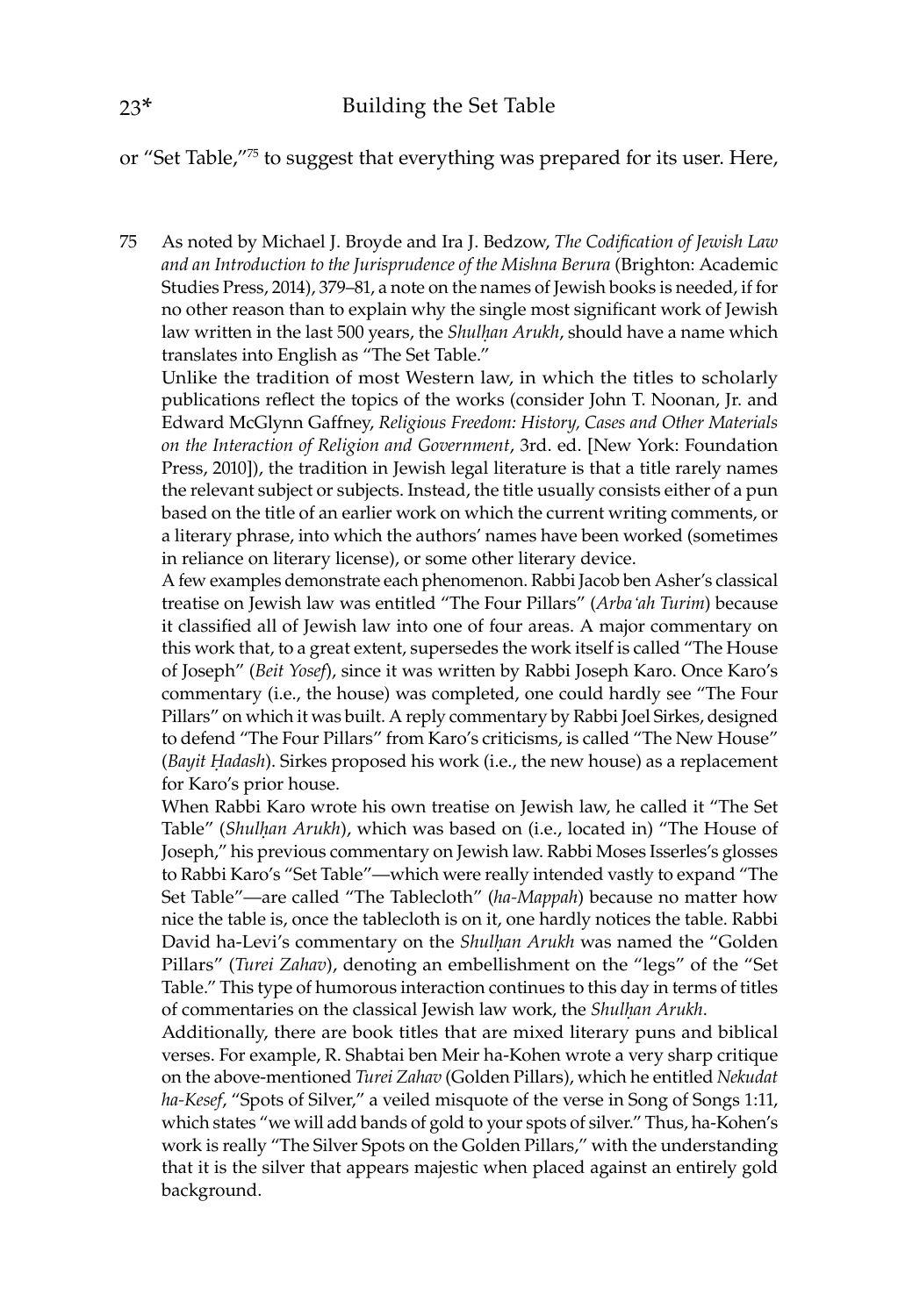or "Set Table,"[75] to suggest that everything was prepared for its user. Here,

75 As noted by Michael J. Broyde and Ira J. Bedzow, *The Codification of Jewish Law and an Introduction to the Jurisprudence of the Mishna Berura* (Brighton: Academic Studies Press, 2014), 379–81, a note on the names of Jewish books is needed, if for no other reason than to explain why the single most significant work of Jewish law written in the last 500 years, the *Shulḥan Arukh*, should have a name which translates into English as "The Set Table."

Unlike the tradition of most Western law, in which the titles to scholarly publications reflect the topics of the works (consider John T. Noonan, Jr. and Edward McGlynn Gaffney, *Religious Freedom: History, Cases and Other Materials on the Interaction of Religion and Government*, 3rd. ed. [New York: Foundation Press, 2010]), the tradition in Jewish legal literature is that a title rarely names the relevant subject or subjects. Instead, the title usually consists either of a pun based on the title of an earlier work on which the current writing comments, or a literary phrase, into which the authors' names have been worked (sometimes in reliance on literary license), or some other literary device.

A few examples demonstrate each phenomenon. Rabbi Jacob ben Asher's classical treatise on Jewish law was entitled "The Four Pillars" (*Arba'ah Turim*) because it classified all of Jewish law into one of four areas. A major commentary on this work that, to a great extent, supersedes the work itself is called "The House of Joseph" (*Beit Yosef*), since it was written by Rabbi Joseph Karo. Once Karo's commentary (i.e., the house) was completed, one could hardly see "The Four Pillars" on which it was built. A reply commentary by Rabbi Joel Sirkes, designed to defend "The Four Pillars" from Karo's criticisms, is called "The New House" (*Bayit Ḥadash*). Sirkes proposed his work (i.e., the new house) as a replacement for Karo's prior house.

When Rabbi Karo wrote his own treatise on Jewish law, he called it "The Set Table" (*Shulḥan Arukh*), which was based on (i.e., located in) "The House of Joseph," his previous commentary on Jewish law. Rabbi Moses Isserles's glosses to Rabbi Karo's "Set Table"—which were really intended vastly to expand "The Set Table"—are called "The Tablecloth" (*ha-Mappah*) because no matter how nice the table is, once the tablecloth is on it, one hardly notices the table. Rabbi David ha-Levi's commentary on the *Shulḥan Arukh* was named the "Golden Pillars" (*Turei Zahav*), denoting an embellishment on the "legs" of the "Set Table." This type of humorous interaction continues to this day in terms of titles of commentaries on the classical Jewish law work, the *Shulḥan Arukh*.

Additionally, there are book titles that are mixed literary puns and biblical verses. For example, R. Shabtai ben Meir ha-Kohen wrote a very sharp critique on the above-mentioned *Turei Zahav* (Golden Pillars), which he entitled *Nekudat ha-Kesef*, "Spots of Silver," a veiled misquote of the verse in Song of Songs 1:11, which states "we will add bands of gold to your spots of silver." Thus, ha-Kohen's work is really "The Silver Spots on the Golden Pillars," with the understanding that it is the silver that appears majestic when placed against an entirely gold background.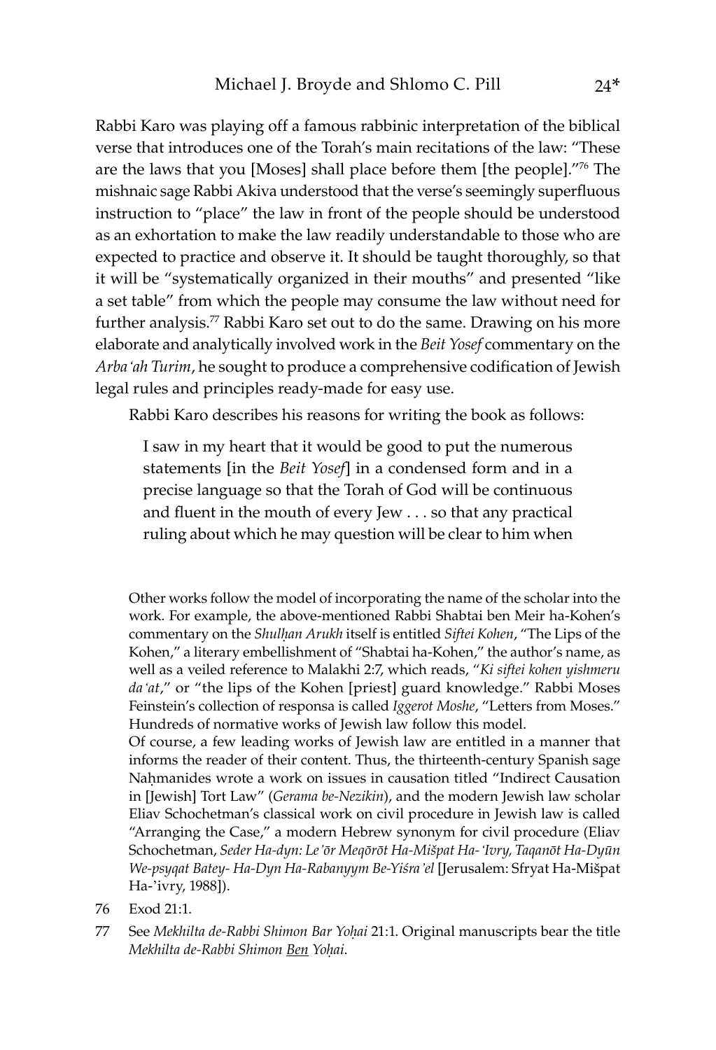Rabbi Karo was playing off a famous rabbinic interpretation of the biblical verse that introduces one of the Torah's main recitations of the law: "These are the laws that you [Moses] shall place before them [the people]."[76] The mishnaic sage Rabbi Akiva understood that the verse's seemingly superfluous instruction to "place" the law in front of the people should be understood as an exhortation to make the law readily understandable to those who are expected to practice and observe it. It should be taught thoroughly, so that it will be "systematically organized in their mouths" and presented "like a set table" from which the people may consume the law without need for further analysis.[77] Rabbi Karo set out to do the same. Drawing on his more elaborate and analytically involved work in the *Beit Yosef* commentary on the *Arba'ah Turim*, he sought to produce a comprehensive codification of Jewish legal rules and principles ready-made for easy use.

Rabbi Karo describes his reasons for writing the book as follows:

> I saw in my heart that it would be good to put the numerous statements [in the *Beit Yosef*] in a condensed form and in a precise language so that the Torah of God will be continuous and fluent in the mouth of every Jew . . . so that any practical ruling about which he may question will be clear to him when

Other works follow the model of incorporating the name of the scholar into the work. For example, the above-mentioned Rabbi Shabtai ben Meir ha-Kohen's commentary on the *Shulḥan Arukh* itself is entitled *Siftei Kohen*, "The Lips of the Kohen," a literary embellishment of "Shabtai ha-Kohen," the author's name, as well as a veiled reference to Malakhi 2:7, which reads, "*Ki siftei kohen yishmeru da'at*," or "the lips of the Kohen [priest] guard knowledge." Rabbi Moses Feinstein's collection of responsa is called *Iggerot Moshe*, "Letters from Moses." Hundreds of normative works of Jewish law follow this model.

Of course, a few leading works of Jewish law are entitled in a manner that informs the reader of their content. Thus, the thirteenth-century Spanish sage Naḥmanides wrote a work on issues in causation titled "Indirect Causation in [Jewish] Tort Law" (*Gerama be-Nezikin*), and the modern Jewish law scholar Eliav Schochetman's classical work on civil procedure in Jewish law is called "Arranging the Case," a modern Hebrew synonym for civil procedure (Eliav Schochetman, *Seder Ha-dyn: Le'ōr Meqōrōt Ha-Mišpat Ha-'Ivry, Taqanōt Ha-Dyūn We-psyqat Batey- Ha-Dyn Ha-Rabanyym Be-Yiśra'el* [Jerusalem: Sfryat Ha-Mišpat Ha-'ivry, 1988]).

76 Exod 21:1.

77 See *Mekhilta de-Rabbi Shimon Bar Yoḥai* 21:1. Original manuscripts bear the title *Mekhilta de-Rabbi Shimon* <u>Ben</u> *Yoḥai*.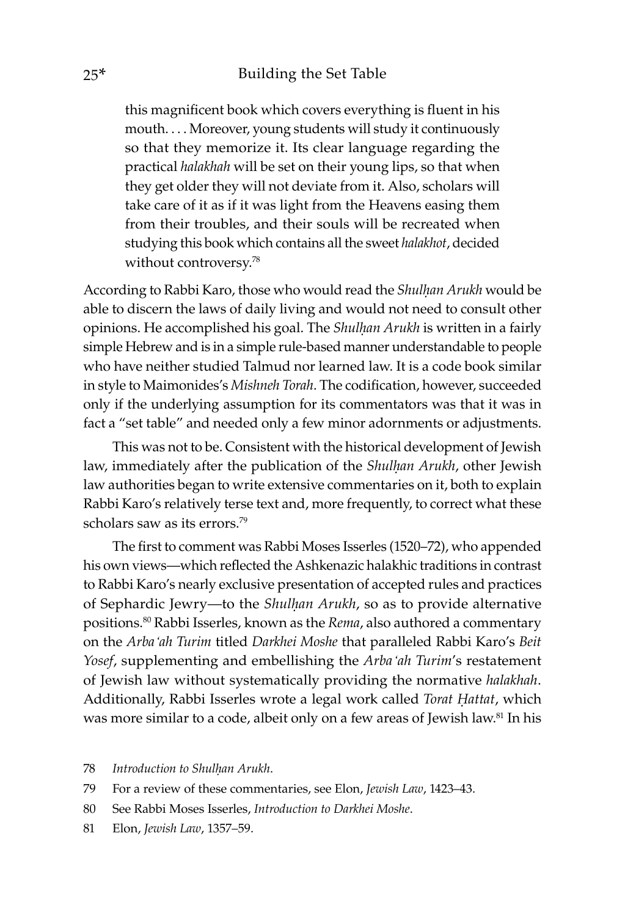> this magnificent book which covers everything is fluent in his mouth. . . . Moreover, young students will study it continuously so that they memorize it. Its clear language regarding the practical *halakhah* will be set on their young lips, so that when they get older they will not deviate from it. Also, scholars will take care of it as if it was light from the Heavens easing them from their troubles, and their souls will be recreated when studying this book which contains all the sweet *halakhot*, decided without controversy.[78]

According to Rabbi Karo, those who would read the *Shulḥan Arukh* would be able to discern the laws of daily living and would not need to consult other opinions. He accomplished his goal. The *Shulḥan Arukh* is written in a fairly simple Hebrew and is in a simple rule-based manner understandable to people who have neither studied Talmud nor learned law. It is a code book similar in style to Maimonides's *Mishneh Torah*. The codification, however, succeeded only if the underlying assumption for its commentators was that it was in fact a "set table" and needed only a few minor adornments or adjustments.

This was not to be. Consistent with the historical development of Jewish law, immediately after the publication of the *Shulḥan Arukh*, other Jewish law authorities began to write extensive commentaries on it, both to explain Rabbi Karo's relatively terse text and, more frequently, to correct what these scholars saw as its errors.[79]

The first to comment was Rabbi Moses Isserles (1520–72), who appended his own views—which reflected the Ashkenazic halakhic traditions in contrast to Rabbi Karo's nearly exclusive presentation of accepted rules and practices of Sephardic Jewry—to the *Shulḥan Arukh*, so as to provide alternative positions.[80] Rabbi Isserles, known as the *Rema*, also authored a commentary on the *Arba'ah Turim* titled *Darkhei Moshe* that paralleled Rabbi Karo's *Beit Yosef*, supplementing and embellishing the *Arba'ah Turim*'s restatement of Jewish law without systematically providing the normative *halakhah*. Additionally, Rabbi Isserles wrote a legal work called *Torat Ḥattat*, which was more similar to a code, albeit only on a few areas of Jewish law.[81] In his

78 *Introduction to Shulḥan Arukh*.

79 For a review of these commentaries, see Elon, *Jewish Law*, 1423–43.

80 See Rabbi Moses Isserles, *Introduction to Darkhei Moshe*.

81 Elon, *Jewish Law*, 1357–59.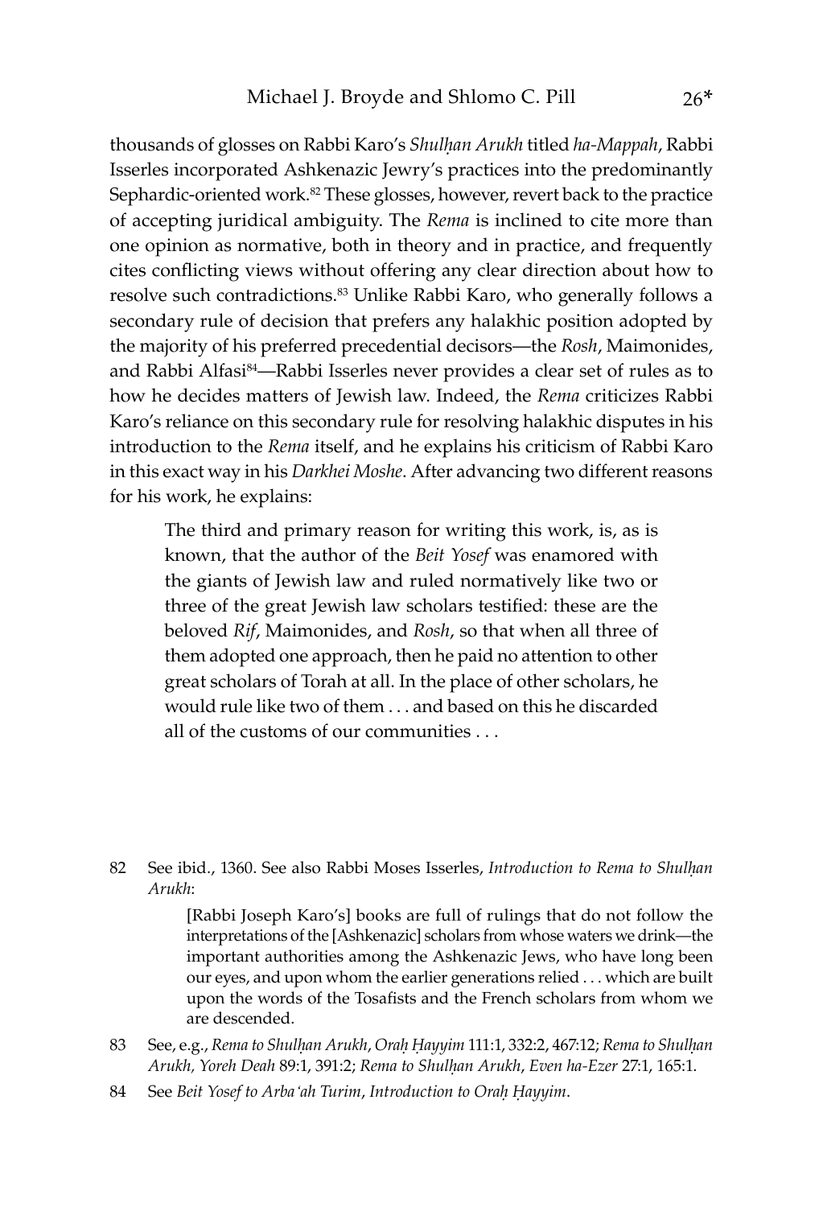thousands of glosses on Rabbi Karo's *Shulḥan Arukh* titled *ha-Mappah*, Rabbi Isserles incorporated Ashkenazic Jewry's practices into the predominantly Sephardic-oriented work.[82] These glosses, however, revert back to the practice of accepting juridical ambiguity. The *Rema* is inclined to cite more than one opinion as normative, both in theory and in practice, and frequently cites conflicting views without offering any clear direction about how to resolve such contradictions.[83] Unlike Rabbi Karo, who generally follows a secondary rule of decision that prefers any halakhic position adopted by the majority of his preferred precedential decisors—the *Rosh*, Maimonides, and Rabbi Alfasi[84]—Rabbi Isserles never provides a clear set of rules as to how he decides matters of Jewish law. Indeed, the *Rema* criticizes Rabbi Karo's reliance on this secondary rule for resolving halakhic disputes in his introduction to the *Rema* itself, and he explains his criticism of Rabbi Karo in this exact way in his *Darkhei Moshe*. After advancing two different reasons for his work, he explains:

> The third and primary reason for writing this work, is, as is known, that the author of the *Beit Yosef* was enamored with the giants of Jewish law and ruled normatively like two or three of the great Jewish law scholars testified: these are the beloved *Rif*, Maimonides, and *Rosh*, so that when all three of them adopted one approach, then he paid no attention to other great scholars of Torah at all. In the place of other scholars, he would rule like two of them . . . and based on this he discarded all of the customs of our communities . . .

82 See ibid., 1360. See also Rabbi Moses Isserles, *Introduction to Rema to Shulḥan Arukh*:

> [Rabbi Joseph Karo's] books are full of rulings that do not follow the interpretations of the [Ashkenazic] scholars from whose waters we drink—the important authorities among the Ashkenazic Jews, who have long been our eyes, and upon whom the earlier generations relied . . . which are built upon the words of the Tosafists and the French scholars from whom we are descended.

83 See, e.g., *Rema to Shulḥan Arukh*, *Oraḥ Ḥayyim* 111:1, 332:2, 467:12; *Rema to Shulḥan Arukh, Yoreh Deah* 89:1, 391:2; *Rema to Shulḥan Arukh*, *Even ha-Ezer* 27:1, 165:1.

84 See *Beit Yosef to Arba'ah Turim*, *Introduction to Oraḥ Ḥayyim*.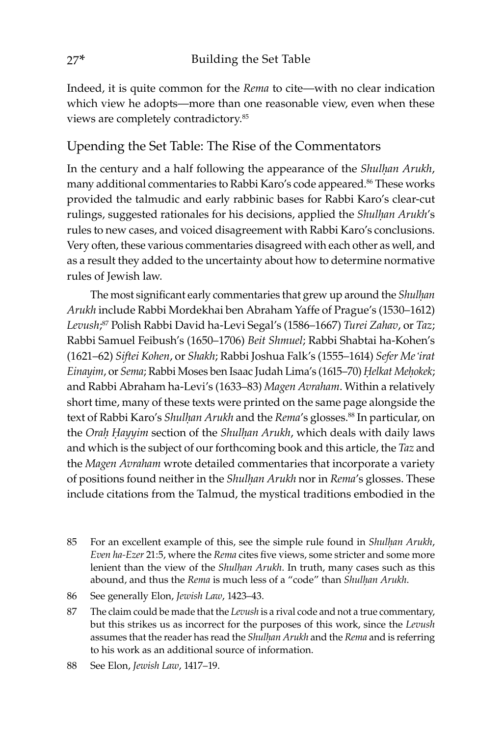Indeed, it is quite common for the *Rema* to cite—with no clear indication which view he adopts—more than one reasonable view, even when these views are completely contradictory.[85]

## Upending the Set Table: The Rise of the Commentators

In the century and a half following the appearance of the *Shulḥan Arukh*, many additional commentaries to Rabbi Karo's code appeared.[86] These works provided the talmudic and early rabbinic bases for Rabbi Karo's clear-cut rulings, suggested rationales for his decisions, applied the *Shulḥan Arukh*'s rules to new cases, and voiced disagreement with Rabbi Karo's conclusions. Very often, these various commentaries disagreed with each other as well, and as a result they added to the uncertainty about how to determine normative rules of Jewish law.

The most significant early commentaries that grew up around the *Shulḥan Arukh* include Rabbi Mordekhai ben Abraham Yaffe of Prague's (1530–1612) *Levush*;[87] Polish Rabbi David ha-Levi Segal's (1586–1667) *Turei Zahav*, or *Taz*; Rabbi Samuel Feibush's (1650–1706) *Beit Shmuel*; Rabbi Shabtai ha-Kohen's (1621–62) *Siftei Kohen*, or *Shakh*; Rabbi Joshua Falk's (1555–1614) *Sefer Me'irat Einayim*, or *Sema*; Rabbi Moses ben Isaac Judah Lima's (1615–70) *Ḥelkat Meḥokek*; and Rabbi Abraham ha-Levi's (1633–83) *Magen Avraham*. Within a relatively short time, many of these texts were printed on the same page alongside the text of Rabbi Karo's *Shulḥan Arukh* and the *Rema*'s glosses.[88] In particular, on the *Oraḥ Ḥayyim* section of the *Shulḥan Arukh*, which deals with daily laws and which is the subject of our forthcoming book and this article, the *Taz* and the *Magen Avraham* wrote detailed commentaries that incorporate a variety of positions found neither in the *Shulḥan Arukh* nor in *Rema*'s glosses. These include citations from the Talmud, the mystical traditions embodied in the

85 For an excellent example of this, see the simple rule found in *Shulḥan Arukh*, *Even ha-Ezer* 21:5, where the *Rema* cites five views, some stricter and some more lenient than the view of the *Shulḥan Arukh*. In truth, many cases such as this abound, and thus the *Rema* is much less of a "code" than *Shulḥan Arukh*.

86 See generally Elon, *Jewish Law*, 1423–43.

87 The claim could be made that the *Levush* is a rival code and not a true commentary, but this strikes us as incorrect for the purposes of this work, since the *Levush* assumes that the reader has read the *Shulḥan Arukh* and the *Rema* and is referring to his work as an additional source of information.

88 See Elon, *Jewish Law*, 1417–19.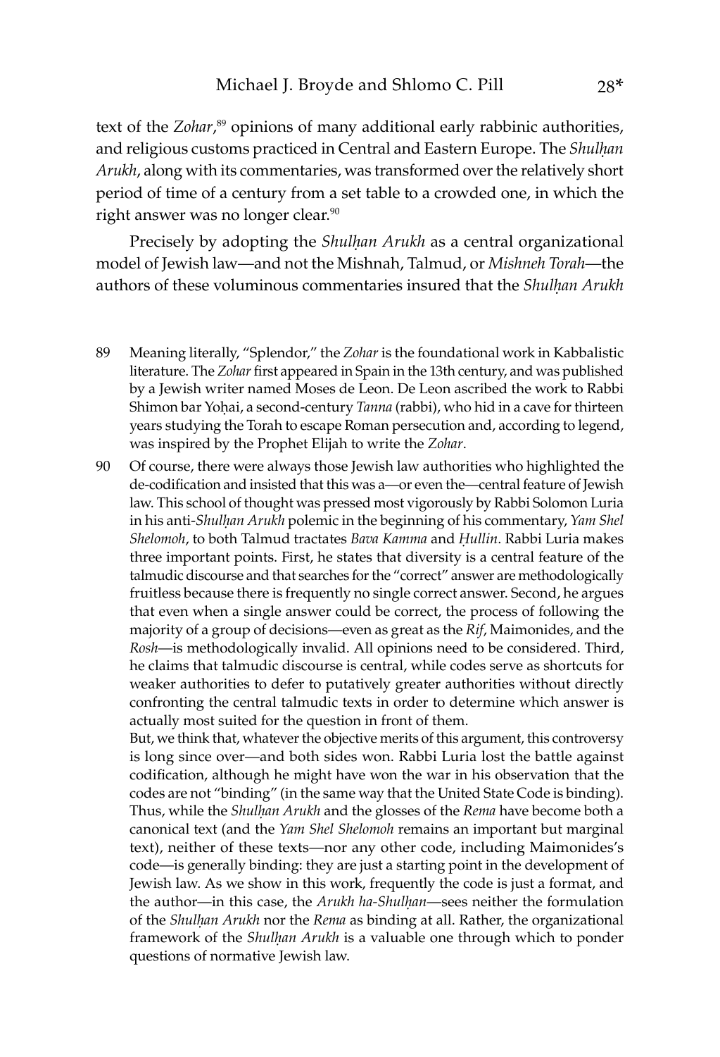text of the *Zohar*,[89] opinions of many additional early rabbinic authorities, and religious customs practiced in Central and Eastern Europe. The *Shulḥan Arukh*, along with its commentaries, was transformed over the relatively short period of time of a century from a set table to a crowded one, in which the right answer was no longer clear.[90]

Precisely by adopting the *Shulḥan Arukh* as a central organizational model of Jewish law—and not the Mishnah, Talmud, or *Mishneh Torah*—the authors of these voluminous commentaries insured that the *Shulḥan Arukh*

89 Meaning literally, "Splendor," the *Zohar* is the foundational work in Kabbalistic literature. The *Zohar* first appeared in Spain in the 13th century, and was published by a Jewish writer named Moses de Leon. De Leon ascribed the work to Rabbi Shimon bar Yoḥai, a second-century *Tanna* (rabbi), who hid in a cave for thirteen years studying the Torah to escape Roman persecution and, according to legend, was inspired by the Prophet Elijah to write the *Zohar*.

90 Of course, there were always those Jewish law authorities who highlighted the de-codification and insisted that this was a—or even the—central feature of Jewish law. This school of thought was pressed most vigorously by Rabbi Solomon Luria in his anti-*Shulḥan Arukh* polemic in the beginning of his commentary, *Yam Shel Shelomoh*, to both Talmud tractates *Bava Kamma* and *Ḥullin*. Rabbi Luria makes three important points. First, he states that diversity is a central feature of the talmudic discourse and that searches for the "correct" answer are methodologically fruitless because there is frequently no single correct answer. Second, he argues that even when a single answer could be correct, the process of following the majority of a group of decisions—even as great as the *Rif*, Maimonides, and the *Rosh*—is methodologically invalid. All opinions need to be considered. Third, he claims that talmudic discourse is central, while codes serve as shortcuts for weaker authorities to defer to putatively greater authorities without directly confronting the central talmudic texts in order to determine which answer is actually most suited for the question in front of them.
But, we think that, whatever the objective merits of this argument, this controversy is long since over—and both sides won. Rabbi Luria lost the battle against codification, although he might have won the war in his observation that the codes are not "binding" (in the same way that the United State Code is binding). Thus, while the *Shulḥan Arukh* and the glosses of the *Rema* have become both a canonical text (and the *Yam Shel Shelomoh* remains an important but marginal text), neither of these texts—nor any other code, including Maimonides's code—is generally binding: they are just a starting point in the development of Jewish law. As we show in this work, frequently the code is just a format, and the author—in this case, the *Arukh ha-Shulḥan*—sees neither the formulation of the *Shulḥan Arukh* nor the *Rema* as binding at all. Rather, the organizational framework of the *Shulḥan Arukh* is a valuable one through which to ponder questions of normative Jewish law.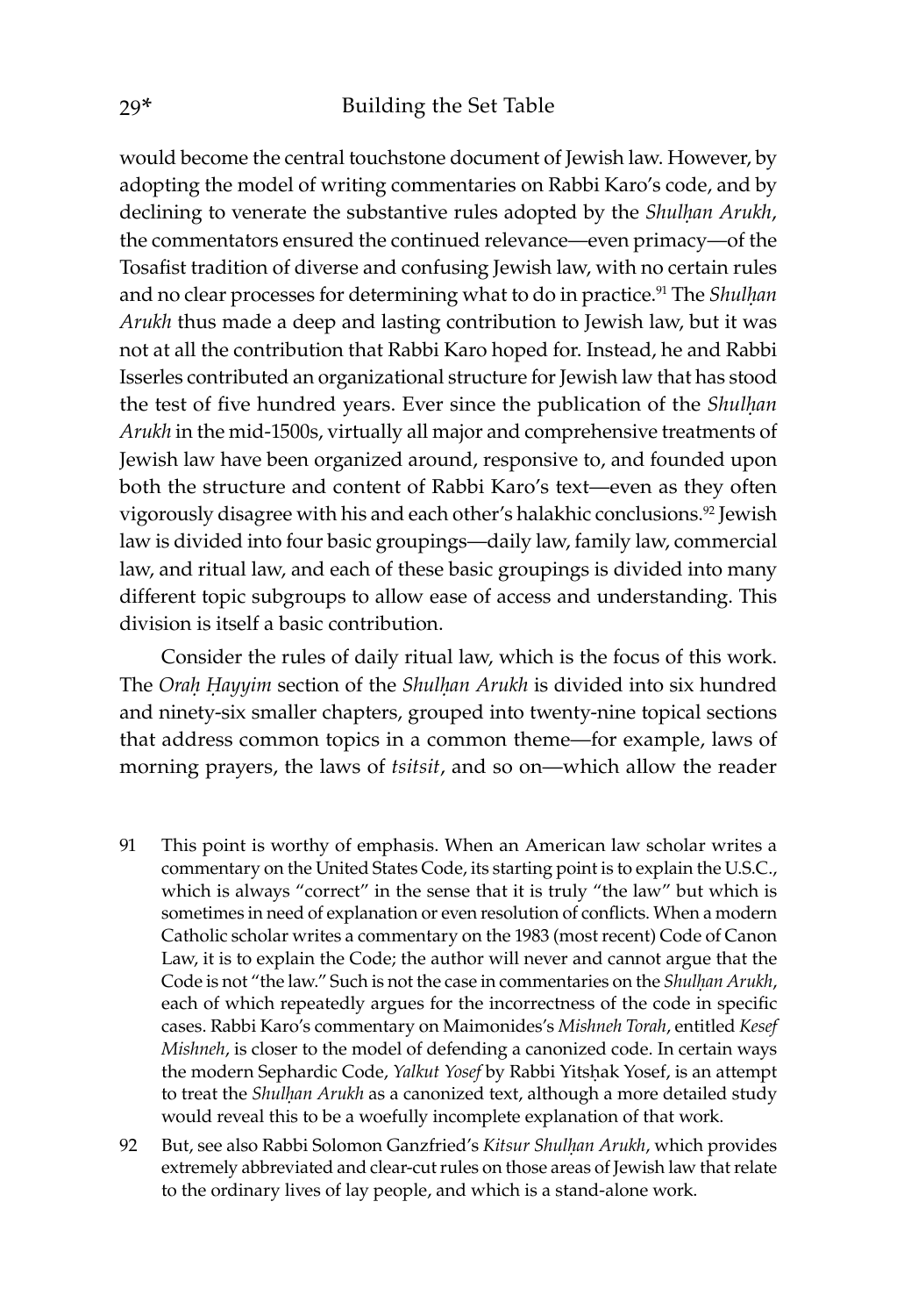would become the central touchstone document of Jewish law. However, by adopting the model of writing commentaries on Rabbi Karo's code, and by declining to venerate the substantive rules adopted by the *Shulḥan Arukh*, the commentators ensured the continued relevance—even primacy—of the Tosafist tradition of diverse and confusing Jewish law, with no certain rules and no clear processes for determining what to do in practice.[91] The *Shulḥan Arukh* thus made a deep and lasting contribution to Jewish law, but it was not at all the contribution that Rabbi Karo hoped for. Instead, he and Rabbi Isserles contributed an organizational structure for Jewish law that has stood the test of five hundred years. Ever since the publication of the *Shulḥan Arukh* in the mid-1500s, virtually all major and comprehensive treatments of Jewish law have been organized around, responsive to, and founded upon both the structure and content of Rabbi Karo's text—even as they often vigorously disagree with his and each other's halakhic conclusions.[92] Jewish law is divided into four basic groupings—daily law, family law, commercial law, and ritual law, and each of these basic groupings is divided into many different topic subgroups to allow ease of access and understanding. This division is itself a basic contribution.

Consider the rules of daily ritual law, which is the focus of this work. The *Oraḥ Ḥayyim* section of the *Shulḥan Arukh* is divided into six hundred and ninety-six smaller chapters, grouped into twenty-nine topical sections that address common topics in a common theme—for example, laws of morning prayers, the laws of *tsitsit*, and so on—which allow the reader

91 This point is worthy of emphasis. When an American law scholar writes a commentary on the United States Code, its starting point is to explain the U.S.C., which is always "correct" in the sense that it is truly "the law" but which is sometimes in need of explanation or even resolution of conflicts. When a modern Catholic scholar writes a commentary on the 1983 (most recent) Code of Canon Law, it is to explain the Code; the author will never and cannot argue that the Code is not "the law." Such is not the case in commentaries on the *Shulḥan Arukh*, each of which repeatedly argues for the incorrectness of the code in specific cases. Rabbi Karo's commentary on Maimonides's *Mishneh Torah*, entitled *Kesef Mishneh*, is closer to the model of defending a canonized code. In certain ways the modern Sephardic Code, *Yalkut Yosef* by Rabbi Yitsḥak Yosef, is an attempt to treat the *Shulḥan Arukh* as a canonized text, although a more detailed study would reveal this to be a woefully incomplete explanation of that work.

92 But, see also Rabbi Solomon Ganzfried's *Kitsur Shulḥan Arukh*, which provides extremely abbreviated and clear-cut rules on those areas of Jewish law that relate to the ordinary lives of lay people, and which is a stand-alone work.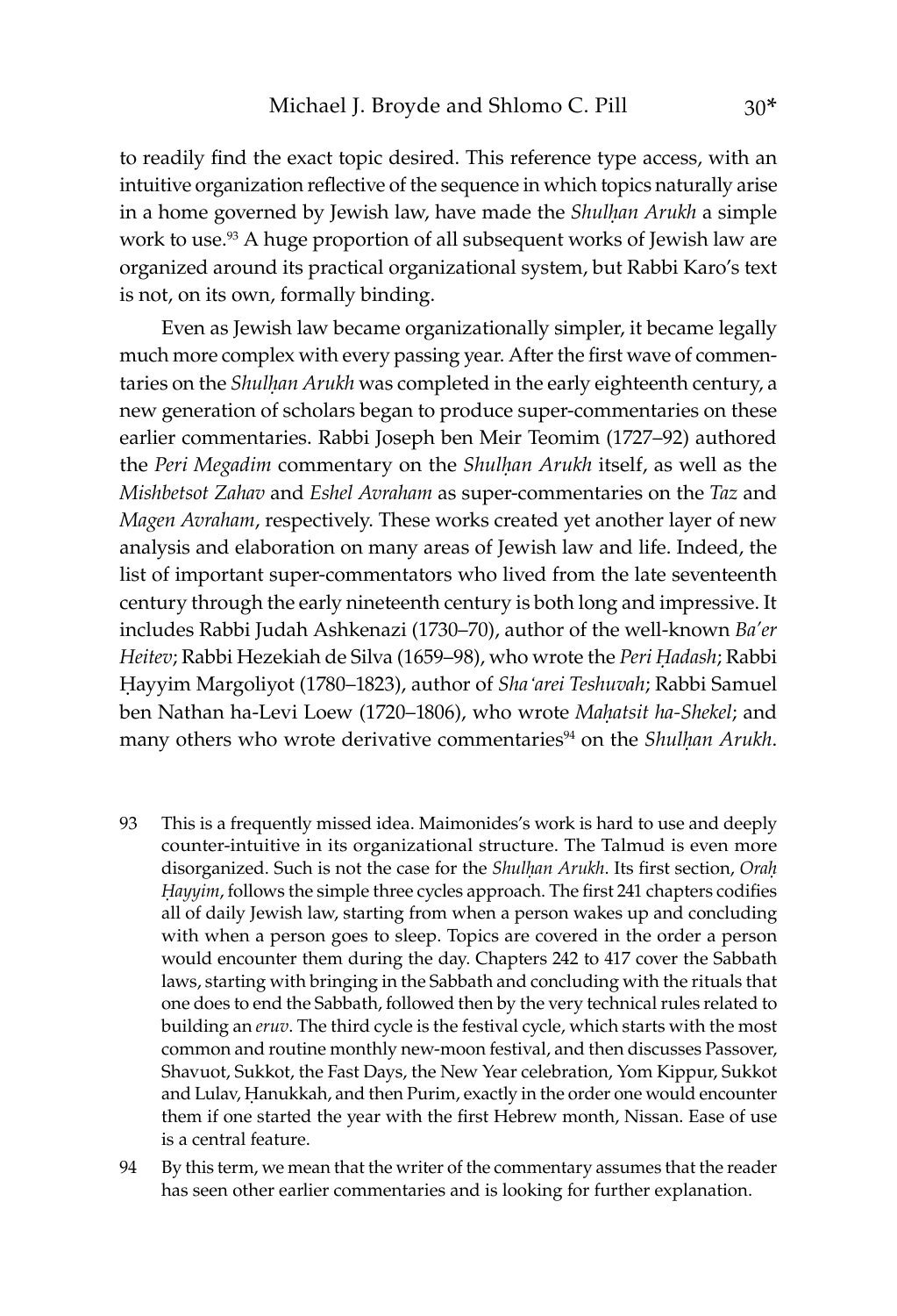to readily find the exact topic desired. This reference type access, with an intuitive organization reflective of the sequence in which topics naturally arise in a home governed by Jewish law, have made the *Shulḥan Arukh* a simple work to use.[93] A huge proportion of all subsequent works of Jewish law are organized around its practical organizational system, but Rabbi Karo's text is not, on its own, formally binding.

Even as Jewish law became organizationally simpler, it became legally much more complex with every passing year. After the first wave of commentaries on the *Shulḥan Arukh* was completed in the early eighteenth century, a new generation of scholars began to produce super-commentaries on these earlier commentaries. Rabbi Joseph ben Meir Teomim (1727–92) authored the *Peri Megadim* commentary on the *Shulḥan Arukh* itself, as well as the *Mishbetsot Zahav* and *Eshel Avraham* as super-commentaries on the *Taz* and *Magen Avraham*, respectively. These works created yet another layer of new analysis and elaboration on many areas of Jewish law and life. Indeed, the list of important super-commentators who lived from the late seventeenth century through the early nineteenth century is both long and impressive. It includes Rabbi Judah Ashkenazi (1730–70), author of the well-known *Ba'er Heitev*; Rabbi Hezekiah de Silva (1659–98), who wrote the *Peri Ḥadash*; Rabbi Ḥayyim Margoliyot (1780–1823), author of *Sha'arei Teshuvah*; Rabbi Samuel ben Nathan ha-Levi Loew (1720–1806), who wrote *Maḥatsit ha-Shekel*; and many others who wrote derivative commentaries[94] on the *Shulḥan Arukh*.

93 This is a frequently missed idea. Maimonides's work is hard to use and deeply counter-intuitive in its organizational structure. The Talmud is even more disorganized. Such is not the case for the *Shulḥan Arukh*. Its first section, *Oraḥ Ḥayyim*, follows the simple three cycles approach. The first 241 chapters codifies all of daily Jewish law, starting from when a person wakes up and concluding with when a person goes to sleep. Topics are covered in the order a person would encounter them during the day. Chapters 242 to 417 cover the Sabbath laws, starting with bringing in the Sabbath and concluding with the rituals that one does to end the Sabbath, followed then by the very technical rules related to building an *eruv*. The third cycle is the festival cycle, which starts with the most common and routine monthly new-moon festival, and then discusses Passover, Shavuot, Sukkot, the Fast Days, the New Year celebration, Yom Kippur, Sukkot and Lulav, Ḥanukkah, and then Purim, exactly in the order one would encounter them if one started the year with the first Hebrew month, Nissan. Ease of use is a central feature.

94 By this term, we mean that the writer of the commentary assumes that the reader has seen other earlier commentaries and is looking for further explanation.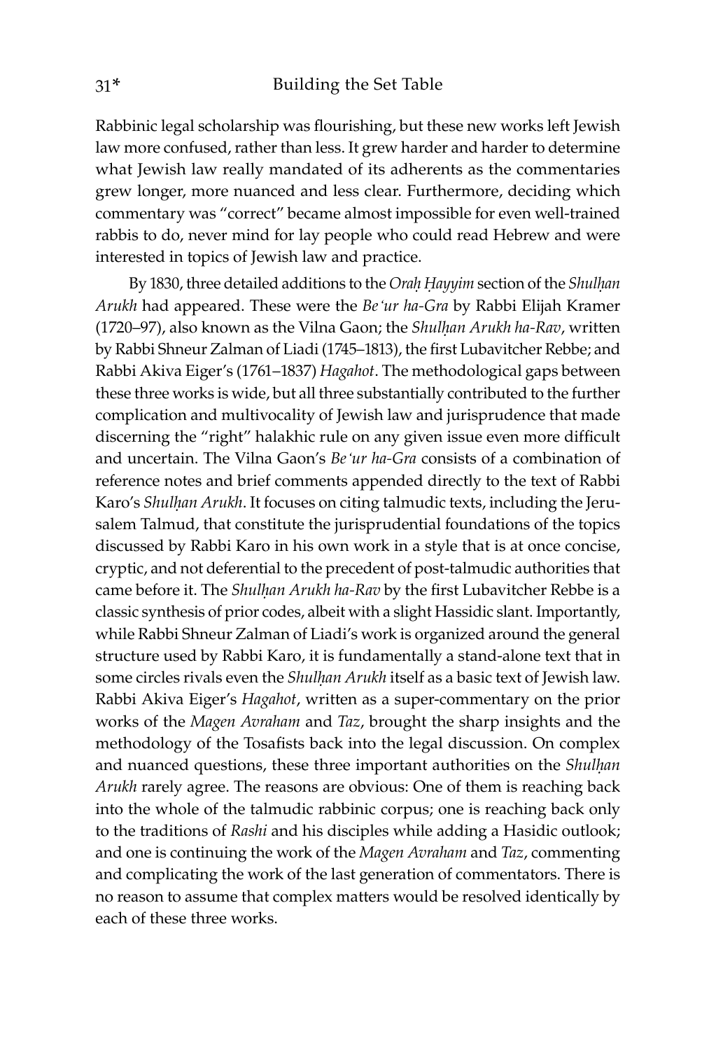Rabbinic legal scholarship was flourishing, but these new works left Jewish law more confused, rather than less. It grew harder and harder to determine what Jewish law really mandated of its adherents as the commentaries grew longer, more nuanced and less clear. Furthermore, deciding which commentary was "correct" became almost impossible for even well-trained rabbis to do, never mind for lay people who could read Hebrew and were interested in topics of Jewish law and practice.

By 1830, three detailed additions to the *Oraḥ Ḥayyim* section of the *Shulḥan Arukh* had appeared. These were the *Be'ur ha-Gra* by Rabbi Elijah Kramer (1720–97), also known as the Vilna Gaon; the *Shulḥan Arukh ha-Rav*, written by Rabbi Shneur Zalman of Liadi (1745–1813), the first Lubavitcher Rebbe; and Rabbi Akiva Eiger's (1761–1837) *Hagahot*. The methodological gaps between these three works is wide, but all three substantially contributed to the further complication and multivocality of Jewish law and jurisprudence that made discerning the "right" halakhic rule on any given issue even more difficult and uncertain. The Vilna Gaon's *Be'ur ha-Gra* consists of a combination of reference notes and brief comments appended directly to the text of Rabbi Karo's *Shulḥan Arukh*. It focuses on citing talmudic texts, including the Jerusalem Talmud, that constitute the jurisprudential foundations of the topics discussed by Rabbi Karo in his own work in a style that is at once concise, cryptic, and not deferential to the precedent of post-talmudic authorities that came before it. The *Shulḥan Arukh ha-Rav* by the first Lubavitcher Rebbe is a classic synthesis of prior codes, albeit with a slight Hassidic slant. Importantly, while Rabbi Shneur Zalman of Liadi's work is organized around the general structure used by Rabbi Karo, it is fundamentally a stand-alone text that in some circles rivals even the *Shulḥan Arukh* itself as a basic text of Jewish law. Rabbi Akiva Eiger's *Hagahot*, written as a super-commentary on the prior works of the *Magen Avraham* and *Taz*, brought the sharp insights and the methodology of the Tosafists back into the legal discussion. On complex and nuanced questions, these three important authorities on the *Shulḥan Arukh* rarely agree. The reasons are obvious: One of them is reaching back into the whole of the talmudic rabbinic corpus; one is reaching back only to the traditions of *Rashi* and his disciples while adding a Hasidic outlook; and one is continuing the work of the *Magen Avraham* and *Taz*, commenting and complicating the work of the last generation of commentators. There is no reason to assume that complex matters would be resolved identically by each of these three works.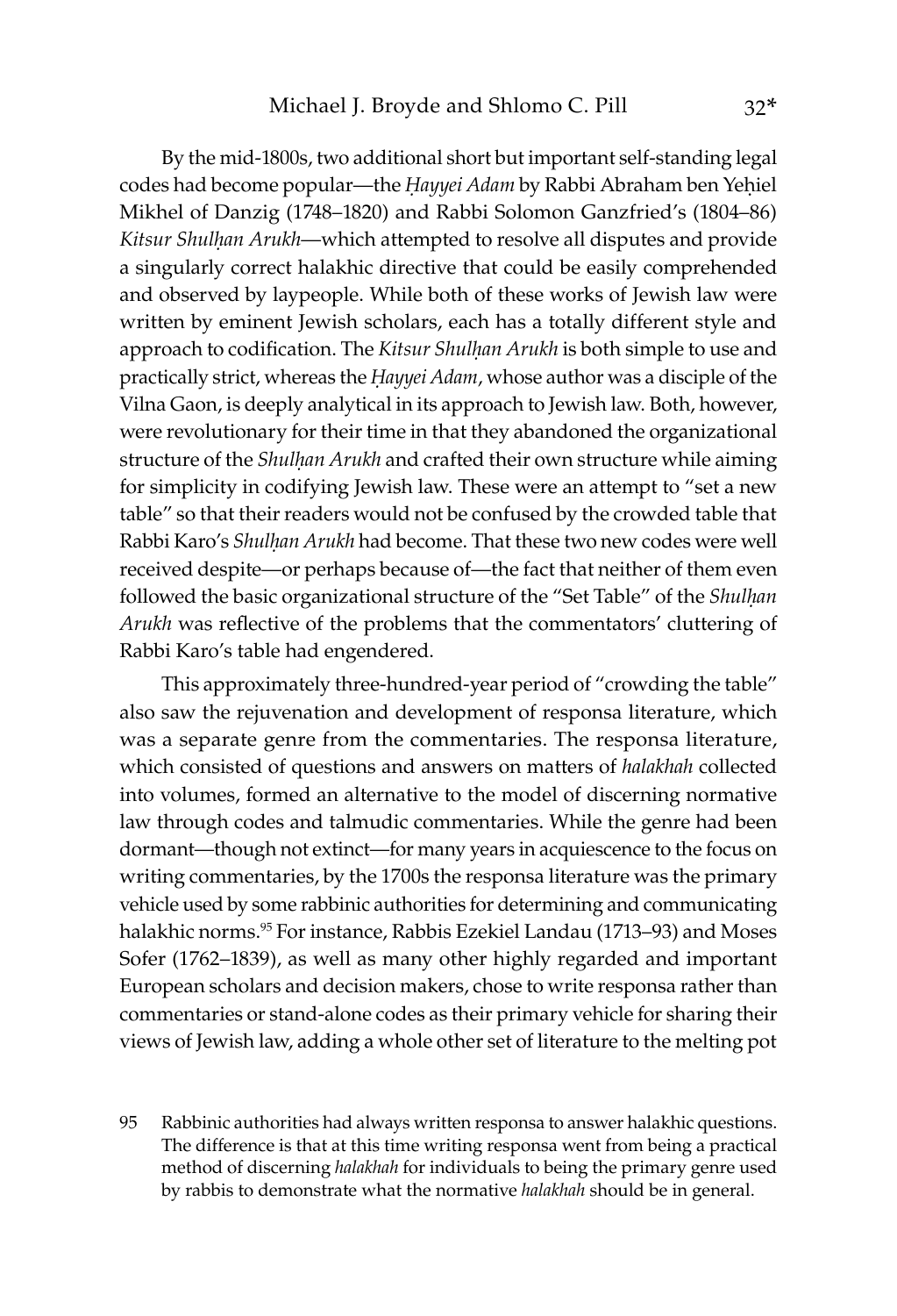By the mid-1800s, two additional short but important self-standing legal codes had become popular—the *Ḥayyei Adam* by Rabbi Abraham ben Yeḥiel Mikhel of Danzig (1748–1820) and Rabbi Solomon Ganzfried's (1804–86) *Kitsur Shulḥan Arukh*—which attempted to resolve all disputes and provide a singularly correct halakhic directive that could be easily comprehended and observed by laypeople. While both of these works of Jewish law were written by eminent Jewish scholars, each has a totally different style and approach to codification. The *Kitsur Shulḥan Arukh* is both simple to use and practically strict, whereas the *Ḥayyei Adam*, whose author was a disciple of the Vilna Gaon, is deeply analytical in its approach to Jewish law. Both, however, were revolutionary for their time in that they abandoned the organizational structure of the *Shulḥan Arukh* and crafted their own structure while aiming for simplicity in codifying Jewish law. These were an attempt to "set a new table" so that their readers would not be confused by the crowded table that Rabbi Karo's *Shulḥan Arukh* had become. That these two new codes were well received despite—or perhaps because of—the fact that neither of them even followed the basic organizational structure of the "Set Table" of the *Shulḥan Arukh* was reflective of the problems that the commentators' cluttering of Rabbi Karo's table had engendered.

This approximately three-hundred-year period of "crowding the table" also saw the rejuvenation and development of responsa literature, which was a separate genre from the commentaries. The responsa literature, which consisted of questions and answers on matters of *halakhah* collected into volumes, formed an alternative to the model of discerning normative law through codes and talmudic commentaries. While the genre had been dormant—though not extinct—for many years in acquiescence to the focus on writing commentaries, by the 1700s the responsa literature was the primary vehicle used by some rabbinic authorities for determining and communicating halakhic norms.[95] For instance, Rabbis Ezekiel Landau (1713–93) and Moses Sofer (1762–1839), as well as many other highly regarded and important European scholars and decision makers, chose to write responsa rather than commentaries or stand-alone codes as their primary vehicle for sharing their views of Jewish law, adding a whole other set of literature to the melting pot

95 Rabbinic authorities had always written responsa to answer halakhic questions. The difference is that at this time writing responsa went from being a practical method of discerning *halakhah* for individuals to being the primary genre used by rabbis to demonstrate what the normative *halakhah* should be in general.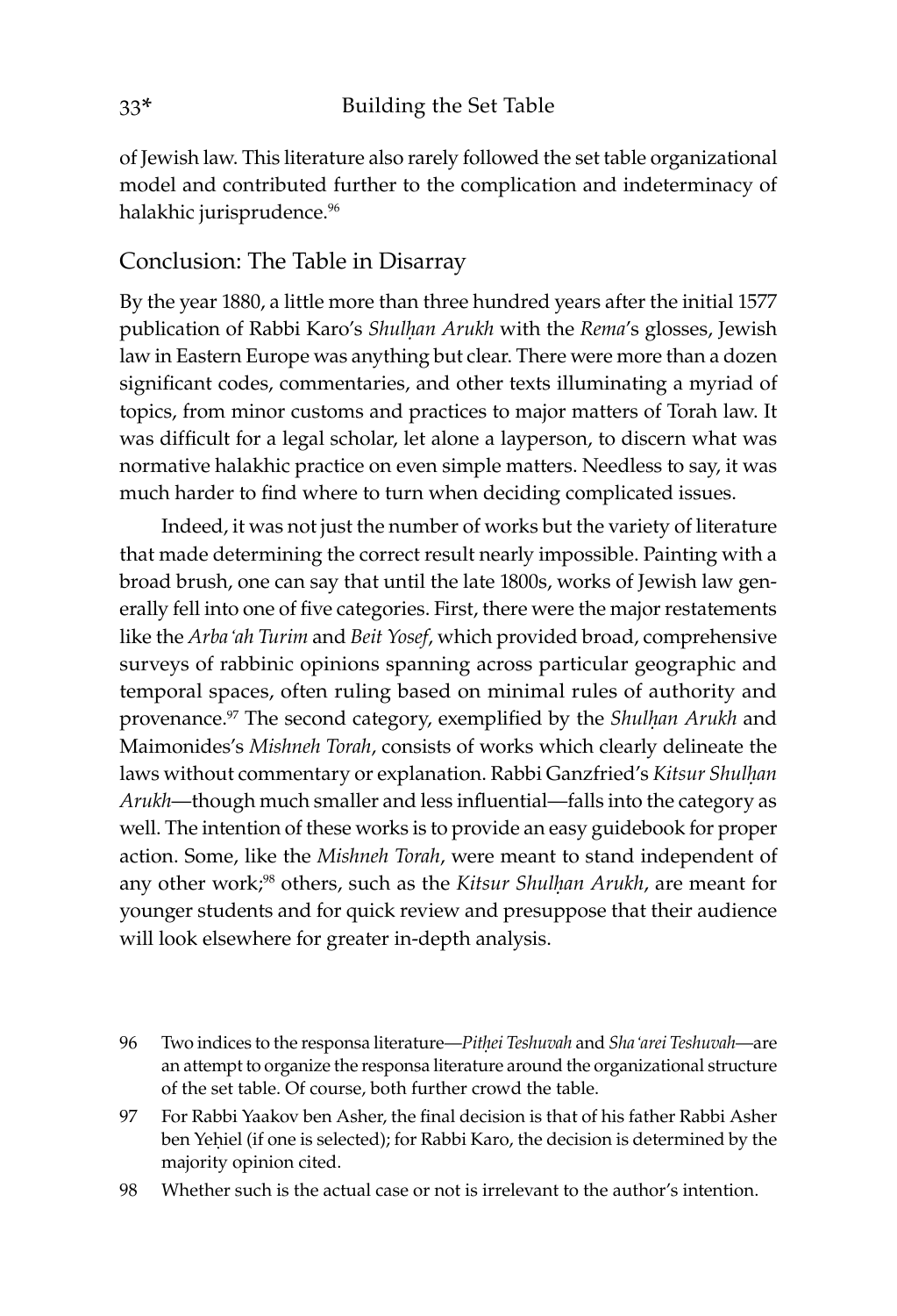of Jewish law. This literature also rarely followed the set table organizational model and contributed further to the complication and indeterminacy of halakhic jurisprudence.[96]

## Conclusion: The Table in Disarray

By the year 1880, a little more than three hundred years after the initial 1577 publication of Rabbi Karo's *Shulḥan Arukh* with the *Rema*'s glosses, Jewish law in Eastern Europe was anything but clear. There were more than a dozen significant codes, commentaries, and other texts illuminating a myriad of topics, from minor customs and practices to major matters of Torah law. It was difficult for a legal scholar, let alone a layperson, to discern what was normative halakhic practice on even simple matters. Needless to say, it was much harder to find where to turn when deciding complicated issues.

Indeed, it was not just the number of works but the variety of literature that made determining the correct result nearly impossible. Painting with a broad brush, one can say that until the late 1800s, works of Jewish law generally fell into one of five categories. First, there were the major restatements like the *Arba'ah Turim* and *Beit Yosef*, which provided broad, comprehensive surveys of rabbinic opinions spanning across particular geographic and temporal spaces, often ruling based on minimal rules of authority and provenance.[97] The second category, exemplified by the *Shulḥan Arukh* and Maimonides's *Mishneh Torah*, consists of works which clearly delineate the laws without commentary or explanation. Rabbi Ganzfried's *Kitsur Shulḥan Arukh*—though much smaller and less influential—falls into the category as well. The intention of these works is to provide an easy guidebook for proper action. Some, like the *Mishneh Torah*, were meant to stand independent of any other work;[98] others, such as the *Kitsur Shulḥan Arukh*, are meant for younger students and for quick review and presuppose that their audience will look elsewhere for greater in-depth analysis.

96 Two indices to the responsa literature—*Pitḥei Teshuvah* and *Sha'arei Teshuvah*—are an attempt to organize the responsa literature around the organizational structure of the set table. Of course, both further crowd the table.

97 For Rabbi Yaakov ben Asher, the final decision is that of his father Rabbi Asher ben Yeḥiel (if one is selected); for Rabbi Karo, the decision is determined by the majority opinion cited.

98 Whether such is the actual case or not is irrelevant to the author's intention.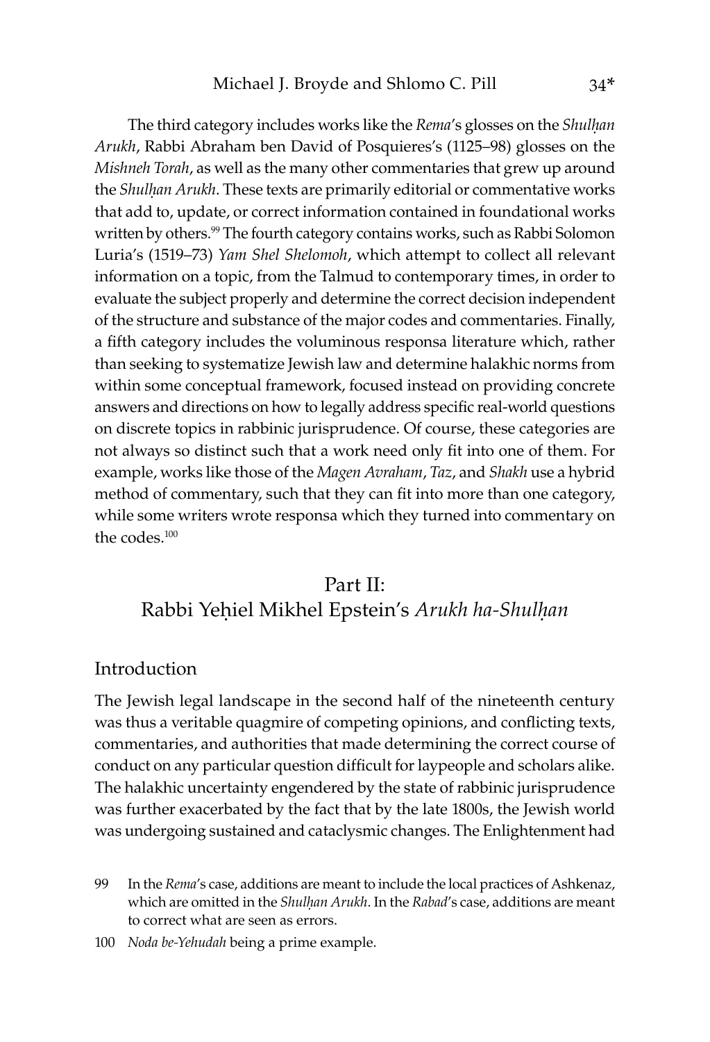The third category includes works like the *Rema*'s glosses on the *Shulḥan Arukh*, Rabbi Abraham ben David of Posquieres's (1125–98) glosses on the *Mishneh Torah*, as well as the many other commentaries that grew up around the *Shulḥan Arukh*. These texts are primarily editorial or commentative works that add to, update, or correct information contained in foundational works written by others.[99] The fourth category contains works, such as Rabbi Solomon Luria's (1519–73) *Yam Shel Shelomoh*, which attempt to collect all relevant information on a topic, from the Talmud to contemporary times, in order to evaluate the subject properly and determine the correct decision independent of the structure and substance of the major codes and commentaries. Finally, a fifth category includes the voluminous responsa literature which, rather than seeking to systematize Jewish law and determine halakhic norms from within some conceptual framework, focused instead on providing concrete answers and directions on how to legally address specific real-world questions on discrete topics in rabbinic jurisprudence. Of course, these categories are not always so distinct such that a work need only fit into one of them. For example, works like those of the *Magen Avraham*, *Taz*, and *Shakh* use a hybrid method of commentary, such that they can fit into more than one category, while some writers wrote responsa which they turned into commentary on the codes.[100]

# Part II: Rabbi Yeḥiel Mikhel Epstein's *Arukh ha-Shulḥan*

## Introduction

The Jewish legal landscape in the second half of the nineteenth century was thus a veritable quagmire of competing opinions, and conflicting texts, commentaries, and authorities that made determining the correct course of conduct on any particular question difficult for laypeople and scholars alike. The halakhic uncertainty engendered by the state of rabbinic jurisprudence was further exacerbated by the fact that by the late 1800s, the Jewish world was undergoing sustained and cataclysmic changes. The Enlightenment had

99 In the *Rema*'s case, additions are meant to include the local practices of Ashkenaz, which are omitted in the *Shulḥan Arukh*. In the *Rabad*'s case, additions are meant to correct what are seen as errors.

100 *Noda be-Yehudah* being a prime example.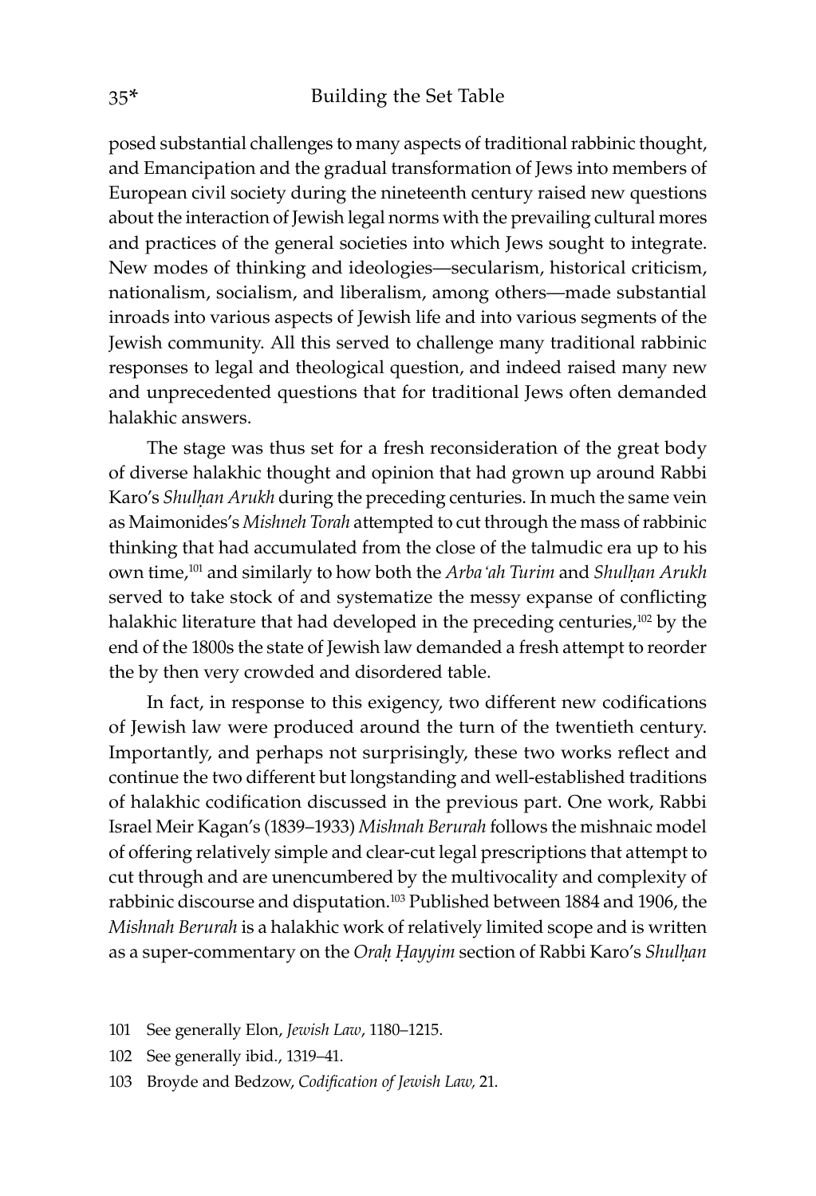posed substantial challenges to many aspects of traditional rabbinic thought, and Emancipation and the gradual transformation of Jews into members of European civil society during the nineteenth century raised new questions about the interaction of Jewish legal norms with the prevailing cultural mores and practices of the general societies into which Jews sought to integrate. New modes of thinking and ideologies—secularism, historical criticism, nationalism, socialism, and liberalism, among others—made substantial inroads into various aspects of Jewish life and into various segments of the Jewish community. All this served to challenge many traditional rabbinic responses to legal and theological question, and indeed raised many new and unprecedented questions that for traditional Jews often demanded halakhic answers.

The stage was thus set for a fresh reconsideration of the great body of diverse halakhic thought and opinion that had grown up around Rabbi Karo's *Shulḥan Arukh* during the preceding centuries. In much the same vein as Maimonides's *Mishneh Torah* attempted to cut through the mass of rabbinic thinking that had accumulated from the close of the talmudic era up to his own time,[101] and similarly to how both the *Arba'ah Turim* and *Shulḥan Arukh* served to take stock of and systematize the messy expanse of conflicting halakhic literature that had developed in the preceding centuries,[102] by the end of the 1800s the state of Jewish law demanded a fresh attempt to reorder the by then very crowded and disordered table.

In fact, in response to this exigency, two different new codifications of Jewish law were produced around the turn of the twentieth century. Importantly, and perhaps not surprisingly, these two works reflect and continue the two different but longstanding and well-established traditions of halakhic codification discussed in the previous part. One work, Rabbi Israel Meir Kagan's (1839–1933) *Mishnah Berurah* follows the mishnaic model of offering relatively simple and clear-cut legal prescriptions that attempt to cut through and are unencumbered by the multivocality and complexity of rabbinic discourse and disputation.[103] Published between 1884 and 1906, the *Mishnah Berurah* is a halakhic work of relatively limited scope and is written as a super-commentary on the *Oraḥ Ḥayyim* section of Rabbi Karo's *Shulḥan*

101 See generally Elon, *Jewish Law*, 1180–1215.

102 See generally ibid., 1319–41.

103 Broyde and Bedzow, *Codification of Jewish Law,* 21.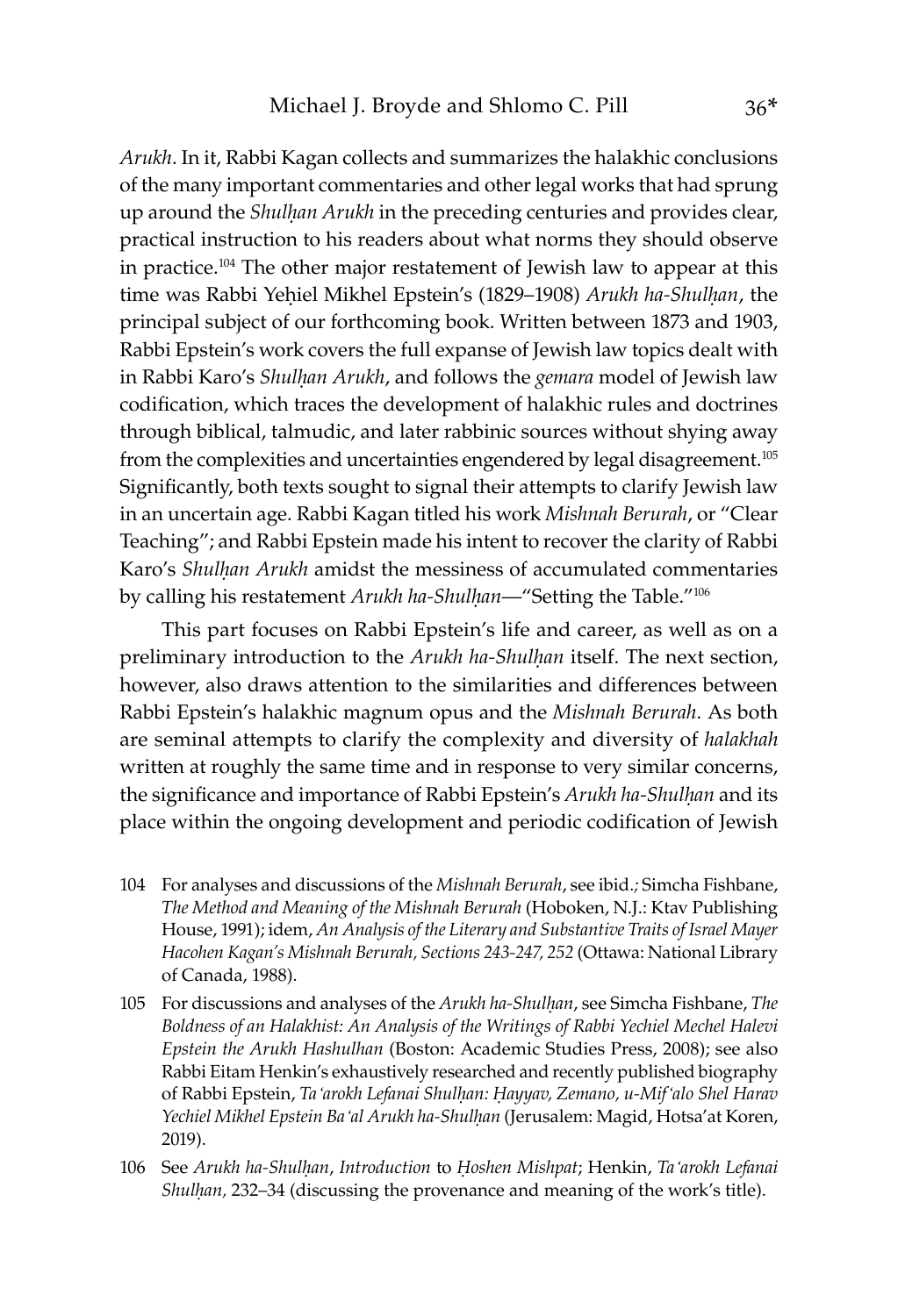*Arukh*. In it, Rabbi Kagan collects and summarizes the halakhic conclusions of the many important commentaries and other legal works that had sprung up around the *Shulḥan Arukh* in the preceding centuries and provides clear, practical instruction to his readers about what norms they should observe in practice.[104] The other major restatement of Jewish law to appear at this time was Rabbi Yeḥiel Mikhel Epstein's (1829–1908) *Arukh ha-Shulḥan*, the principal subject of our forthcoming book. Written between 1873 and 1903, Rabbi Epstein's work covers the full expanse of Jewish law topics dealt with in Rabbi Karo's *Shulḥan Arukh*, and follows the *gemara* model of Jewish law codification, which traces the development of halakhic rules and doctrines through biblical, talmudic, and later rabbinic sources without shying away from the complexities and uncertainties engendered by legal disagreement.[105] Significantly, both texts sought to signal their attempts to clarify Jewish law in an uncertain age. Rabbi Kagan titled his work *Mishnah Berurah*, or "Clear Teaching"; and Rabbi Epstein made his intent to recover the clarity of Rabbi Karo's *Shulḥan Arukh* amidst the messiness of accumulated commentaries by calling his restatement *Arukh ha-Shulḥan*—"Setting the Table."[106]

This part focuses on Rabbi Epstein's life and career, as well as on a preliminary introduction to the *Arukh ha-Shulḥan* itself. The next section, however, also draws attention to the similarities and differences between Rabbi Epstein's halakhic magnum opus and the *Mishnah Berurah*. As both are seminal attempts to clarify the complexity and diversity of *halakhah* written at roughly the same time and in response to very similar concerns, the significance and importance of Rabbi Epstein's *Arukh ha-Shulḥan* and its place within the ongoing development and periodic codification of Jewish

104 For analyses and discussions of the *Mishnah Berurah*, see ibid.; Simcha Fishbane, *The Method and Meaning of the Mishnah Berurah* (Hoboken, N.J.: Ktav Publishing House, 1991); idem, *An Analysis of the Literary and Substantive Traits of Israel Mayer Hacohen Kagan's Mishnah Berurah, Sections 243-247, 252* (Ottawa: National Library of Canada, 1988).

105 For discussions and analyses of the *Arukh ha-Shulḥan*, see Simcha Fishbane, *The Boldness of an Halakhist: An Analysis of the Writings of Rabbi Yechiel Mechel Halevi Epstein the Arukh Hashulhan* (Boston: Academic Studies Press, 2008); see also Rabbi Eitam Henkin's exhaustively researched and recently published biography of Rabbi Epstein, *Ta'arokh Lefanai Shulḥan: Ḥayyav, Zemano, u-Mif'alo Shel Harav Yechiel Mikhel Epstein Ba'al Arukh ha-Shulḥan* (Jerusalem: Magid, Hotsa'at Koren, 2019).

106 See *Arukh ha-Shulḥan*, *Introduction* to *Ḥoshen Mishpat*; Henkin, *Ta'arokh Lefanai Shulḥan*, 232–34 (discussing the provenance and meaning of the work's title).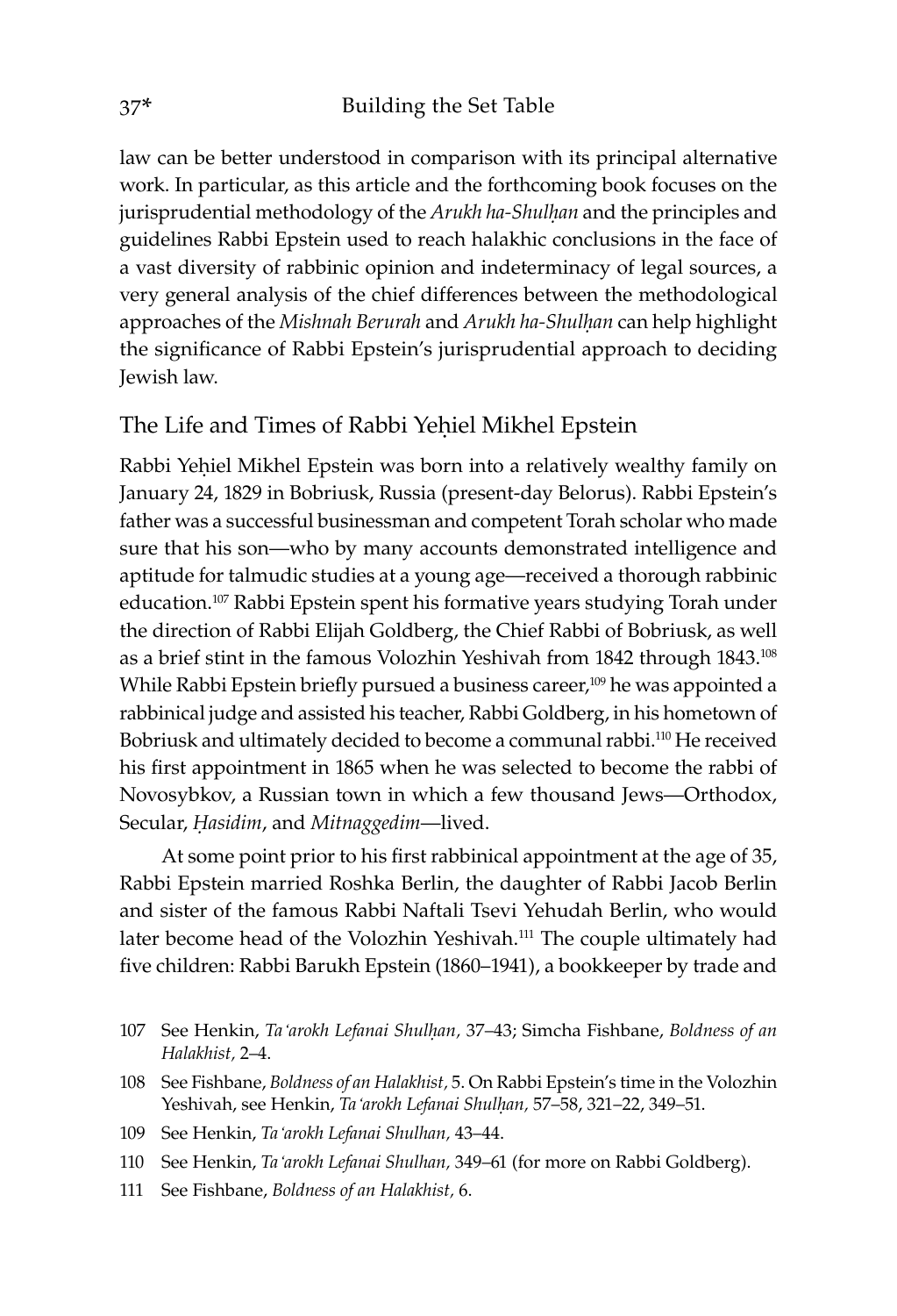law can be better understood in comparison with its principal alternative work. In particular, as this article and the forthcoming book focuses on the jurisprudential methodology of the *Arukh ha-Shulḥan* and the principles and guidelines Rabbi Epstein used to reach halakhic conclusions in the face of a vast diversity of rabbinic opinion and indeterminacy of legal sources, a very general analysis of the chief differences between the methodological approaches of the *Mishnah Berurah* and *Arukh ha-Shulḥan* can help highlight the significance of Rabbi Epstein's jurisprudential approach to deciding Jewish law.

## The Life and Times of Rabbi Yeḥiel Mikhel Epstein

Rabbi Yeḥiel Mikhel Epstein was born into a relatively wealthy family on January 24, 1829 in Bobriusk, Russia (present-day Belorus). Rabbi Epstein's father was a successful businessman and competent Torah scholar who made sure that his son—who by many accounts demonstrated intelligence and aptitude for talmudic studies at a young age—received a thorough rabbinic education.[107] Rabbi Epstein spent his formative years studying Torah under the direction of Rabbi Elijah Goldberg, the Chief Rabbi of Bobriusk, as well as a brief stint in the famous Volozhin Yeshivah from 1842 through 1843.[108] While Rabbi Epstein briefly pursued a business career,[109] he was appointed a rabbinical judge and assisted his teacher, Rabbi Goldberg, in his hometown of Bobriusk and ultimately decided to become a communal rabbi.[110] He received his first appointment in 1865 when he was selected to become the rabbi of Novosybkov, a Russian town in which a few thousand Jews—Orthodox, Secular, *Ḥasidim*, and *Mitnaggedim*—lived.

At some point prior to his first rabbinical appointment at the age of 35, Rabbi Epstein married Roshka Berlin, the daughter of Rabbi Jacob Berlin and sister of the famous Rabbi Naftali Tsevi Yehudah Berlin, who would later become head of the Volozhin Yeshivah.[111] The couple ultimately had five children: Rabbi Barukh Epstein (1860–1941), a bookkeeper by trade and

107 See Henkin, *Ta'arokh Lefanai Shulḥan,* 37–43; Simcha Fishbane, *Boldness of an Halakhist,* 2–4.

108 See Fishbane, *Boldness of an Halakhist,* 5. On Rabbi Epstein's time in the Volozhin Yeshivah, see Henkin, *Ta'arokh Lefanai Shulḥan,* 57–58, 321–22, 349–51.

109 See Henkin, *Ta'arokh Lefanai Shulhan,* 43–44.

110 See Henkin, *Ta'arokh Lefanai Shulhan,* 349–61 (for more on Rabbi Goldberg).

111 See Fishbane, *Boldness of an Halakhist,* 6.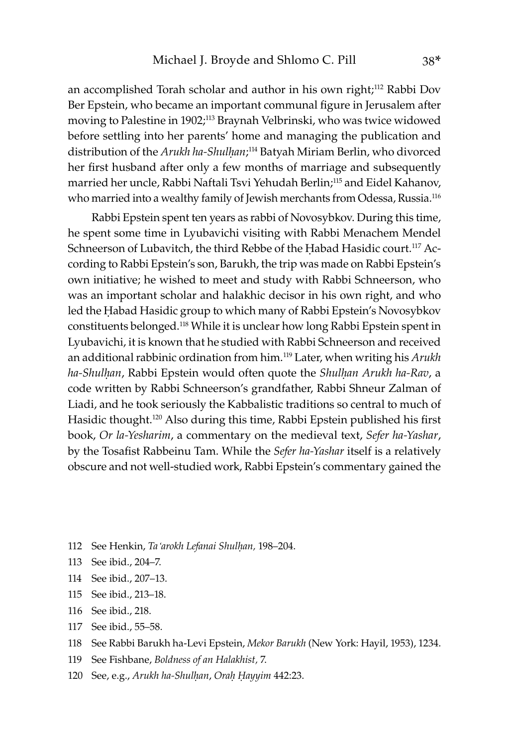an accomplished Torah scholar and author in his own right;[112] Rabbi Dov Ber Epstein, who became an important communal figure in Jerusalem after moving to Palestine in 1902;[113] Braynah Velbrinski, who was twice widowed before settling into her parents' home and managing the publication and distribution of the *Arukh ha-Shulḥan*;[114] Batyah Miriam Berlin, who divorced her first husband after only a few months of marriage and subsequently married her uncle, Rabbi Naftali Tsvi Yehudah Berlin;[115] and Eidel Kahanov, who married into a wealthy family of Jewish merchants from Odessa, Russia.[116]

Rabbi Epstein spent ten years as rabbi of Novosybkov. During this time, he spent some time in Lyubavichi visiting with Rabbi Menachem Mendel Schneerson of Lubavitch, the third Rebbe of the Ḥabad Hasidic court.[117] According to Rabbi Epstein's son, Barukh, the trip was made on Rabbi Epstein's own initiative; he wished to meet and study with Rabbi Schneerson, who was an important scholar and halakhic decisor in his own right, and who led the Ḥabad Hasidic group to which many of Rabbi Epstein's Novosybkov constituents belonged.[118] While it is unclear how long Rabbi Epstein spent in Lyubavichi, it is known that he studied with Rabbi Schneerson and received an additional rabbinic ordination from him.[119] Later, when writing his *Arukh ha-Shulḥan*, Rabbi Epstein would often quote the *Shulḥan Arukh ha-Rav*, a code written by Rabbi Schneerson's grandfather, Rabbi Shneur Zalman of Liadi, and he took seriously the Kabbalistic traditions so central to much of Hasidic thought.[120] Also during this time, Rabbi Epstein published his first book, *Or la-Yesharim*, a commentary on the medieval text, *Sefer ha-Yashar*, by the Tosafist Rabbeinu Tam. While the *Sefer ha-Yashar* itself is a relatively obscure and not well-studied work, Rabbi Epstein's commentary gained the

112 See Henkin, *Ta'arokh Lefanai Shulḥan,* 198–204.

113 See ibid., 204–7.

114 See ibid., 207–13.

115 See ibid., 213–18.

116 See ibid., 218.

117 See ibid., 55–58.

118 See Rabbi Barukh ha-Levi Epstein, *Mekor Barukh* (New York: Hayil, 1953), 1234.

119 See Fishbane, *Boldness of an Halakhist,* 7.

120 See, e.g., *Arukh ha-Shulḥan*, *Oraḥ Ḥayyim* 442:23.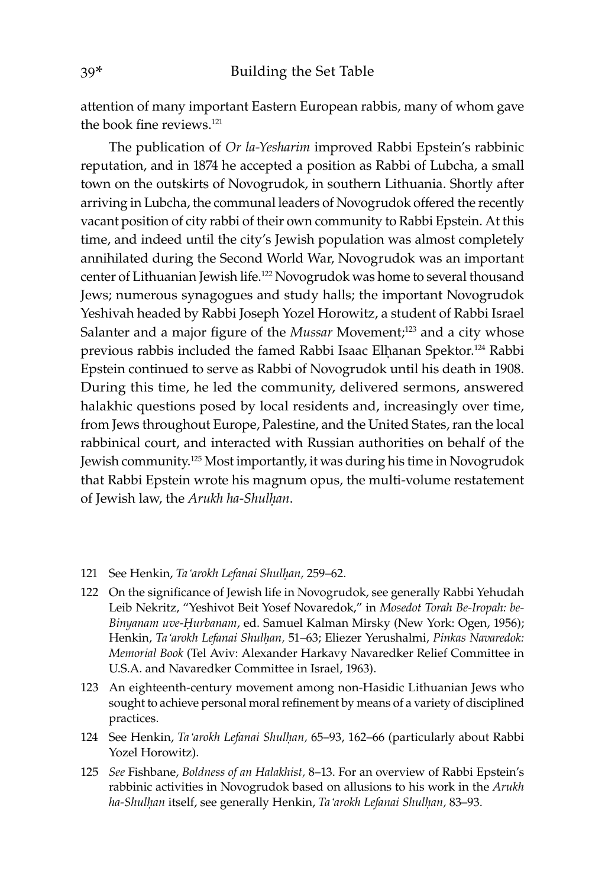attention of many important Eastern European rabbis, many of whom gave the book fine reviews.[121]

The publication of *Or la-Yesharim* improved Rabbi Epstein's rabbinic reputation, and in 1874 he accepted a position as Rabbi of Lubcha, a small town on the outskirts of Novogrudok, in southern Lithuania. Shortly after arriving in Lubcha, the communal leaders of Novogrudok offered the recently vacant position of city rabbi of their own community to Rabbi Epstein. At this time, and indeed until the city's Jewish population was almost completely annihilated during the Second World War, Novogrudok was an important center of Lithuanian Jewish life.[122] Novogrudok was home to several thousand Jews; numerous synagogues and study halls; the important Novogrudok Yeshivah headed by Rabbi Joseph Yozel Horowitz, a student of Rabbi Israel Salanter and a major figure of the *Mussar* Movement;[123] and a city whose previous rabbis included the famed Rabbi Isaac Elḥanan Spektor.[124] Rabbi Epstein continued to serve as Rabbi of Novogrudok until his death in 1908. During this time, he led the community, delivered sermons, answered halakhic questions posed by local residents and, increasingly over time, from Jews throughout Europe, Palestine, and the United States, ran the local rabbinical court, and interacted with Russian authorities on behalf of the Jewish community.[125] Most importantly, it was during his time in Novogrudok that Rabbi Epstein wrote his magnum opus, the multi-volume restatement of Jewish law, the *Arukh ha-Shulḥan*.

121 See Henkin, *Ta'arokh Lefanai Shulḥan,* 259–62.

122 On the significance of Jewish life in Novogrudok, see generally Rabbi Yehudah Leib Nekritz, "Yeshivot Beit Yosef Novaredok," in *Mosedot Torah Be-Iropah: be-Binyanam uve-Ḥurbanam*, ed. Samuel Kalman Mirsky (New York: Ogen, 1956); Henkin, *Ta'arokh Lefanai Shulḥan,* 51–63; Eliezer Yerushalmi, *Pinkas Navaredok: Memorial Book* (Tel Aviv: Alexander Harkavy Navaredker Relief Committee in U.S.A. and Navaredker Committee in Israel, 1963).

123 An eighteenth-century movement among non-Hasidic Lithuanian Jews who sought to achieve personal moral refinement by means of a variety of disciplined practices.

124 See Henkin, *Ta'arokh Lefanai Shulḥan,* 65–93, 162–66 (particularly about Rabbi Yozel Horowitz).

125 *See* Fishbane, *Boldness of an Halakhist,* 8–13. For an overview of Rabbi Epstein's rabbinic activities in Novogrudok based on allusions to his work in the *Arukh ha-Shulḥan* itself, see generally Henkin, *Ta'arokh Lefanai Shulḥan,* 83–93.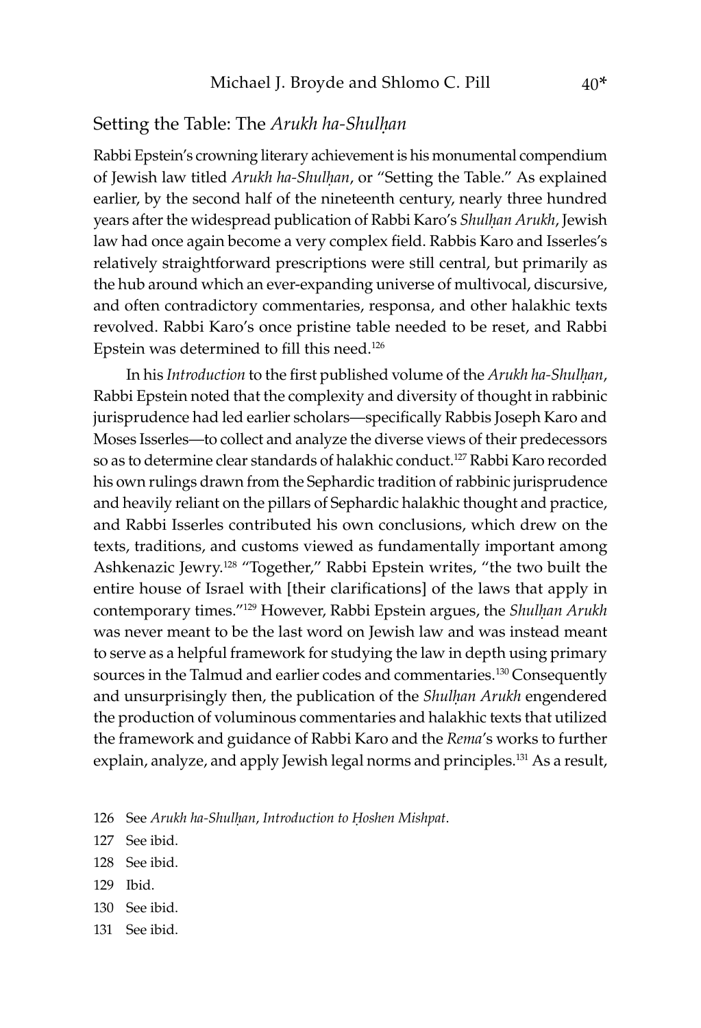## Setting the Table: The *Arukh ha-Shulḥan*

Rabbi Epstein's crowning literary achievement is his monumental compendium of Jewish law titled *Arukh ha-Shulḥan*, or "Setting the Table." As explained earlier, by the second half of the nineteenth century, nearly three hundred years after the widespread publication of Rabbi Karo's *Shulḥan Arukh*, Jewish law had once again become a very complex field. Rabbis Karo and Isserles's relatively straightforward prescriptions were still central, but primarily as the hub around which an ever-expanding universe of multivocal, discursive, and often contradictory commentaries, responsa, and other halakhic texts revolved. Rabbi Karo's once pristine table needed to be reset, and Rabbi Epstein was determined to fill this need.[126]

In his *Introduction* to the first published volume of the *Arukh ha-Shulḥan*, Rabbi Epstein noted that the complexity and diversity of thought in rabbinic jurisprudence had led earlier scholars—specifically Rabbis Joseph Karo and Moses Isserles—to collect and analyze the diverse views of their predecessors so as to determine clear standards of halakhic conduct.[127] Rabbi Karo recorded his own rulings drawn from the Sephardic tradition of rabbinic jurisprudence and heavily reliant on the pillars of Sephardic halakhic thought and practice, and Rabbi Isserles contributed his own conclusions, which drew on the texts, traditions, and customs viewed as fundamentally important among Ashkenazic Jewry.[128] "Together," Rabbi Epstein writes, "the two built the entire house of Israel with [their clarifications] of the laws that apply in contemporary times."[129] However, Rabbi Epstein argues, the *Shulḥan Arukh* was never meant to be the last word on Jewish law and was instead meant to serve as a helpful framework for studying the law in depth using primary sources in the Talmud and earlier codes and commentaries.[130] Consequently and unsurprisingly then, the publication of the *Shulḥan Arukh* engendered the production of voluminous commentaries and halakhic texts that utilized the framework and guidance of Rabbi Karo and the *Rema*'s works to further explain, analyze, and apply Jewish legal norms and principles.[131] As a result,

126 See *Arukh ha-Shulḥan*, *Introduction to Ḥoshen Mishpat*.

127 See ibid.

128 See ibid.

129 Ibid.

130 See ibid.

131 See ibid.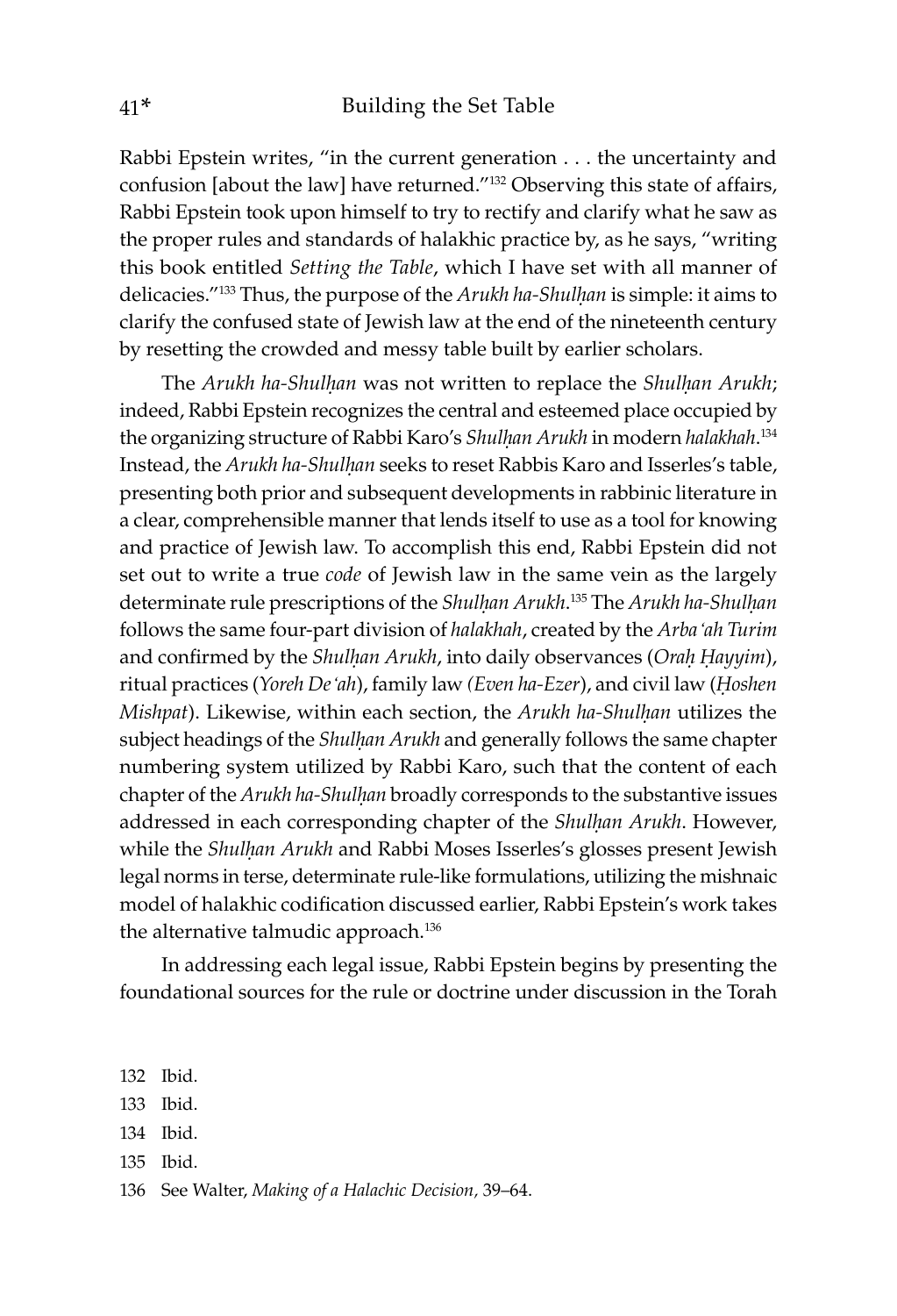Rabbi Epstein writes, "in the current generation . . . the uncertainty and confusion [about the law] have returned."[132] Observing this state of affairs, Rabbi Epstein took upon himself to try to rectify and clarify what he saw as the proper rules and standards of halakhic practice by, as he says, "writing this book entitled *Setting the Table*, which I have set with all manner of delicacies."[133] Thus, the purpose of the *Arukh ha-Shulḥan* is simple: it aims to clarify the confused state of Jewish law at the end of the nineteenth century by resetting the crowded and messy table built by earlier scholars.

The *Arukh ha-Shulḥan* was not written to replace the *Shulḥan Arukh*; indeed, Rabbi Epstein recognizes the central and esteemed place occupied by the organizing structure of Rabbi Karo's *Shulḥan Arukh* in modern *halakhah*.[134] Instead, the *Arukh ha-Shulḥan* seeks to reset Rabbis Karo and Isserles's table, presenting both prior and subsequent developments in rabbinic literature in a clear, comprehensible manner that lends itself to use as a tool for knowing and practice of Jewish law. To accomplish this end, Rabbi Epstein did not set out to write a true *code* of Jewish law in the same vein as the largely determinate rule prescriptions of the *Shulḥan Arukh*.[135] The *Arukh ha-Shulḥan* follows the same four-part division of *halakhah*, created by the *Arba'ah Turim* and confirmed by the *Shulḥan Arukh*, into daily observances (*Oraḥ Ḥayyim*), ritual practices (*Yoreh De'ah*), family law *(Even ha-Ezer*), and civil law (*Ḥoshen Mishpat*). Likewise, within each section, the *Arukh ha-Shulḥan* utilizes the subject headings of the *Shulḥan Arukh* and generally follows the same chapter numbering system utilized by Rabbi Karo, such that the content of each chapter of the *Arukh ha-Shulḥan* broadly corresponds to the substantive issues addressed in each corresponding chapter of the *Shulḥan Arukh*. However, while the *Shulḥan Arukh* and Rabbi Moses Isserles's glosses present Jewish legal norms in terse, determinate rule-like formulations, utilizing the mishnaic model of halakhic codification discussed earlier, Rabbi Epstein's work takes the alternative talmudic approach.[136]

In addressing each legal issue, Rabbi Epstein begins by presenting the foundational sources for the rule or doctrine under discussion in the Torah

132 Ibid.

133 Ibid.

134 Ibid.

135 Ibid.

136 See Walter, *Making of a Halachic Decision,* 39–64.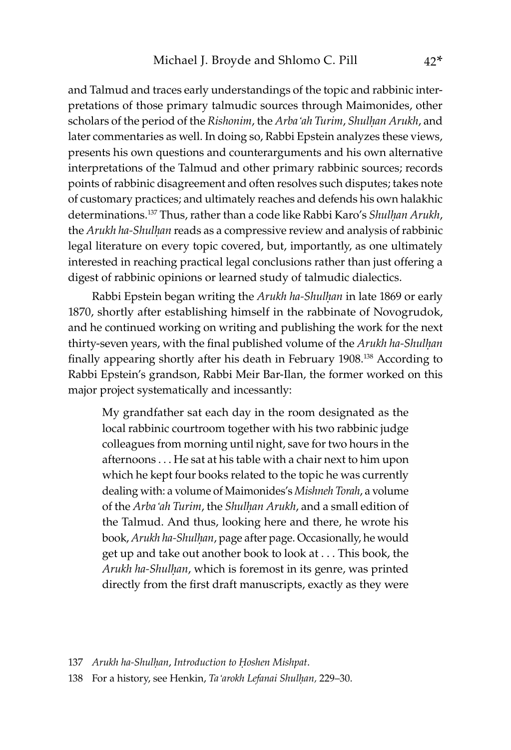and Talmud and traces early understandings of the topic and rabbinic interpretations of those primary talmudic sources through Maimonides, other scholars of the period of the *Rishonim*, the *Arba'ah Turim*, *Shulḥan Arukh*, and later commentaries as well. In doing so, Rabbi Epstein analyzes these views, presents his own questions and counterarguments and his own alternative interpretations of the Talmud and other primary rabbinic sources; records points of rabbinic disagreement and often resolves such disputes; takes note of customary practices; and ultimately reaches and defends his own halakhic determinations.[137] Thus, rather than a code like Rabbi Karo's *Shulḥan Arukh*, the *Arukh ha-Shulḥan* reads as a compressive review and analysis of rabbinic legal literature on every topic covered, but, importantly, as one ultimately interested in reaching practical legal conclusions rather than just offering a digest of rabbinic opinions or learned study of talmudic dialectics.

Rabbi Epstein began writing the *Arukh ha-Shulḥan* in late 1869 or early 1870, shortly after establishing himself in the rabbinate of Novogrudok, and he continued working on writing and publishing the work for the next thirty-seven years, with the final published volume of the *Arukh ha-Shulḥan* finally appearing shortly after his death in February 1908.[138] According to Rabbi Epstein's grandson, Rabbi Meir Bar-Ilan, the former worked on this major project systematically and incessantly:

> My grandfather sat each day in the room designated as the local rabbinic courtroom together with his two rabbinic judge colleagues from morning until night, save for two hours in the afternoons . . . He sat at his table with a chair next to him upon which he kept four books related to the topic he was currently dealing with: a volume of Maimonides's *Mishneh Torah*, a volume of the *Arba'ah Turim*, the *Shulḥan Arukh*, and a small edition of the Talmud. And thus, looking here and there, he wrote his book, *Arukh ha-Shulḥan*, page after page. Occasionally, he would get up and take out another book to look at . . . This book, the *Arukh ha-Shulḥan*, which is foremost in its genre, was printed directly from the first draft manuscripts, exactly as they were

137 *Arukh ha-Shulḥan*, *Introduction to Ḥoshen Mishpat*.

138 For a history, see Henkin, *Ta'arokh Lefanai Shulḥan,* 229–30.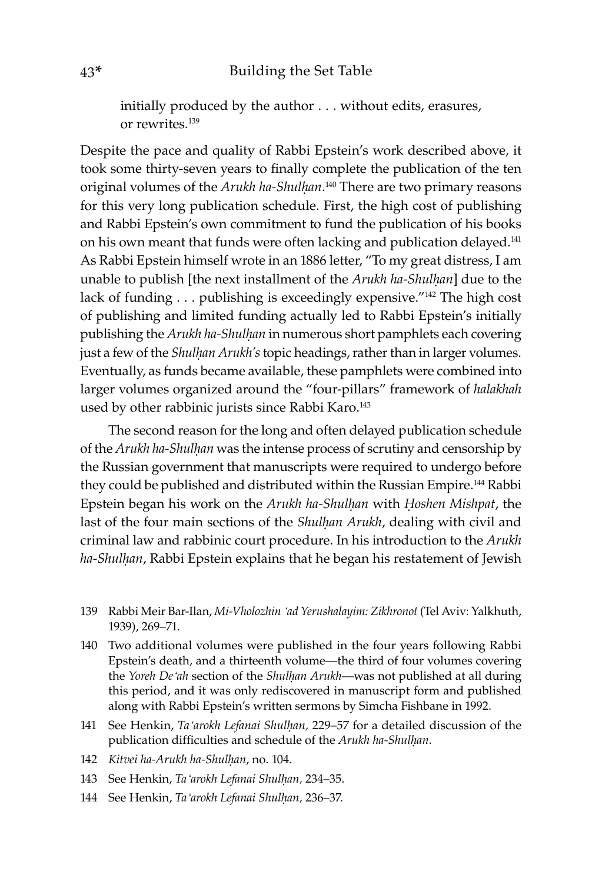initially produced by the author . . . without edits, erasures, or rewrites.[139]

Despite the pace and quality of Rabbi Epstein's work described above, it took some thirty-seven years to finally complete the publication of the ten original volumes of the *Arukh ha-Shulḥan*.[140] There are two primary reasons for this very long publication schedule. First, the high cost of publishing and Rabbi Epstein's own commitment to fund the publication of his books on his own meant that funds were often lacking and publication delayed.[141] As Rabbi Epstein himself wrote in an 1886 letter, "To my great distress, I am unable to publish [the next installment of the *Arukh ha-Shulḥan*] due to the lack of funding . . . publishing is exceedingly expensive."[142] The high cost of publishing and limited funding actually led to Rabbi Epstein's initially publishing the *Arukh ha-Shulḥan* in numerous short pamphlets each covering just a few of the *Shulḥan Arukh's* topic headings, rather than in larger volumes. Eventually, as funds became available, these pamphlets were combined into larger volumes organized around the "four-pillars" framework of *halakhah* used by other rabbinic jurists since Rabbi Karo.[143]

The second reason for the long and often delayed publication schedule of the *Arukh ha-Shulḥan* was the intense process of scrutiny and censorship by the Russian government that manuscripts were required to undergo before they could be published and distributed within the Russian Empire.[144] Rabbi Epstein began his work on the *Arukh ha-Shulḥan* with *Ḥoshen Mishpat*, the last of the four main sections of the *Shulḥan Arukh*, dealing with civil and criminal law and rabbinic court procedure. In his introduction to the *Arukh ha-Shulḥan*, Rabbi Epstein explains that he began his restatement of Jewish

139 Rabbi Meir Bar-Ilan, *Mi-Vholozhin 'ad Yerushalayim: Zikhronot* (Tel Aviv: Yalkhuth, 1939), 269–71.

140 Two additional volumes were published in the four years following Rabbi Epstein's death, and a thirteenth volume—the third of four volumes covering the *Yoreh De'ah* section of the *Shulḥan Arukh*—was not published at all during this period, and it was only rediscovered in manuscript form and published along with Rabbi Epstein's written sermons by Simcha Fishbane in 1992.

141 See Henkin, *Ta'arokh Lefanai Shulḥan,* 229–57 for a detailed discussion of the publication difficulties and schedule of the *Arukh ha-Shulḥan*.

142 *Kitvei ha-Arukh ha-Shulḥan*, no. 104.

143 See Henkin, *Ta'arokh Lefanai Shulḥan,* 234–35.

144 See Henkin, *Ta'arokh Lefanai Shulḥan,* 236–37.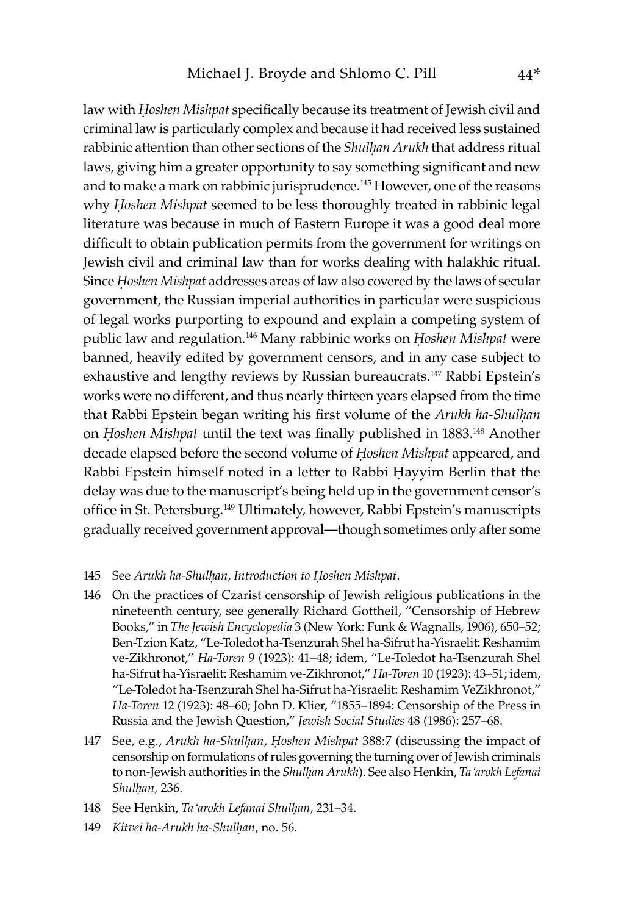law with *Ḥoshen Mishpat* specifically because its treatment of Jewish civil and criminal law is particularly complex and because it had received less sustained rabbinic attention than other sections of the *Shulḥan Arukh* that address ritual laws, giving him a greater opportunity to say something significant and new and to make a mark on rabbinic jurisprudence.[145] However, one of the reasons why *Ḥoshen Mishpat* seemed to be less thoroughly treated in rabbinic legal literature was because in much of Eastern Europe it was a good deal more difficult to obtain publication permits from the government for writings on Jewish civil and criminal law than for works dealing with halakhic ritual. Since *Ḥoshen Mishpat* addresses areas of law also covered by the laws of secular government, the Russian imperial authorities in particular were suspicious of legal works purporting to expound and explain a competing system of public law and regulation.[146] Many rabbinic works on *Ḥoshen Mishpat* were banned, heavily edited by government censors, and in any case subject to exhaustive and lengthy reviews by Russian bureaucrats.[147] Rabbi Epstein's works were no different, and thus nearly thirteen years elapsed from the time that Rabbi Epstein began writing his first volume of the *Arukh ha-Shulḥan* on *Ḥoshen Mishpat* until the text was finally published in 1883.[148] Another decade elapsed before the second volume of *Ḥoshen Mishpat* appeared, and Rabbi Epstein himself noted in a letter to Rabbi Ḥayyim Berlin that the delay was due to the manuscript's being held up in the government censor's office in St. Petersburg.[149] Ultimately, however, Rabbi Epstein's manuscripts gradually received government approval—though sometimes only after some

145 See *Arukh ha-Shulḥan*, *Introduction to Ḥoshen Mishpat*.

146 On the practices of Czarist censorship of Jewish religious publications in the nineteenth century, see generally Richard Gottheil, "Censorship of Hebrew Books," in *The Jewish Encyclopedia* 3 (New York: Funk & Wagnalls, 1906), 650–52; Ben-Tzion Katz, "Le-Toledot ha-Tsenzurah Shel ha-Sifrut ha-Yisraelit: Reshamim ve-Zikhronot," *Ha-Toren* 9 (1923): 41–48; idem, "Le-Toledot ha-Tsenzurah Shel ha-Sifrut ha-Yisraelit: Reshamim ve-Zikhronot," *Ha-Toren* 10 (1923): 43–51; idem, "Le-Toledot ha-Tsenzurah Shel ha-Sifrut ha-Yisraelit: Reshamim VeZikhronot," *Ha-Toren* 12 (1923): 48–60; John D. Klier, "1855–1894: Censorship of the Press in Russia and the Jewish Question," *Jewish Social Studies* 48 (1986): 257–68.

147 See, e.g., *Arukh ha-Shulḥan*, *Ḥoshen Mishpat* 388:7 (discussing the impact of censorship on formulations of rules governing the turning over of Jewish criminals to non-Jewish authorities in the *Shulḥan Arukh*). See also Henkin, *Ta'arokh Lefanai Shulḥan*, 236.

148 See Henkin, *Ta'arokh Lefanai Shulḥan*, 231–34.

149 *Kitvei ha-Arukh ha-Shulḥan*, no. 56.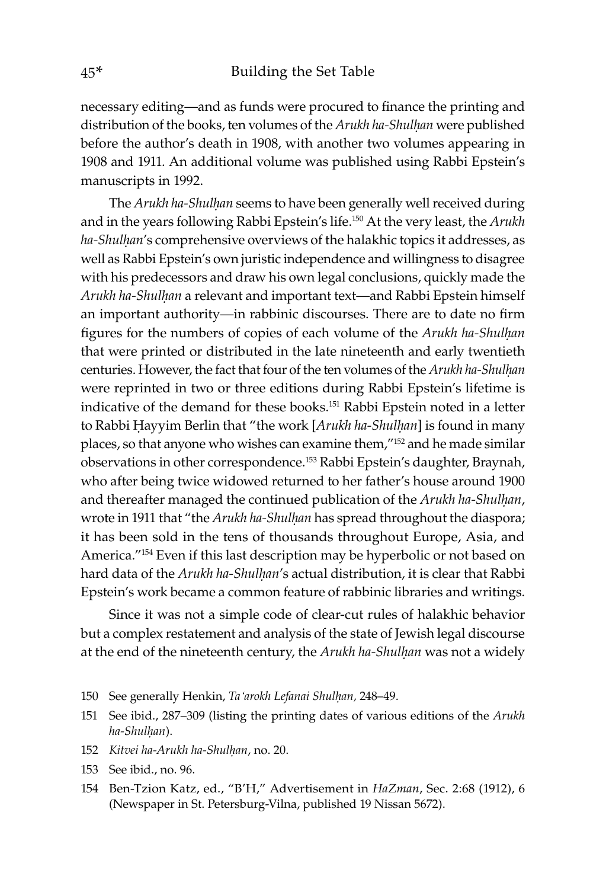necessary editing—and as funds were procured to finance the printing and distribution of the books, ten volumes of the *Arukh ha-Shulḥan* were published before the author's death in 1908, with another two volumes appearing in 1908 and 1911. An additional volume was published using Rabbi Epstein's manuscripts in 1992.

The *Arukh ha-Shulḥan* seems to have been generally well received during and in the years following Rabbi Epstein's life.[150] At the very least, the *Arukh ha-Shulḥan*'s comprehensive overviews of the halakhic topics it addresses, as well as Rabbi Epstein's own juristic independence and willingness to disagree with his predecessors and draw his own legal conclusions, quickly made the *Arukh ha-Shulḥan* a relevant and important text—and Rabbi Epstein himself an important authority—in rabbinic discourses. There are to date no firm figures for the numbers of copies of each volume of the *Arukh ha-Shulḥan* that were printed or distributed in the late nineteenth and early twentieth centuries. However, the fact that four of the ten volumes of the *Arukh ha-Shulḥan* were reprinted in two or three editions during Rabbi Epstein's lifetime is indicative of the demand for these books.[151] Rabbi Epstein noted in a letter to Rabbi Ḥayyim Berlin that "the work [*Arukh ha-Shulḥan*] is found in many places, so that anyone who wishes can examine them,"[152] and he made similar observations in other correspondence.[153] Rabbi Epstein's daughter, Braynah, who after being twice widowed returned to her father's house around 1900 and thereafter managed the continued publication of the *Arukh ha-Shulḥan*, wrote in 1911 that "the *Arukh ha-Shulḥan* has spread throughout the diaspora; it has been sold in the tens of thousands throughout Europe, Asia, and America."[154] Even if this last description may be hyperbolic or not based on hard data of the *Arukh ha-Shulḥan*'s actual distribution, it is clear that Rabbi Epstein's work became a common feature of rabbinic libraries and writings.

Since it was not a simple code of clear-cut rules of halakhic behavior but a complex restatement and analysis of the state of Jewish legal discourse at the end of the nineteenth century, the *Arukh ha-Shulḥan* was not a widely

150 See generally Henkin, *Ta'arokh Lefanai Shulḥan,* 248–49.

151 See ibid., 287–309 (listing the printing dates of various editions of the *Arukh ha-Shulḥan*).

152 *Kitvei ha-Arukh ha-Shulḥan*, no. 20.

153 See ibid., no. 96.

154 Ben-Tzion Katz, ed., "B'H," Advertisement in *HaZman*, Sec. 2:68 (1912), 6 (Newspaper in St. Petersburg-Vilna, published 19 Nissan 5672).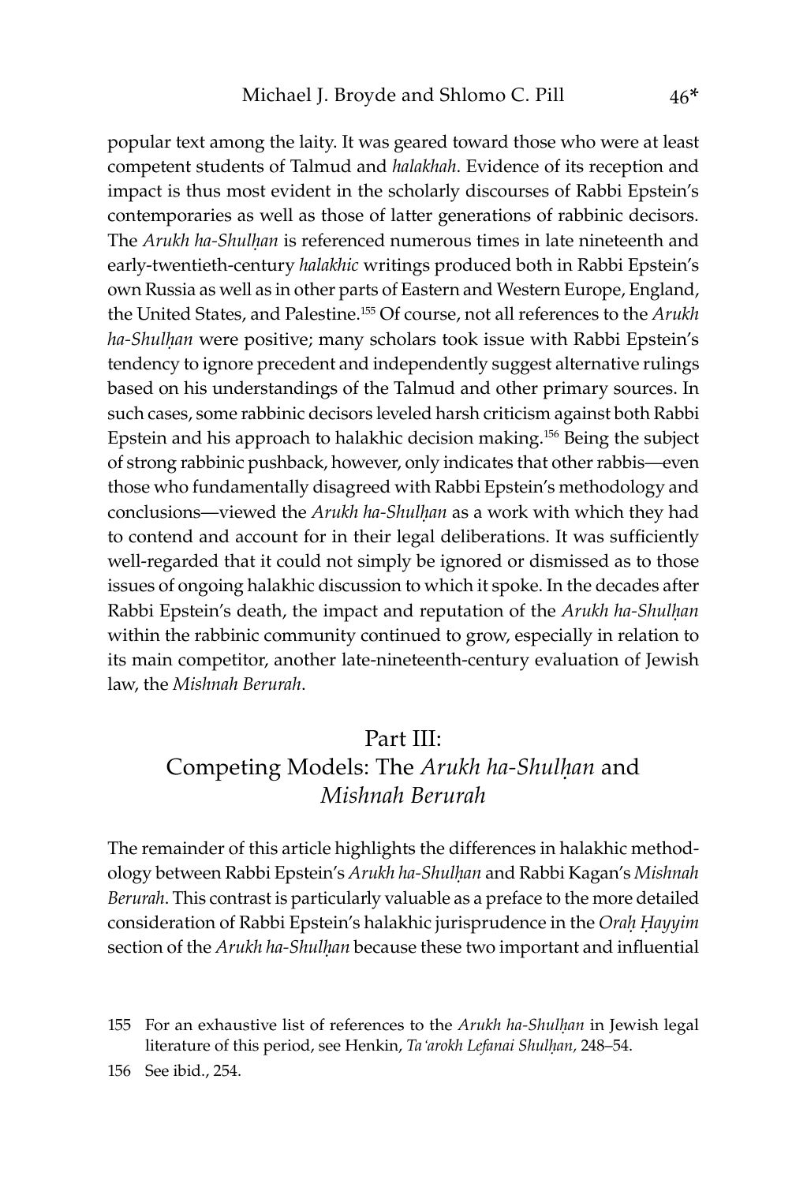popular text among the laity. It was geared toward those who were at least competent students of Talmud and *halakhah*. Evidence of its reception and impact is thus most evident in the scholarly discourses of Rabbi Epstein's contemporaries as well as those of latter generations of rabbinic decisors. The *Arukh ha-Shulḥan* is referenced numerous times in late nineteenth and early-twentieth-century *halakhic* writings produced both in Rabbi Epstein's own Russia as well as in other parts of Eastern and Western Europe, England, the United States, and Palestine.[155] Of course, not all references to the *Arukh ha-Shulḥan* were positive; many scholars took issue with Rabbi Epstein's tendency to ignore precedent and independently suggest alternative rulings based on his understandings of the Talmud and other primary sources. In such cases, some rabbinic decisors leveled harsh criticism against both Rabbi Epstein and his approach to halakhic decision making.[156] Being the subject of strong rabbinic pushback, however, only indicates that other rabbis—even those who fundamentally disagreed with Rabbi Epstein's methodology and conclusions—viewed the *Arukh ha-Shulḥan* as a work with which they had to contend and account for in their legal deliberations. It was sufficiently well-regarded that it could not simply be ignored or dismissed as to those issues of ongoing halakhic discussion to which it spoke. In the decades after Rabbi Epstein's death, the impact and reputation of the *Arukh ha-Shulḥan* within the rabbinic community continued to grow, especially in relation to its main competitor, another late-nineteenth-century evaluation of Jewish law, the *Mishnah Berurah*.

## Part III: Competing Models: The *Arukh ha-Shulḥan* and *Mishnah Berurah*

The remainder of this article highlights the differences in halakhic methodology between Rabbi Epstein's *Arukh ha-Shulḥan* and Rabbi Kagan's *Mishnah Berurah*. This contrast is particularly valuable as a preface to the more detailed consideration of Rabbi Epstein's halakhic jurisprudence in the *Oraḥ Ḥayyim* section of the *Arukh ha-Shulḥan* because these two important and influential

155 For an exhaustive list of references to the *Arukh ha-Shulḥan* in Jewish legal literature of this period, see Henkin, *Ta'arokh Lefanai Shulḥan*, 248–54.

156 See ibid., 254.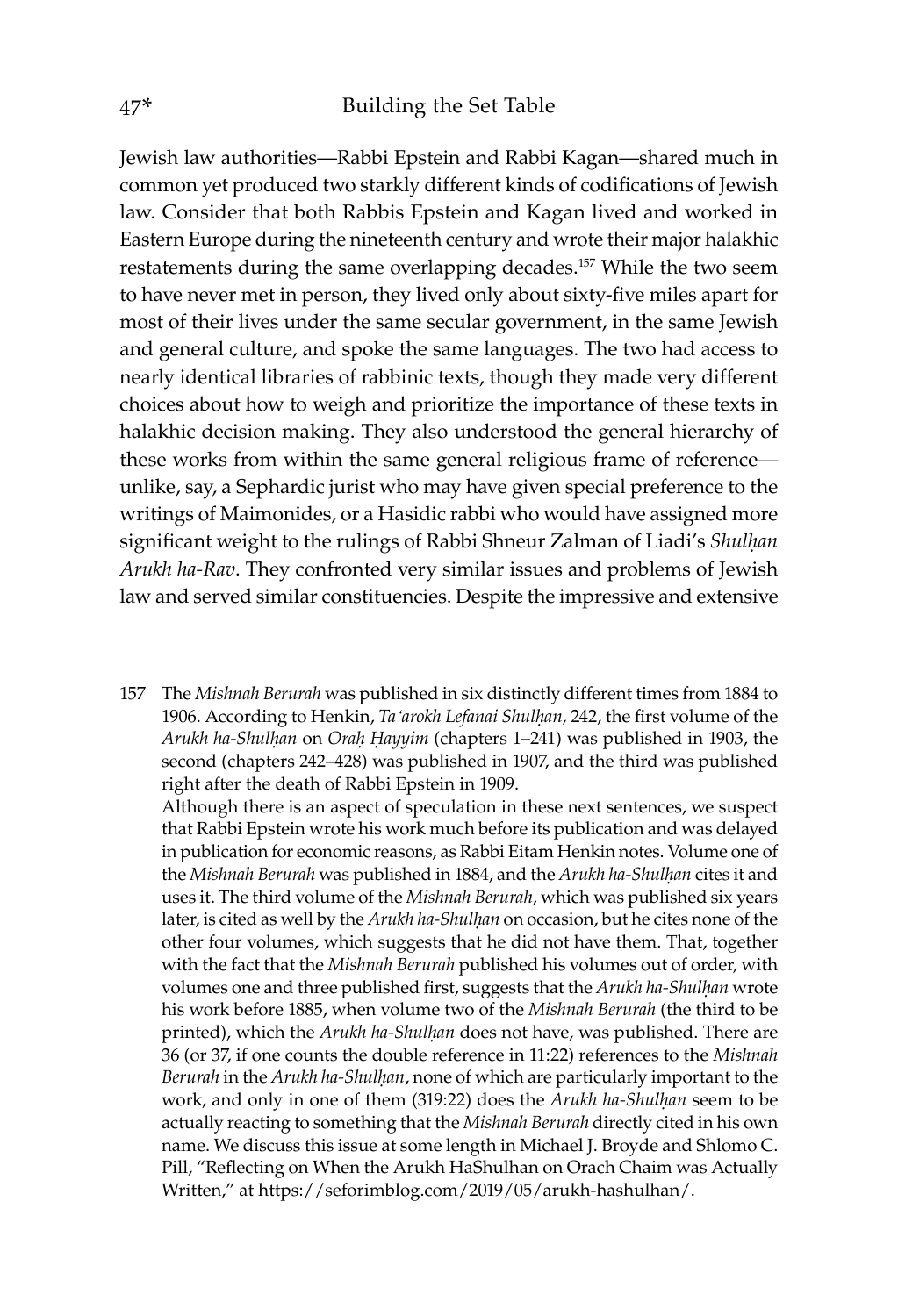Jewish law authorities—Rabbi Epstein and Rabbi Kagan—shared much in common yet produced two starkly different kinds of codifications of Jewish law. Consider that both Rabbis Epstein and Kagan lived and worked in Eastern Europe during the nineteenth century and wrote their major halakhic restatements during the same overlapping decades.[157] While the two seem to have never met in person, they lived only about sixty-five miles apart for most of their lives under the same secular government, in the same Jewish and general culture, and spoke the same languages. The two had access to nearly identical libraries of rabbinic texts, though they made very different choices about how to weigh and prioritize the importance of these texts in halakhic decision making. They also understood the general hierarchy of these works from within the same general religious frame of reference—unlike, say, a Sephardic jurist who may have given special preference to the writings of Maimonides, or a Hasidic rabbi who would have assigned more significant weight to the rulings of Rabbi Shneur Zalman of Liadi's *Shulḥan Arukh ha-Rav*. They confronted very similar issues and problems of Jewish law and served similar constituencies. Despite the impressive and extensive

157 The *Mishnah Berurah* was published in six distinctly different times from 1884 to 1906. According to Henkin, *Ta'arokh Lefanai Shulḥan*, 242, the first volume of the *Arukh ha-Shulḥan* on *Oraḥ Ḥayyim* (chapters 1–241) was published in 1903, the second (chapters 242–428) was published in 1907, and the third was published right after the death of Rabbi Epstein in 1909.
Although there is an aspect of speculation in these next sentences, we suspect that Rabbi Epstein wrote his work much before its publication and was delayed in publication for economic reasons, as Rabbi Eitam Henkin notes. Volume one of the *Mishnah Berurah* was published in 1884, and the *Arukh ha-Shulḥan* cites it and uses it. The third volume of the *Mishnah Berurah*, which was published six years later, is cited as well by the *Arukh ha-Shulḥan* on occasion, but he cites none of the other four volumes, which suggests that he did not have them. That, together with the fact that the *Mishnah Berurah* published his volumes out of order, with volumes one and three published first, suggests that the *Arukh ha-Shulḥan* wrote his work before 1885, when volume two of the *Mishnah Berurah* (the third to be printed), which the *Arukh ha-Shulḥan* does not have, was published. There are 36 (or 37, if one counts the double reference in 11:22) references to the *Mishnah Berurah* in the *Arukh ha-Shulḥan*, none of which are particularly important to the work, and only in one of them (319:22) does the *Arukh ha-Shulḥan* seem to be actually reacting to something that the *Mishnah Berurah* directly cited in his own name. We discuss this issue at some length in Michael J. Broyde and Shlomo C. Pill, "Reflecting on When the Arukh HaShulhan on Orach Chaim was Actually Written," at https://seforimblog.com/2019/05/arukh-hashulhan/.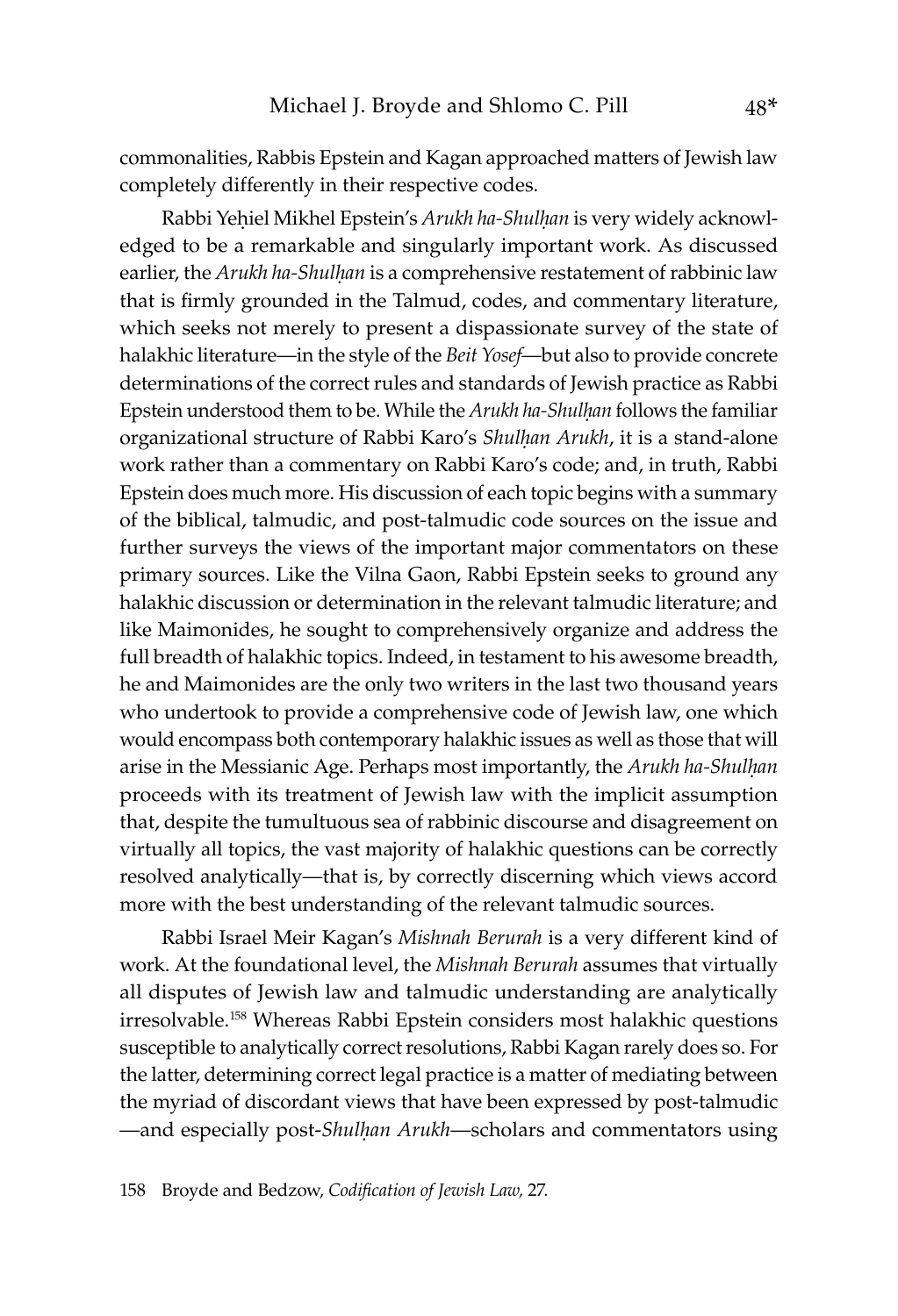commonalities, Rabbis Epstein and Kagan approached matters of Jewish law completely differently in their respective codes.

Rabbi Yeḥiel Mikhel Epstein's *Arukh ha-Shulḥan* is very widely acknowledged to be a remarkable and singularly important work. As discussed earlier, the *Arukh ha-Shulḥan* is a comprehensive restatement of rabbinic law that is firmly grounded in the Talmud, codes, and commentary literature, which seeks not merely to present a dispassionate survey of the state of halakhic literature—in the style of the *Beit Yosef*—but also to provide concrete determinations of the correct rules and standards of Jewish practice as Rabbi Epstein understood them to be. While the *Arukh ha-Shulḥan* follows the familiar organizational structure of Rabbi Karo's *Shulḥan Arukh*, it is a stand-alone work rather than a commentary on Rabbi Karo's code; and, in truth, Rabbi Epstein does much more. His discussion of each topic begins with a summary of the biblical, talmudic, and post-talmudic code sources on the issue and further surveys the views of the important major commentators on these primary sources. Like the Vilna Gaon, Rabbi Epstein seeks to ground any halakhic discussion or determination in the relevant talmudic literature; and like Maimonides, he sought to comprehensively organize and address the full breadth of halakhic topics. Indeed, in testament to his awesome breadth, he and Maimonides are the only two writers in the last two thousand years who undertook to provide a comprehensive code of Jewish law, one which would encompass both contemporary halakhic issues as well as those that will arise in the Messianic Age. Perhaps most importantly, the *Arukh ha-Shulḥan* proceeds with its treatment of Jewish law with the implicit assumption that, despite the tumultuous sea of rabbinic discourse and disagreement on virtually all topics, the vast majority of halakhic questions can be correctly resolved analytically—that is, by correctly discerning which views accord more with the best understanding of the relevant talmudic sources.

Rabbi Israel Meir Kagan's *Mishnah Berurah* is a very different kind of work. At the foundational level, the *Mishnah Berurah* assumes that virtually all disputes of Jewish law and talmudic understanding are analytically irresolvable.[158] Whereas Rabbi Epstein considers most halakhic questions susceptible to analytically correct resolutions, Rabbi Kagan rarely does so. For the latter, determining correct legal practice is a matter of mediating between the myriad of discordant views that have been expressed by post-talmudic —and especially post-*Shulḥan Arukh*—scholars and commentators using

158 Broyde and Bedzow, *Codification of Jewish Law,* 27.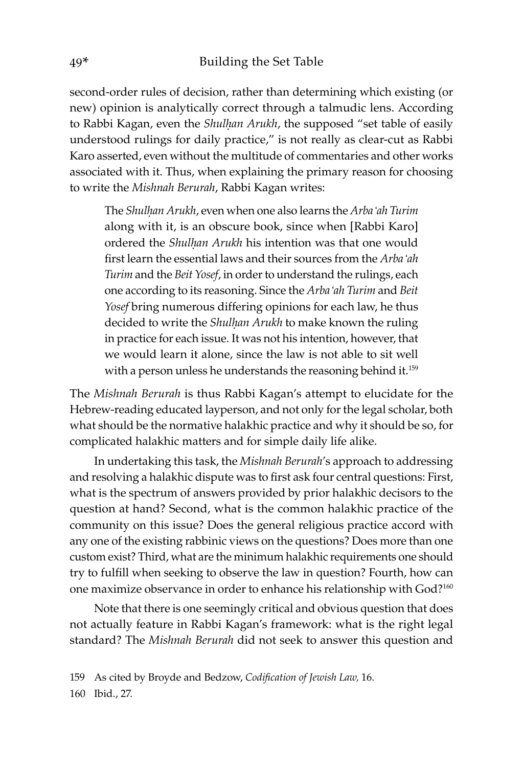second-order rules of decision, rather than determining which existing (or new) opinion is analytically correct through a talmudic lens. According to Rabbi Kagan, even the *Shulḥan Arukh*, the supposed "set table of easily understood rulings for daily practice," is not really as clear-cut as Rabbi Karo asserted, even without the multitude of commentaries and other works associated with it. Thus, when explaining the primary reason for choosing to write the *Mishnah Berurah*, Rabbi Kagan writes:

> The *Shulḥan Arukh*, even when one also learns the *Arba'ah Turim* along with it, is an obscure book, since when [Rabbi Karo] ordered the *Shulḥan Arukh* his intention was that one would first learn the essential laws and their sources from the *Arba'ah Turim* and the *Beit Yosef*, in order to understand the rulings, each one according to its reasoning. Since the *Arba'ah Turim* and *Beit Yosef* bring numerous differing opinions for each law, he thus decided to write the *Shulḥan Arukh* to make known the ruling in practice for each issue. It was not his intention, however, that we would learn it alone, since the law is not able to sit well with a person unless he understands the reasoning behind it.[159]

The *Mishnah Berurah* is thus Rabbi Kagan's attempt to elucidate for the Hebrew-reading educated layperson, and not only for the legal scholar, both what should be the normative halakhic practice and why it should be so, for complicated halakhic matters and for simple daily life alike.

In undertaking this task, the *Mishnah Berurah*'s approach to addressing and resolving a halakhic dispute was to first ask four central questions: First, what is the spectrum of answers provided by prior halakhic decisors to the question at hand? Second, what is the common halakhic practice of the community on this issue? Does the general religious practice accord with any one of the existing rabbinic views on the questions? Does more than one custom exist? Third, what are the minimum halakhic requirements one should try to fulfill when seeking to observe the law in question? Fourth, how can one maximize observance in order to enhance his relationship with God?[160]

Note that there is one seemingly critical and obvious question that does not actually feature in Rabbi Kagan's framework: what is the right legal standard? The *Mishnah Berurah* did not seek to answer this question and

159 As cited by Broyde and Bedzow, *Codification of Jewish Law,* 16.

160 Ibid., 27.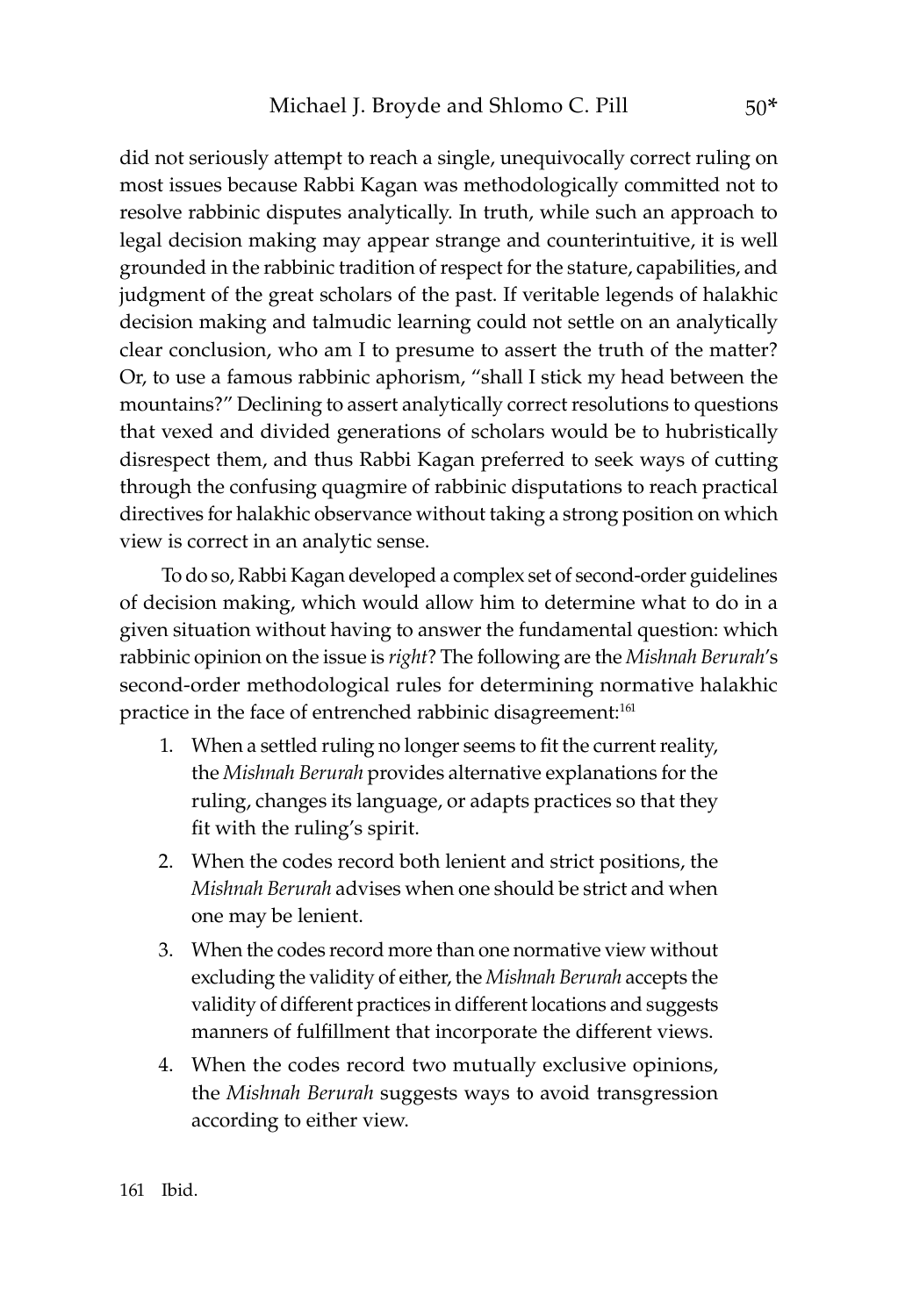did not seriously attempt to reach a single, unequivocally correct ruling on most issues because Rabbi Kagan was methodologically committed not to resolve rabbinic disputes analytically. In truth, while such an approach to legal decision making may appear strange and counterintuitive, it is well grounded in the rabbinic tradition of respect for the stature, capabilities, and judgment of the great scholars of the past. If veritable legends of halakhic decision making and talmudic learning could not settle on an analytically clear conclusion, who am I to presume to assert the truth of the matter? Or, to use a famous rabbinic aphorism, "shall I stick my head between the mountains?" Declining to assert analytically correct resolutions to questions that vexed and divided generations of scholars would be to hubristically disrespect them, and thus Rabbi Kagan preferred to seek ways of cutting through the confusing quagmire of rabbinic disputations to reach practical directives for halakhic observance without taking a strong position on which view is correct in an analytic sense.

To do so, Rabbi Kagan developed a complex set of second-order guidelines of decision making, which would allow him to determine what to do in a given situation without having to answer the fundamental question: which rabbinic opinion on the issue is *right*? The following are the *Mishnah Berurah*'s second-order methodological rules for determining normative halakhic practice in the face of entrenched rabbinic disagreement:[161]

1. When a settled ruling no longer seems to fit the current reality, the *Mishnah Berurah* provides alternative explanations for the ruling, changes its language, or adapts practices so that they fit with the ruling's spirit.
2. When the codes record both lenient and strict positions, the *Mishnah Berurah* advises when one should be strict and when one may be lenient.
3. When the codes record more than one normative view without excluding the validity of either, the *Mishnah Berurah* accepts the validity of different practices in different locations and suggests manners of fulfillment that incorporate the different views.
4. When the codes record two mutually exclusive opinions, the *Mishnah Berurah* suggests ways to avoid transgression according to either view.

161 Ibid.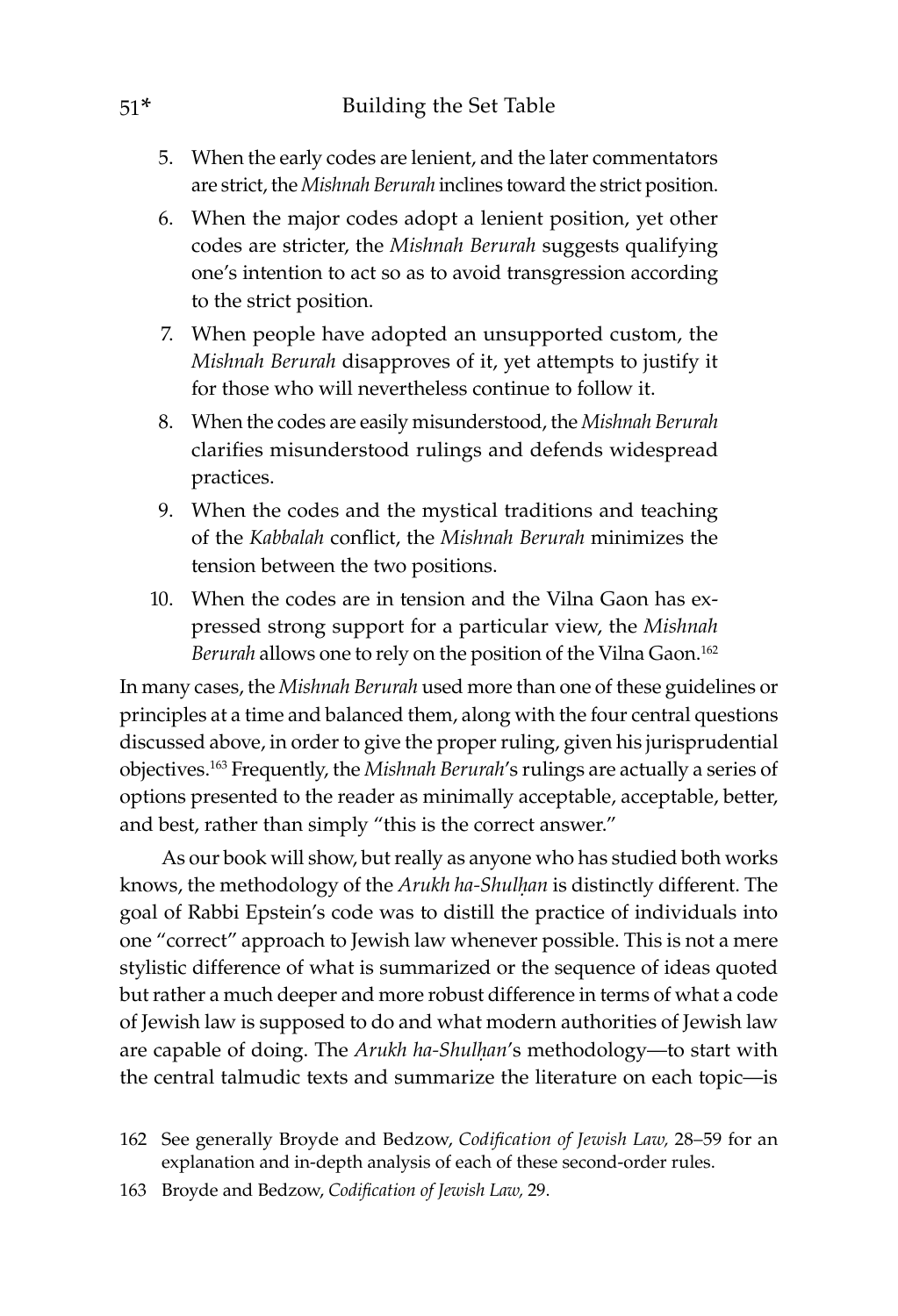5. When the early codes are lenient, and the later commentators are strict, the *Mishnah Berurah* inclines toward the strict position.
6. When the major codes adopt a lenient position, yet other codes are stricter, the *Mishnah Berurah* suggests qualifying one's intention to act so as to avoid transgression according to the strict position.
7. When people have adopted an unsupported custom, the *Mishnah Berurah* disapproves of it, yet attempts to justify it for those who will nevertheless continue to follow it.
8. When the codes are easily misunderstood, the *Mishnah Berurah* clarifies misunderstood rulings and defends widespread practices.
9. When the codes and the mystical traditions and teaching of the *Kabbalah* conflict, the *Mishnah Berurah* minimizes the tension between the two positions.
10. When the codes are in tension and the Vilna Gaon has expressed strong support for a particular view, the *Mishnah Berurah* allows one to rely on the position of the Vilna Gaon.[162]

In many cases, the *Mishnah Berurah* used more than one of these guidelines or principles at a time and balanced them, along with the four central questions discussed above, in order to give the proper ruling, given his jurisprudential objectives.[163] Frequently, the *Mishnah Berurah*'s rulings are actually a series of options presented to the reader as minimally acceptable, acceptable, better, and best, rather than simply "this is the correct answer."

As our book will show, but really as anyone who has studied both works knows, the methodology of the *Arukh ha-Shulḥan* is distinctly different. The goal of Rabbi Epstein's code was to distill the practice of individuals into one "correct" approach to Jewish law whenever possible. This is not a mere stylistic difference of what is summarized or the sequence of ideas quoted but rather a much deeper and more robust difference in terms of what a code of Jewish law is supposed to do and what modern authorities of Jewish law are capable of doing. The *Arukh ha-Shulḥan*'s methodology—to start with the central talmudic texts and summarize the literature on each topic—is

162 See generally Broyde and Bedzow, *Codification of Jewish Law,* 28–59 for an explanation and in-depth analysis of each of these second-order rules.

163 Broyde and Bedzow, *Codification of Jewish Law,* 29.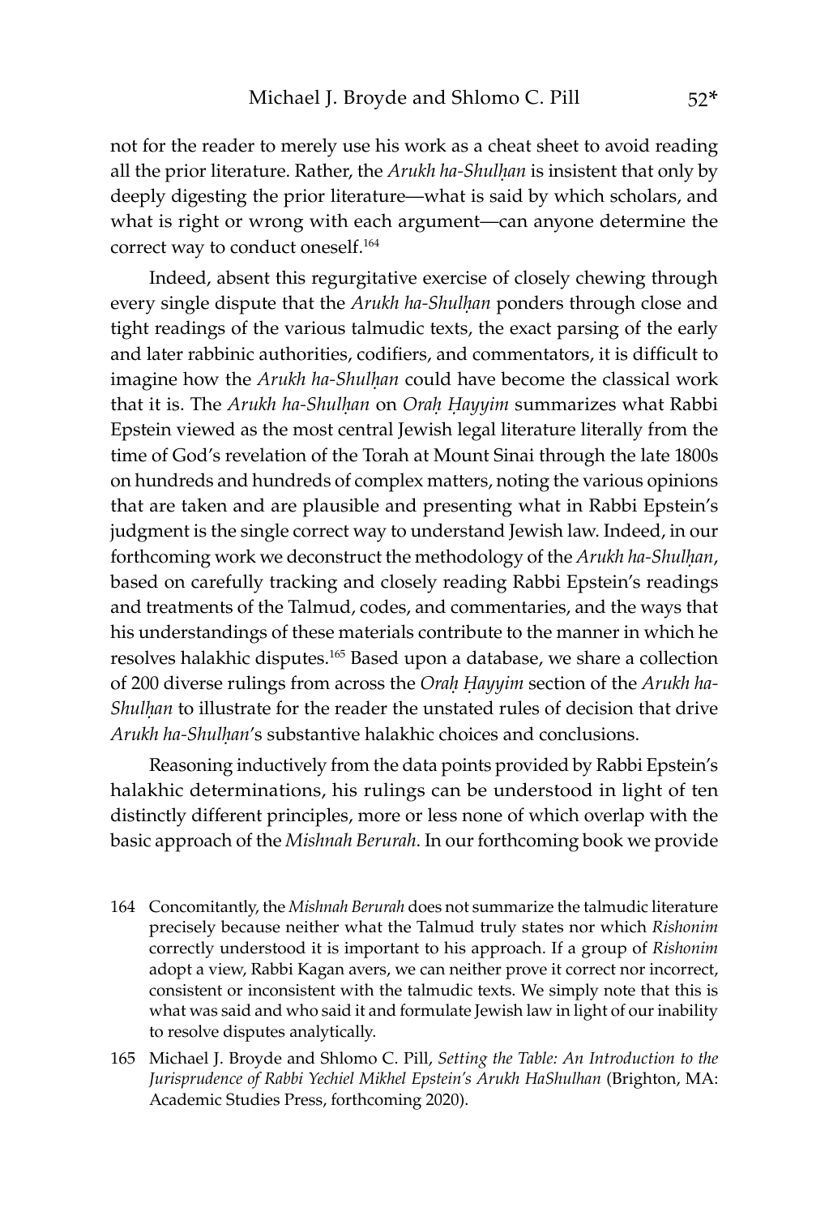not for the reader to merely use his work as a cheat sheet to avoid reading all the prior literature. Rather, the *Arukh ha-Shulḥan* is insistent that only by deeply digesting the prior literature—what is said by which scholars, and what is right or wrong with each argument—can anyone determine the correct way to conduct oneself.[164]

Indeed, absent this regurgitative exercise of closely chewing through every single dispute that the *Arukh ha-Shulḥan* ponders through close and tight readings of the various talmudic texts, the exact parsing of the early and later rabbinic authorities, codifiers, and commentators, it is difficult to imagine how the *Arukh ha-Shulḥan* could have become the classical work that it is. The *Arukh ha-Shulḥan* on *Oraḥ Ḥayyim* summarizes what Rabbi Epstein viewed as the most central Jewish legal literature literally from the time of God's revelation of the Torah at Mount Sinai through the late 1800s on hundreds and hundreds of complex matters, noting the various opinions that are taken and are plausible and presenting what in Rabbi Epstein's judgment is the single correct way to understand Jewish law. Indeed, in our forthcoming work we deconstruct the methodology of the *Arukh ha-Shulḥan*, based on carefully tracking and closely reading Rabbi Epstein's readings and treatments of the Talmud, codes, and commentaries, and the ways that his understandings of these materials contribute to the manner in which he resolves halakhic disputes.[165] Based upon a database, we share a collection of 200 diverse rulings from across the *Oraḥ Ḥayyim* section of the *Arukh ha-Shulḥan* to illustrate for the reader the unstated rules of decision that drive *Arukh ha-Shulḥan*'s substantive halakhic choices and conclusions.

Reasoning inductively from the data points provided by Rabbi Epstein's halakhic determinations, his rulings can be understood in light of ten distinctly different principles, more or less none of which overlap with the basic approach of the *Mishnah Berurah*. In our forthcoming book we provide

164 Concomitantly, the *Mishnah Berurah* does not summarize the talmudic literature precisely because neither what the Talmud truly states nor which *Rishonim* correctly understood it is important to his approach. If a group of *Rishonim* adopt a view, Rabbi Kagan avers, we can neither prove it correct nor incorrect, consistent or inconsistent with the talmudic texts. We simply note that this is what was said and who said it and formulate Jewish law in light of our inability to resolve disputes analytically.

165 Michael J. Broyde and Shlomo C. Pill, *Setting the Table: An Introduction to the Jurisprudence of Rabbi Yechiel Mikhel Epstein's Arukh HaShulhan* (Brighton, MA: Academic Studies Press, forthcoming 2020).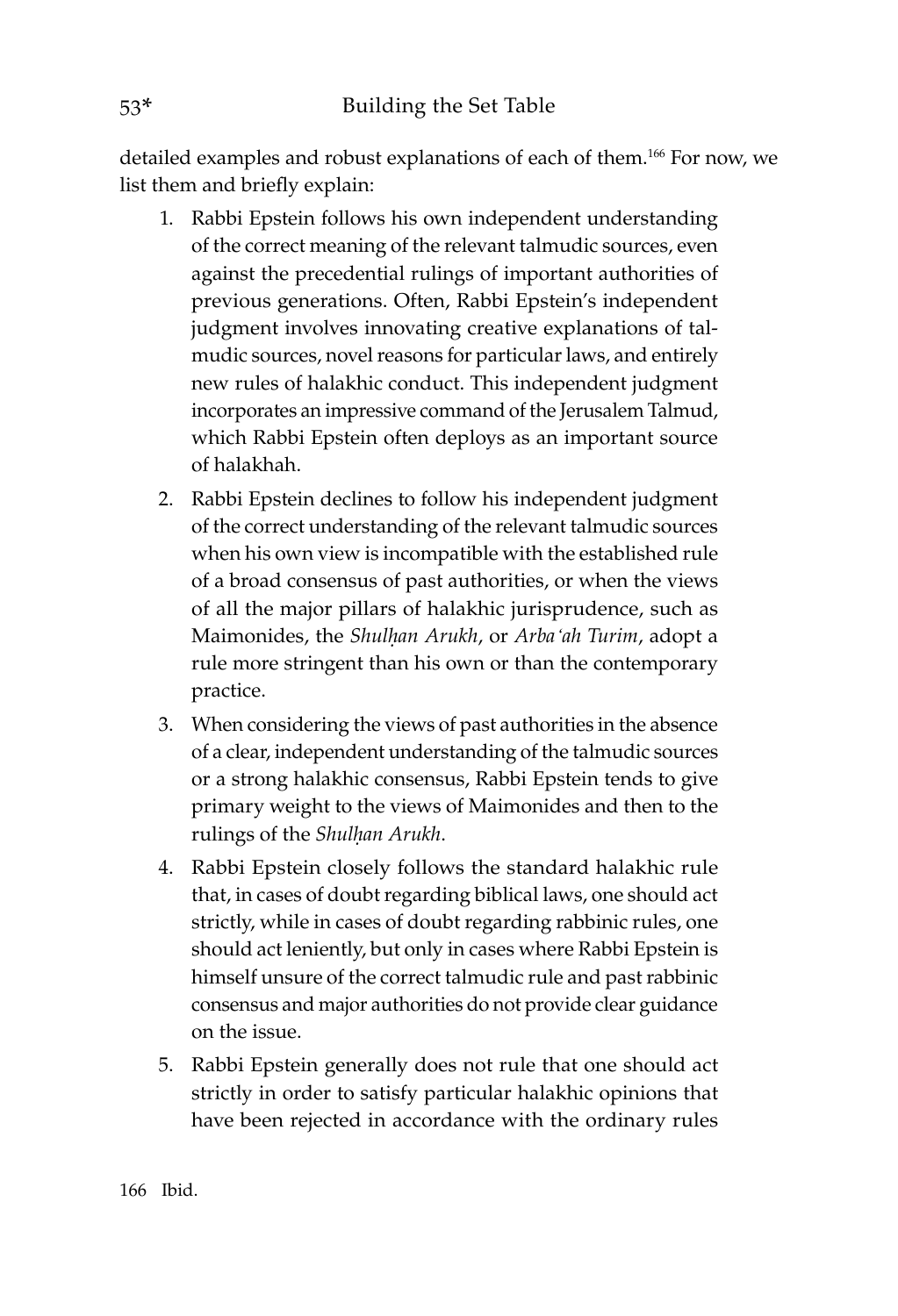detailed examples and robust explanations of each of them.[166] For now, we list them and briefly explain:

1. Rabbi Epstein follows his own independent understanding of the correct meaning of the relevant talmudic sources, even against the precedential rulings of important authorities of previous generations. Often, Rabbi Epstein's independent judgment involves innovating creative explanations of talmudic sources, novel reasons for particular laws, and entirely new rules of halakhic conduct. This independent judgment incorporates an impressive command of the Jerusalem Talmud, which Rabbi Epstein often deploys as an important source of halakhah.
2. Rabbi Epstein declines to follow his independent judgment of the correct understanding of the relevant talmudic sources when his own view is incompatible with the established rule of a broad consensus of past authorities, or when the views of all the major pillars of halakhic jurisprudence, such as Maimonides, the *Shulḥan Arukh*, or *Arba'ah Turim*, adopt a rule more stringent than his own or than the contemporary practice.
3. When considering the views of past authorities in the absence of a clear, independent understanding of the talmudic sources or a strong halakhic consensus, Rabbi Epstein tends to give primary weight to the views of Maimonides and then to the rulings of the *Shulḥan Arukh*.
4. Rabbi Epstein closely follows the standard halakhic rule that, in cases of doubt regarding biblical laws, one should act strictly, while in cases of doubt regarding rabbinic rules, one should act leniently, but only in cases where Rabbi Epstein is himself unsure of the correct talmudic rule and past rabbinic consensus and major authorities do not provide clear guidance on the issue.
5. Rabbi Epstein generally does not rule that one should act strictly in order to satisfy particular halakhic opinions that have been rejected in accordance with the ordinary rules

166 Ibid.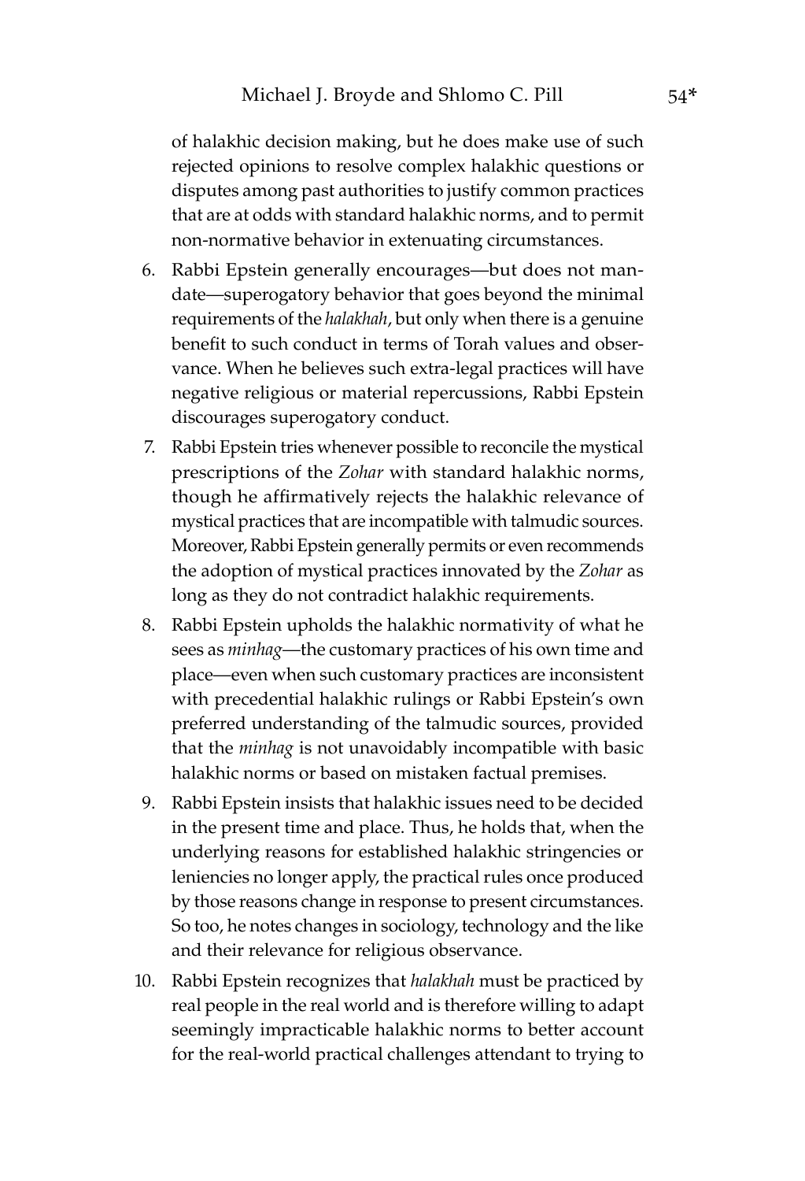of halakhic decision making, but he does make use of such rejected opinions to resolve complex halakhic questions or disputes among past authorities to justify common practices that are at odds with standard halakhic norms, and to permit non-normative behavior in extenuating circumstances.

6. Rabbi Epstein generally encourages—but does not mandate—superogatory behavior that goes beyond the minimal requirements of the *halakhah*, but only when there is a genuine benefit to such conduct in terms of Torah values and observance. When he believes such extra-legal practices will have negative religious or material repercussions, Rabbi Epstein discourages superogatory conduct.
7. Rabbi Epstein tries whenever possible to reconcile the mystical prescriptions of the *Zohar* with standard halakhic norms, though he affirmatively rejects the halakhic relevance of mystical practices that are incompatible with talmudic sources. Moreover, Rabbi Epstein generally permits or even recommends the adoption of mystical practices innovated by the *Zohar* as long as they do not contradict halakhic requirements.
8. Rabbi Epstein upholds the halakhic normativity of what he sees as *minhag*—the customary practices of his own time and place—even when such customary practices are inconsistent with precedential halakhic rulings or Rabbi Epstein's own preferred understanding of the talmudic sources, provided that the *minhag* is not unavoidably incompatible with basic halakhic norms or based on mistaken factual premises.
9. Rabbi Epstein insists that halakhic issues need to be decided in the present time and place. Thus, he holds that, when the underlying reasons for established halakhic stringencies or leniencies no longer apply, the practical rules once produced by those reasons change in response to present circumstances. So too, he notes changes in sociology, technology and the like and their relevance for religious observance.
10. Rabbi Epstein recognizes that *halakhah* must be practiced by real people in the real world and is therefore willing to adapt seemingly impracticable halakhic norms to better account for the real-world practical challenges attendant to trying to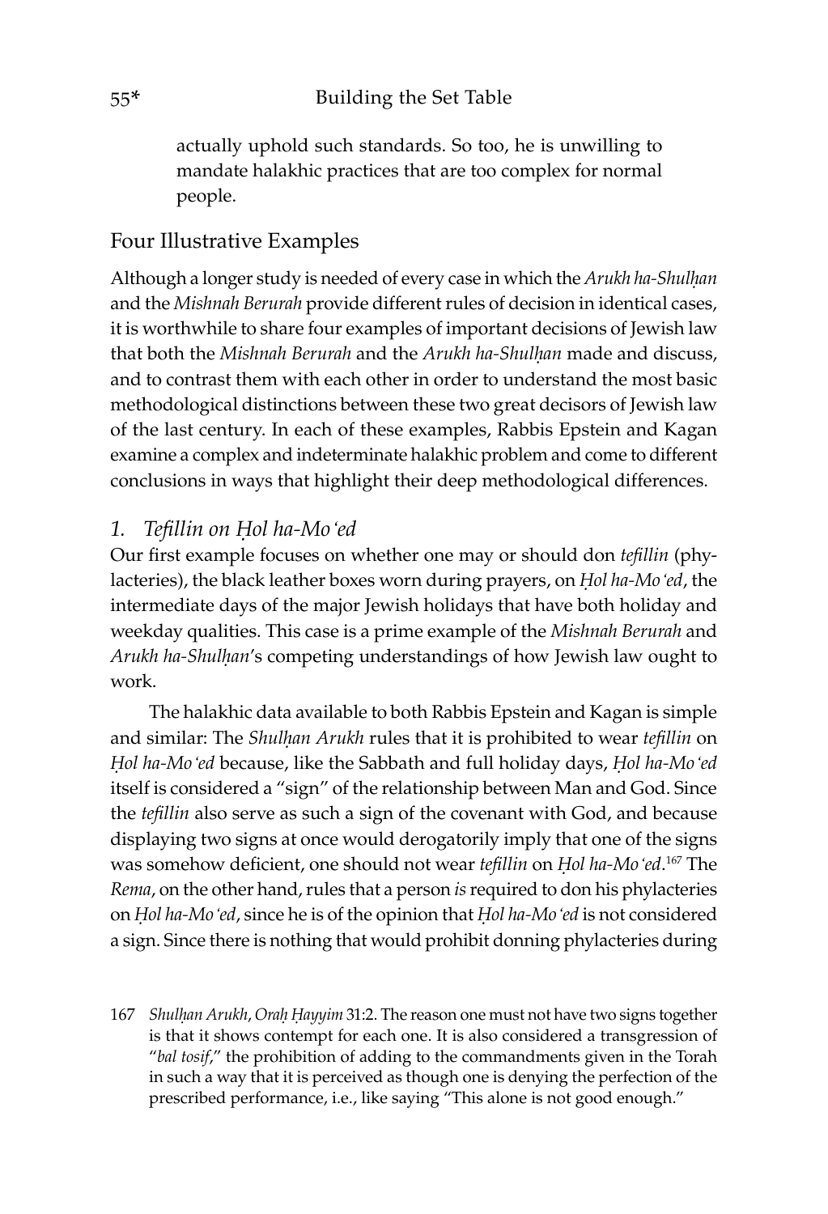actually uphold such standards. So too, he is unwilling to mandate halakhic practices that are too complex for normal people.

## Four Illustrative Examples

Although a longer study is needed of every case in which the *Arukh ha-Shulḥan* and the *Mishnah Berurah* provide different rules of decision in identical cases, it is worthwhile to share four examples of important decisions of Jewish law that both the *Mishnah Berurah* and the *Arukh ha-Shulḥan* made and discuss, and to contrast them with each other in order to understand the most basic methodological distinctions between these two great decisors of Jewish law of the last century. In each of these examples, Rabbis Epstein and Kagan examine a complex and indeterminate halakhic problem and come to different conclusions in ways that highlight their deep methodological differences.

### *1. Tefillin on Ḥol ha-Mo'ed*

Our first example focuses on whether one may or should don *tefillin* (phylacteries), the black leather boxes worn during prayers, on *Ḥol ha-Mo'ed*, the intermediate days of the major Jewish holidays that have both holiday and weekday qualities. This case is a prime example of the *Mishnah Berurah* and *Arukh ha-Shulḥan*'s competing understandings of how Jewish law ought to work.

The halakhic data available to both Rabbis Epstein and Kagan is simple and similar: The *Shulḥan Arukh* rules that it is prohibited to wear *tefillin* on *Ḥol ha-Mo'ed* because, like the Sabbath and full holiday days, *Ḥol ha-Mo'ed* itself is considered a "sign" of the relationship between Man and God. Since the *tefillin* also serve as such a sign of the covenant with God, and because displaying two signs at once would derogatorily imply that one of the signs was somehow deficient, one should not wear *tefillin* on *Ḥol ha-Mo'ed*.[167] The *Rema*, on the other hand, rules that a person *is* required to don his phylacteries on *Ḥol ha-Mo'ed*, since he is of the opinion that *Ḥol ha-Mo'ed* is not considered a sign. Since there is nothing that would prohibit donning phylacteries during

167 *Shulḥan Arukh*, *Oraḥ Ḥayyim* 31:2. The reason one must not have two signs together is that it shows contempt for each one. It is also considered a transgression of "*bal tosif*," the prohibition of adding to the commandments given in the Torah in such a way that it is perceived as though one is denying the perfection of the prescribed performance, i.e., like saying "This alone is not good enough."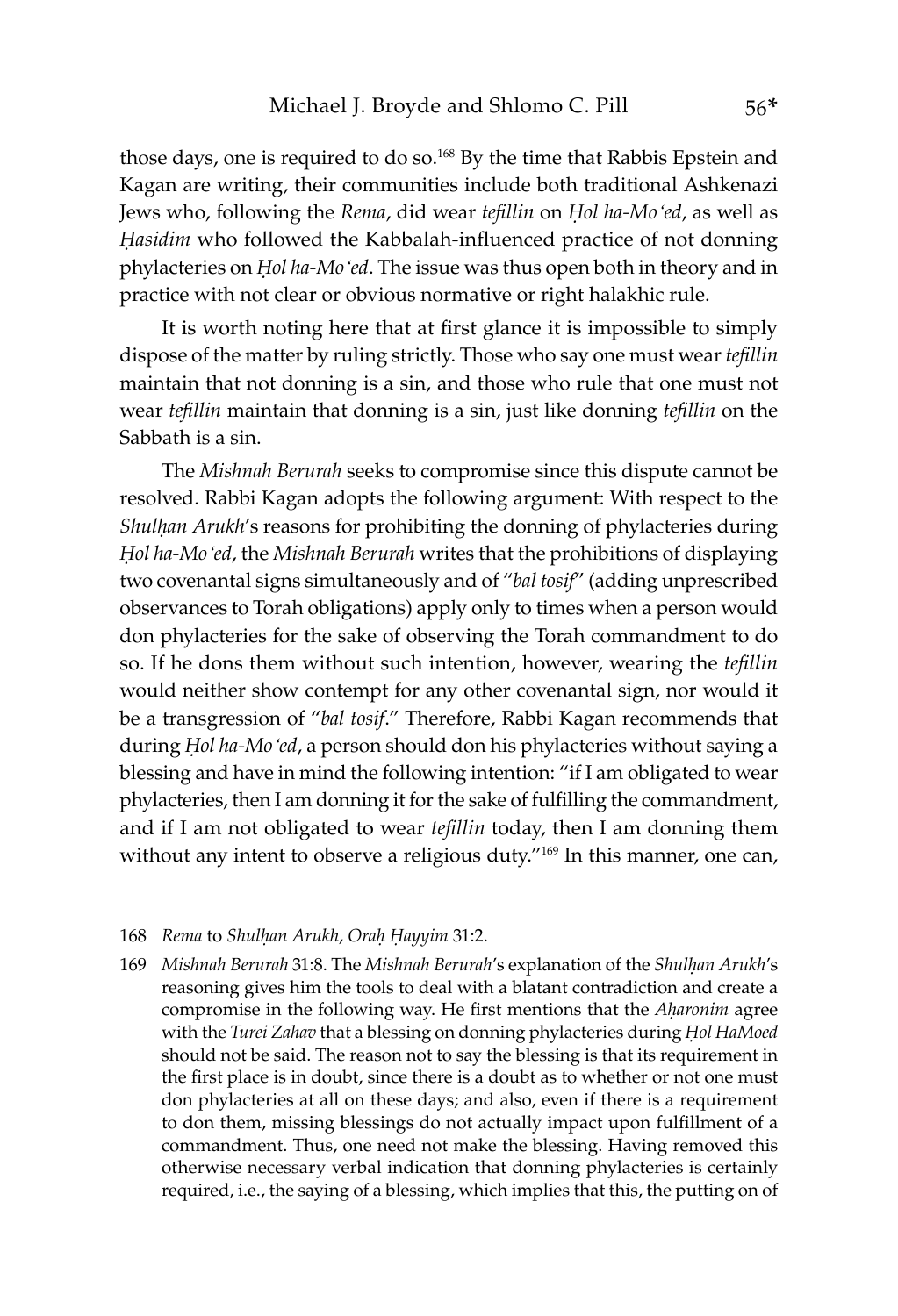those days, one is required to do so.[168] By the time that Rabbis Epstein and Kagan are writing, their communities include both traditional Ashkenazi Jews who, following the *Rema*, did wear *tefillin* on *Ḥol ha-Mo'ed*, as well as *Ḥasidim* who followed the Kabbalah-influenced practice of not donning phylacteries on *Ḥol ha-Mo'ed*. The issue was thus open both in theory and in practice with not clear or obvious normative or right halakhic rule.

It is worth noting here that at first glance it is impossible to simply dispose of the matter by ruling strictly. Those who say one must wear *tefillin* maintain that not donning is a sin, and those who rule that one must not wear *tefillin* maintain that donning is a sin, just like donning *tefillin* on the Sabbath is a sin.

The *Mishnah Berurah* seeks to compromise since this dispute cannot be resolved. Rabbi Kagan adopts the following argument: With respect to the *Shulḥan Arukh*'s reasons for prohibiting the donning of phylacteries during *Ḥol ha-Mo'ed*, the *Mishnah Berurah* writes that the prohibitions of displaying two covenantal signs simultaneously and of "*bal tosif*" (adding unprescribed observances to Torah obligations) apply only to times when a person would don phylacteries for the sake of observing the Torah commandment to do so. If he dons them without such intention, however, wearing the *tefillin* would neither show contempt for any other covenantal sign, nor would it be a transgression of "*bal tosif*." Therefore, Rabbi Kagan recommends that during *Ḥol ha-Mo'ed*, a person should don his phylacteries without saying a blessing and have in mind the following intention: "if I am obligated to wear phylacteries, then I am donning it for the sake of fulfilling the commandment, and if I am not obligated to wear *tefillin* today, then I am donning them without any intent to observe a religious duty."[169] In this manner, one can,

168 *Rema* to *Shulḥan Arukh*, *Oraḥ Ḥayyim* 31:2.

169 *Mishnah Berurah* 31:8. The *Mishnah Berurah*'s explanation of the *Shulḥan Arukh*'s reasoning gives him the tools to deal with a blatant contradiction and create a compromise in the following way. He first mentions that the *Aḥaronim* agree with the *Turei Zahav* that a blessing on donning phylacteries during *Ḥol HaMoed* should not be said. The reason not to say the blessing is that its requirement in the first place is in doubt, since there is a doubt as to whether or not one must don phylacteries at all on these days; and also, even if there is a requirement to don them, missing blessings do not actually impact upon fulfillment of a commandment. Thus, one need not make the blessing. Having removed this otherwise necessary verbal indication that donning phylacteries is certainly required, i.e., the saying of a blessing, which implies that this, the putting on of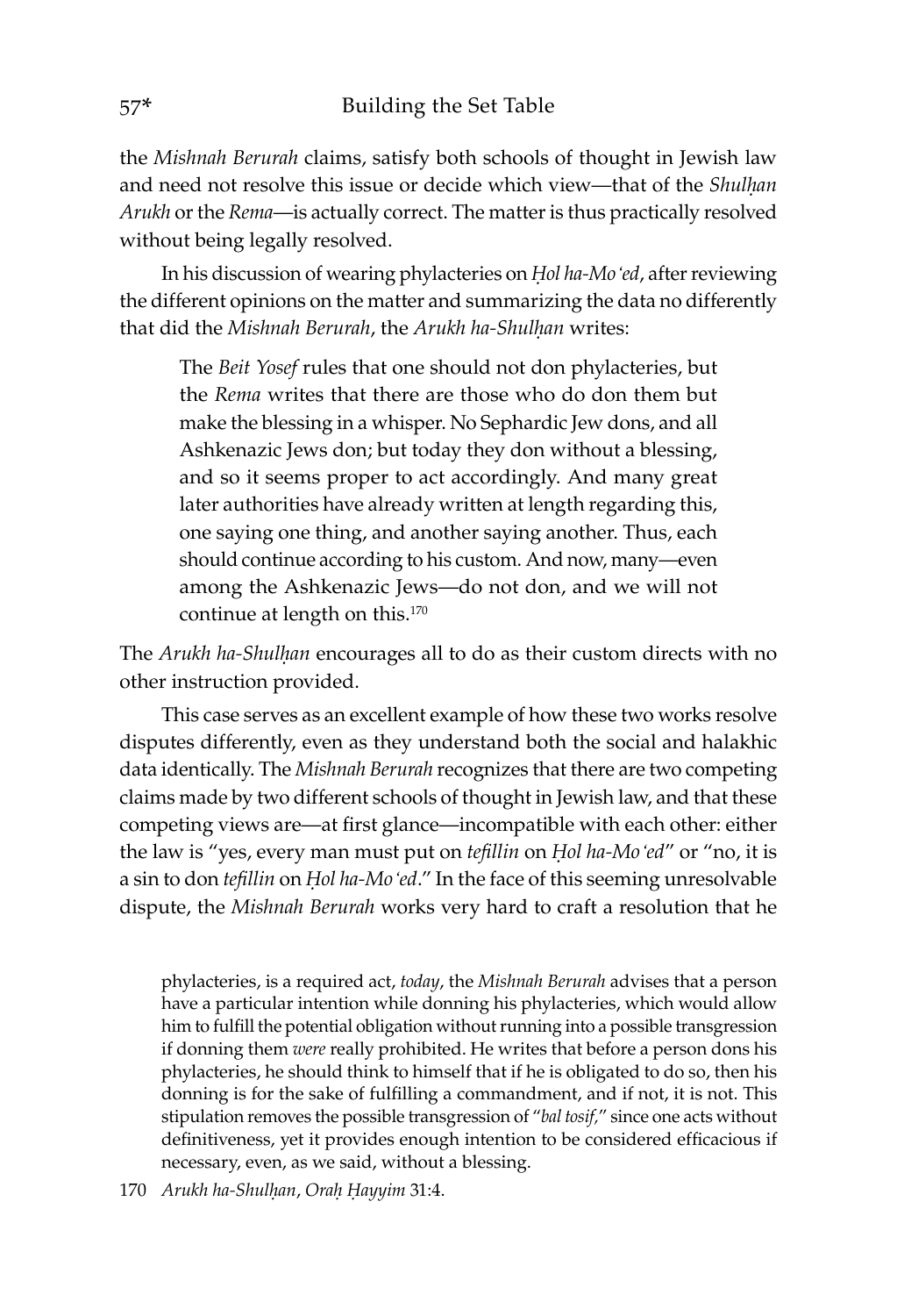the *Mishnah Berurah* claims, satisfy both schools of thought in Jewish law and need not resolve this issue or decide which view—that of the *Shulḥan Arukh* or the *Rema*—is actually correct. The matter is thus practically resolved without being legally resolved.

In his discussion of wearing phylacteries on *Ḥol ha-Mo'ed*, after reviewing the different opinions on the matter and summarizing the data no differently that did the *Mishnah Berurah*, the *Arukh ha-Shulḥan* writes:

> The *Beit Yosef* rules that one should not don phylacteries, but the *Rema* writes that there are those who do don them but make the blessing in a whisper. No Sephardic Jew dons, and all Ashkenazic Jews don; but today they don without a blessing, and so it seems proper to act accordingly. And many great later authorities have already written at length regarding this, one saying one thing, and another saying another. Thus, each should continue according to his custom. And now, many—even among the Ashkenazic Jews—do not don, and we will not continue at length on this.[170]

The *Arukh ha-Shulḥan* encourages all to do as their custom directs with no other instruction provided.

This case serves as an excellent example of how these two works resolve disputes differently, even as they understand both the social and halakhic data identically. The *Mishnah Berurah* recognizes that there are two competing claims made by two different schools of thought in Jewish law, and that these competing views are—at first glance—incompatible with each other: either the law is "yes, every man must put on *tefillin* on *Ḥol ha-Mo'ed*" or "no, it is a sin to don *tefillin* on *Ḥol ha-Mo'ed*." In the face of this seeming unresolvable dispute, the *Mishnah Berurah* works very hard to craft a resolution that he

phylacteries, is a required act, *today*, the *Mishnah Berurah* advises that a person have a particular intention while donning his phylacteries, which would allow him to fulfill the potential obligation without running into a possible transgression if donning them *were* really prohibited. He writes that before a person dons his phylacteries, he should think to himself that if he is obligated to do so, then his donning is for the sake of fulfilling a commandment, and if not, it is not. This stipulation removes the possible transgression of "*bal tosif,*" since one acts without definitiveness, yet it provides enough intention to be considered efficacious if necessary, even, as we said, without a blessing.

170 *Arukh ha-Shulḥan*, *Oraḥ Ḥayyim* 31:4.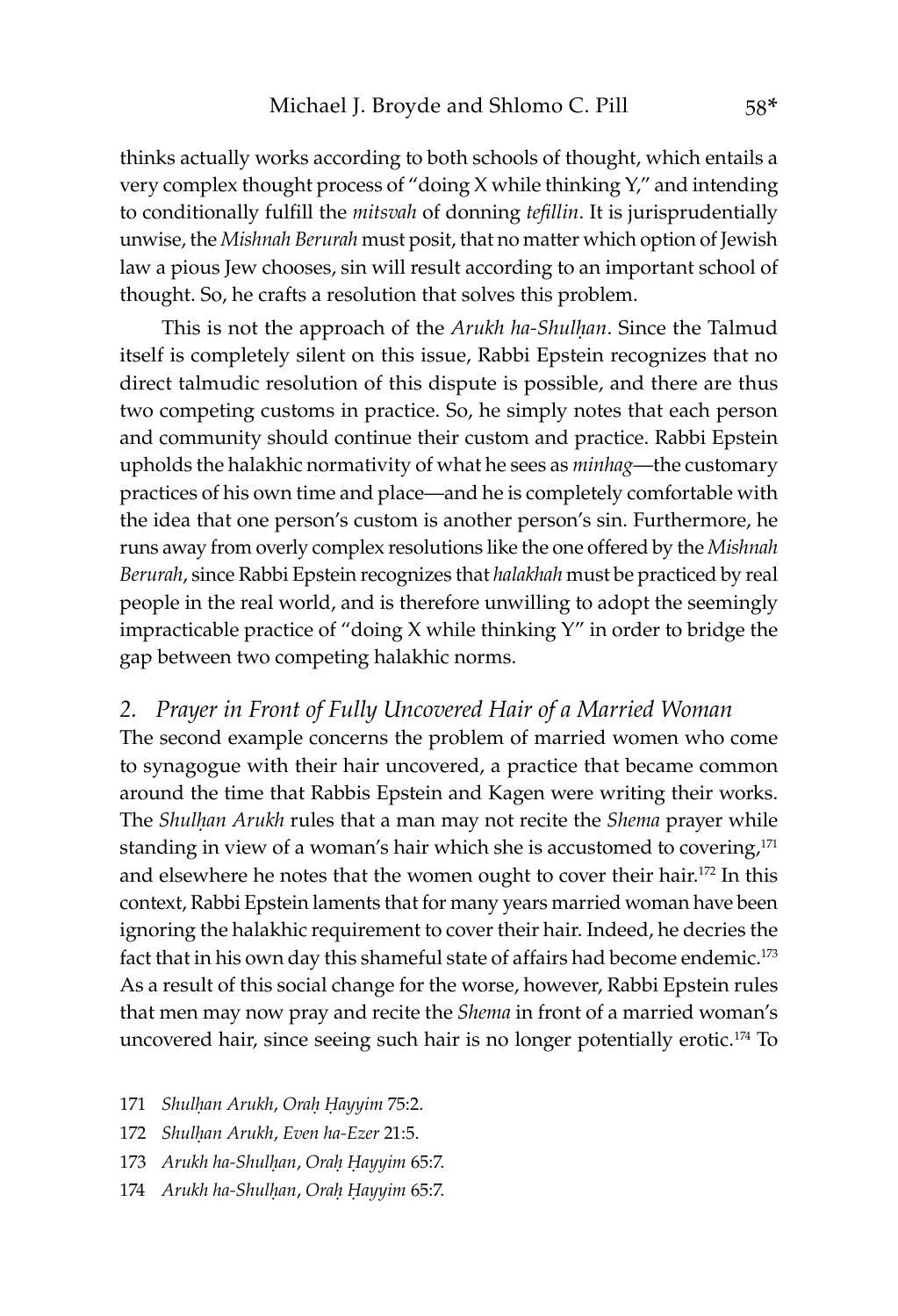thinks actually works according to both schools of thought, which entails a very complex thought process of "doing X while thinking Y," and intending to conditionally fulfill the *mitsvah* of donning *tefillin*. It is jurisprudentially unwise, the *Mishnah Berurah* must posit, that no matter which option of Jewish law a pious Jew chooses, sin will result according to an important school of thought. So, he crafts a resolution that solves this problem.

This is not the approach of the *Arukh ha-Shulḥan*. Since the Talmud itself is completely silent on this issue, Rabbi Epstein recognizes that no direct talmudic resolution of this dispute is possible, and there are thus two competing customs in practice. So, he simply notes that each person and community should continue their custom and practice. Rabbi Epstein upholds the halakhic normativity of what he sees as *minhag*—the customary practices of his own time and place—and he is completely comfortable with the idea that one person's custom is another person's sin. Furthermore, he runs away from overly complex resolutions like the one offered by the *Mishnah Berurah*, since Rabbi Epstein recognizes that *halakhah* must be practiced by real people in the real world, and is therefore unwilling to adopt the seemingly impracticable practice of "doing X while thinking Y" in order to bridge the gap between two competing halakhic norms.

### *2. Prayer in Front of Fully Uncovered Hair of a Married Woman*

The second example concerns the problem of married women who come to synagogue with their hair uncovered, a practice that became common around the time that Rabbis Epstein and Kagen were writing their works. The *Shulḥan Arukh* rules that a man may not recite the *Shema* prayer while standing in view of a woman's hair which she is accustomed to covering,[171] and elsewhere he notes that the women ought to cover their hair.[172] In this context, Rabbi Epstein laments that for many years married woman have been ignoring the halakhic requirement to cover their hair. Indeed, he decries the fact that in his own day this shameful state of affairs had become endemic.[173] As a result of this social change for the worse, however, Rabbi Epstein rules that men may now pray and recite the *Shema* in front of a married woman's uncovered hair, since seeing such hair is no longer potentially erotic.[174] To

171 *Shulḥan Arukh*, *Oraḥ Ḥayyim* 75:2.

172 *Shulḥan Arukh*, *Even ha-Ezer* 21:5.

173 *Arukh ha-Shulḥan*, *Oraḥ Ḥayyim* 65:7.

174 *Arukh ha-Shulḥan*, *Oraḥ Ḥayyim* 65:7.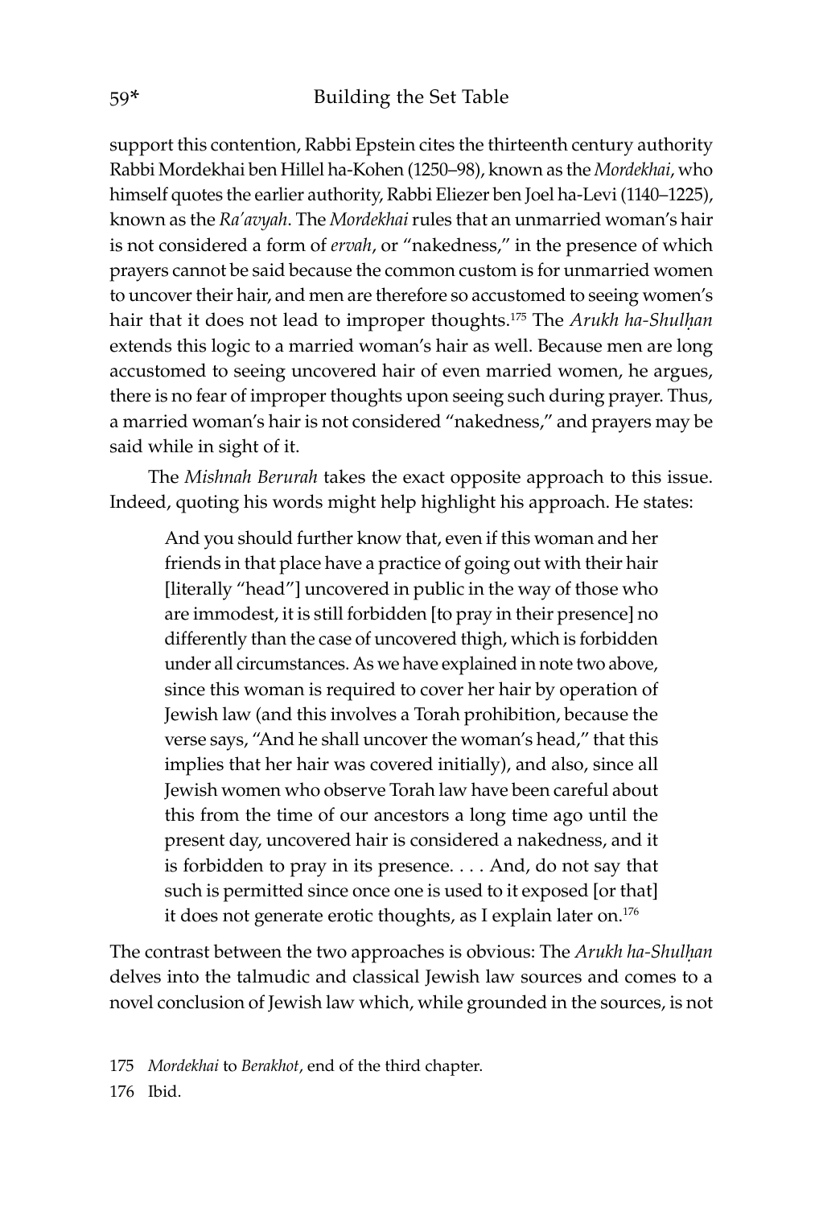support this contention, Rabbi Epstein cites the thirteenth century authority Rabbi Mordekhai ben Hillel ha-Kohen (1250–98), known as the *Mordekhai*, who himself quotes the earlier authority, Rabbi Eliezer ben Joel ha-Levi (1140–1225), known as the *Ra'avyah*. The *Mordekhai* rules that an unmarried woman's hair is not considered a form of *ervah*, or "nakedness," in the presence of which prayers cannot be said because the common custom is for unmarried women to uncover their hair, and men are therefore so accustomed to seeing women's hair that it does not lead to improper thoughts.[175] The *Arukh ha-Shulḥan* extends this logic to a married woman's hair as well. Because men are long accustomed to seeing uncovered hair of even married women, he argues, there is no fear of improper thoughts upon seeing such during prayer. Thus, a married woman's hair is not considered "nakedness," and prayers may be said while in sight of it.

The *Mishnah Berurah* takes the exact opposite approach to this issue. Indeed, quoting his words might help highlight his approach. He states:

> And you should further know that, even if this woman and her friends in that place have a practice of going out with their hair [literally "head"] uncovered in public in the way of those who are immodest, it is still forbidden [to pray in their presence] no differently than the case of uncovered thigh, which is forbidden under all circumstances. As we have explained in note two above, since this woman is required to cover her hair by operation of Jewish law (and this involves a Torah prohibition, because the verse says, "And he shall uncover the woman's head," that this implies that her hair was covered initially), and also, since all Jewish women who observe Torah law have been careful about this from the time of our ancestors a long time ago until the present day, uncovered hair is considered a nakedness, and it is forbidden to pray in its presence. . . . And, do not say that such is permitted since once one is used to it exposed [or that] it does not generate erotic thoughts, as I explain later on.[176]

The contrast between the two approaches is obvious: The *Arukh ha-Shulḥan* delves into the talmudic and classical Jewish law sources and comes to a novel conclusion of Jewish law which, while grounded in the sources, is not

175 *Mordekhai* to *Berakhot*, end of the third chapter.

176 Ibid.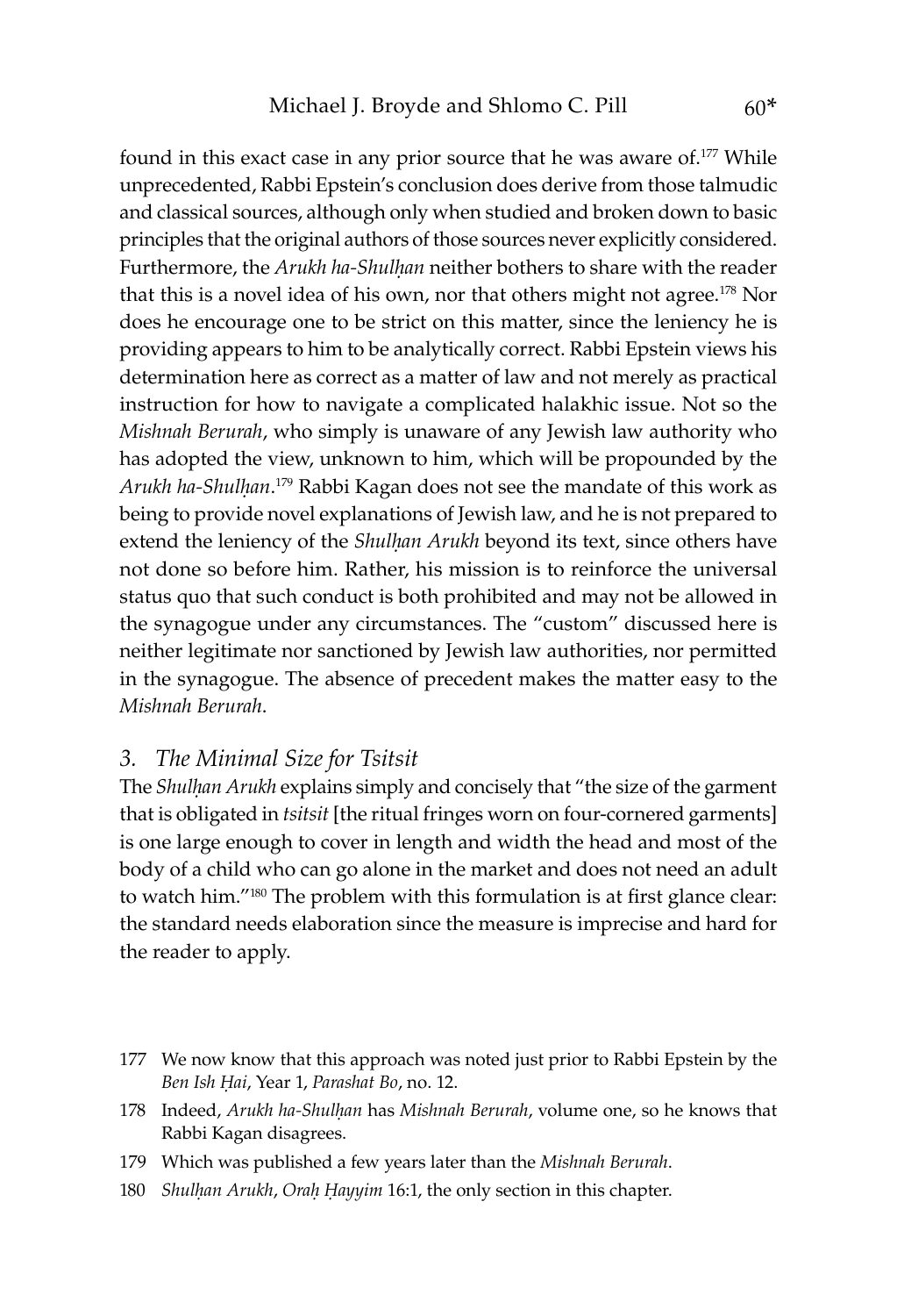found in this exact case in any prior source that he was aware of.[177] While unprecedented, Rabbi Epstein's conclusion does derive from those talmudic and classical sources, although only when studied and broken down to basic principles that the original authors of those sources never explicitly considered. Furthermore, the *Arukh ha-Shulḥan* neither bothers to share with the reader that this is a novel idea of his own, nor that others might not agree.[178] Nor does he encourage one to be strict on this matter, since the leniency he is providing appears to him to be analytically correct. Rabbi Epstein views his determination here as correct as a matter of law and not merely as practical instruction for how to navigate a complicated halakhic issue. Not so the *Mishnah Berurah*, who simply is unaware of any Jewish law authority who has adopted the view, unknown to him, which will be propounded by the *Arukh ha-Shulḥan*.[179] Rabbi Kagan does not see the mandate of this work as being to provide novel explanations of Jewish law, and he is not prepared to extend the leniency of the *Shulḥan Arukh* beyond its text, since others have not done so before him. Rather, his mission is to reinforce the universal status quo that such conduct is both prohibited and may not be allowed in the synagogue under any circumstances. The "custom" discussed here is neither legitimate nor sanctioned by Jewish law authorities, nor permitted in the synagogue. The absence of precedent makes the matter easy to the *Mishnah Berurah*.

### *3. The Minimal Size for Tsitsit*

The *Shulḥan Arukh* explains simply and concisely that "the size of the garment that is obligated in *tsitsit* [the ritual fringes worn on four-cornered garments] is one large enough to cover in length and width the head and most of the body of a child who can go alone in the market and does not need an adult to watch him."[180] The problem with this formulation is at first glance clear: the standard needs elaboration since the measure is imprecise and hard for the reader to apply.

---

177 We now know that this approach was noted just prior to Rabbi Epstein by the *Ben Ish Ḥai*, Year 1, *Parashat Bo*, no. 12.

178 Indeed, *Arukh ha-Shulḥan* has *Mishnah Berurah*, volume one, so he knows that Rabbi Kagan disagrees.

179 Which was published a few years later than the *Mishnah Berurah*.

180 *Shulḥan Arukh*, *Oraḥ Ḥayyim* 16:1, the only section in this chapter.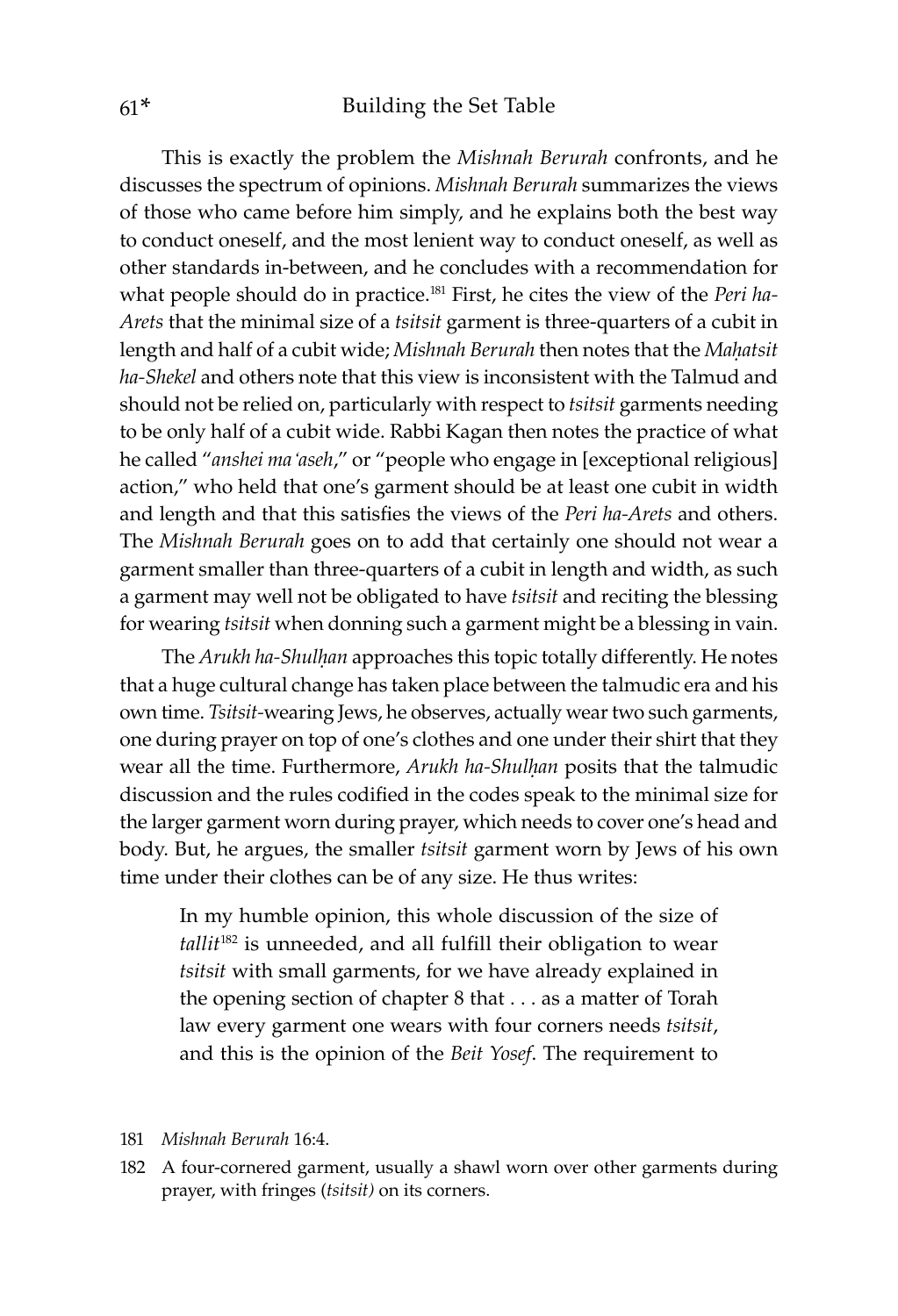This is exactly the problem the *Mishnah Berurah* confronts, and he discusses the spectrum of opinions. *Mishnah Berurah* summarizes the views of those who came before him simply, and he explains both the best way to conduct oneself, and the most lenient way to conduct oneself, as well as other standards in-between, and he concludes with a recommendation for what people should do in practice.[181] First, he cites the view of the *Peri ha-Arets* that the minimal size of a *tsitsit* garment is three-quarters of a cubit in length and half of a cubit wide; *Mishnah Berurah* then notes that the *Maḥatsit ha-Shekel* and others note that this view is inconsistent with the Talmud and should not be relied on, particularly with respect to *tsitsit* garments needing to be only half of a cubit wide. Rabbi Kagan then notes the practice of what he called "*anshei ma'aseh*," or "people who engage in [exceptional religious] action," who held that one's garment should be at least one cubit in width and length and that this satisfies the views of the *Peri ha-Arets* and others. The *Mishnah Berurah* goes on to add that certainly one should not wear a garment smaller than three-quarters of a cubit in length and width, as such a garment may well not be obligated to have *tsitsit* and reciting the blessing for wearing *tsitsit* when donning such a garment might be a blessing in vain.

The *Arukh ha-Shulḥan* approaches this topic totally differently. He notes that a huge cultural change has taken place between the talmudic era and his own time. *Tsitsit*-wearing Jews, he observes, actually wear two such garments, one during prayer on top of one's clothes and one under their shirt that they wear all the time. Furthermore, *Arukh ha-Shulḥan* posits that the talmudic discussion and the rules codified in the codes speak to the minimal size for the larger garment worn during prayer, which needs to cover one's head and body. But, he argues, the smaller *tsitsit* garment worn by Jews of his own time under their clothes can be of any size. He thus writes:

> In my humble opinion, this whole discussion of the size of *tallit*[182] is unneeded, and all fulfill their obligation to wear *tsitsit* with small garments, for we have already explained in the opening section of chapter 8 that . . . as a matter of Torah law every garment one wears with four corners needs *tsitsit*, and this is the opinion of the *Beit Yosef*. The requirement to

181 *Mishnah Berurah* 16:4.

182 A four-cornered garment, usually a shawl worn over other garments during prayer, with fringes (*tsitsit)* on its corners.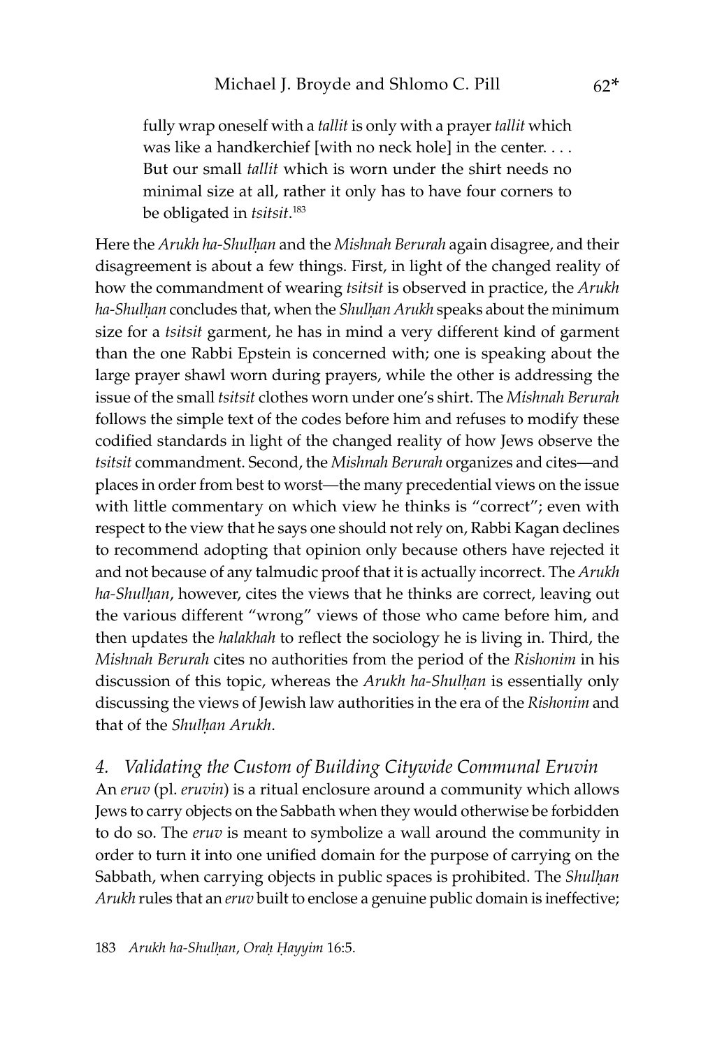fully wrap oneself with a *tallit* is only with a prayer *tallit* which was like a handkerchief [with no neck hole] in the center. . . . But our small *tallit* which is worn under the shirt needs no minimal size at all, rather it only has to have four corners to be obligated in *tsitsit*.[183]

Here the *Arukh ha-Shulḥan* and the *Mishnah Berurah* again disagree, and their disagreement is about a few things. First, in light of the changed reality of how the commandment of wearing *tsitsit* is observed in practice, the *Arukh ha-Shulḥan* concludes that, when the *Shulḥan Arukh* speaks about the minimum size for a *tsitsit* garment, he has in mind a very different kind of garment than the one Rabbi Epstein is concerned with; one is speaking about the large prayer shawl worn during prayers, while the other is addressing the issue of the small *tsitsit* clothes worn under one's shirt. The *Mishnah Berurah* follows the simple text of the codes before him and refuses to modify these codified standards in light of the changed reality of how Jews observe the *tsitsit* commandment. Second, the *Mishnah Berurah* organizes and cites—and places in order from best to worst—the many precedential views on the issue with little commentary on which view he thinks is "correct"; even with respect to the view that he says one should not rely on, Rabbi Kagan declines to recommend adopting that opinion only because others have rejected it and not because of any talmudic proof that it is actually incorrect. The *Arukh ha-Shulḥan*, however, cites the views that he thinks are correct, leaving out the various different "wrong" views of those who came before him, and then updates the *halakhah* to reflect the sociology he is living in. Third, the *Mishnah Berurah* cites no authorities from the period of the *Rishonim* in his discussion of this topic, whereas the *Arukh ha-Shulḥan* is essentially only discussing the views of Jewish law authorities in the era of the *Rishonim* and that of the *Shulḥan Arukh*.

### *4. Validating the Custom of Building Citywide Communal Eruvin*

An *eruv* (pl. *eruvin*) is a ritual enclosure around a community which allows Jews to carry objects on the Sabbath when they would otherwise be forbidden to do so. The *eruv* is meant to symbolize a wall around the community in order to turn it into one unified domain for the purpose of carrying on the Sabbath, when carrying objects in public spaces is prohibited. The *Shulḥan Arukh* rules that an *eruv* built to enclose a genuine public domain is ineffective;

183 *Arukh ha-Shulḥan*, *Oraḥ Ḥayyim* 16:5.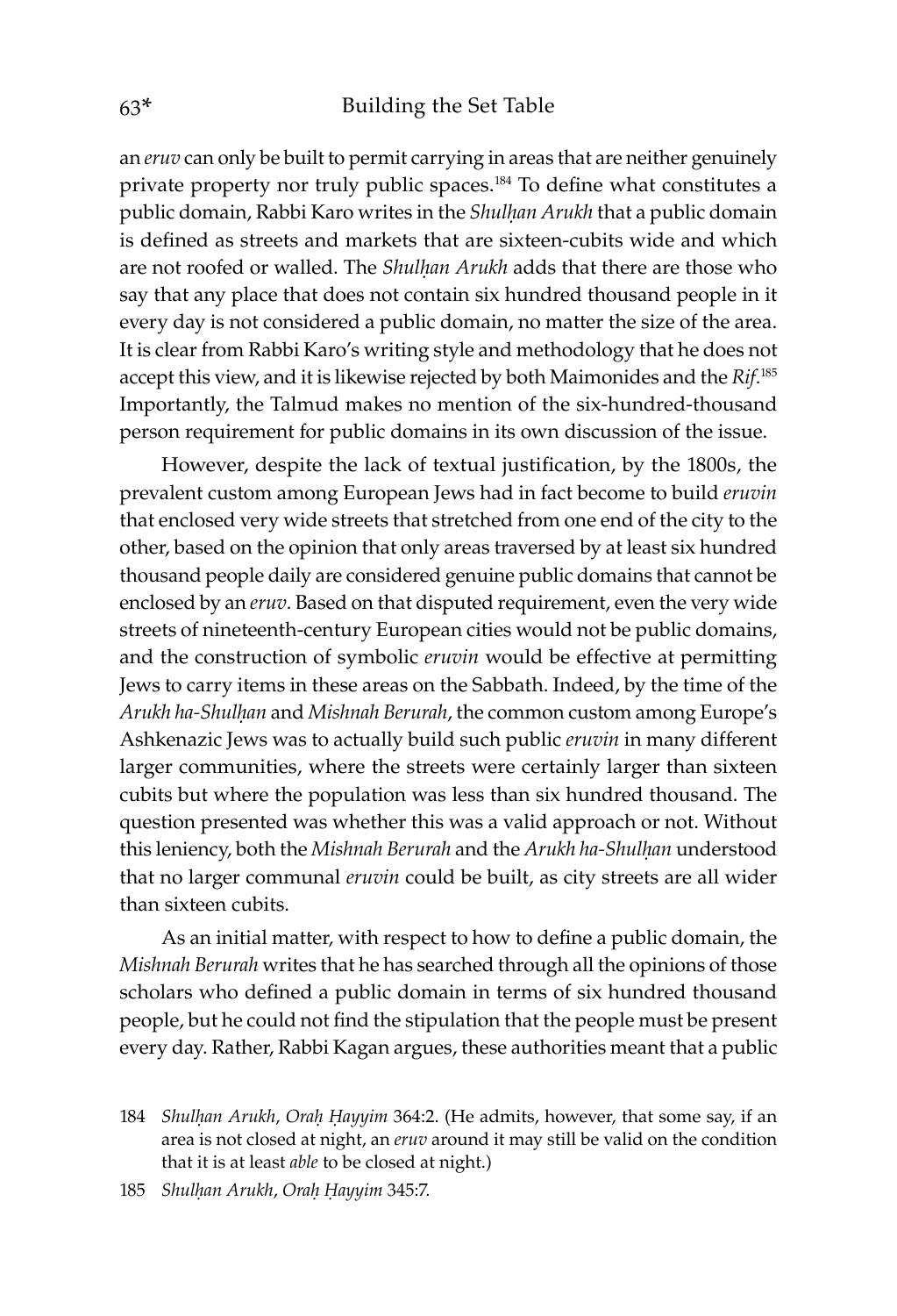an *eruv* can only be built to permit carrying in areas that are neither genuinely private property nor truly public spaces.[184] To define what constitutes a public domain, Rabbi Karo writes in the *Shulḥan Arukh* that a public domain is defined as streets and markets that are sixteen-cubits wide and which are not roofed or walled. The *Shulḥan Arukh* adds that there are those who say that any place that does not contain six hundred thousand people in it every day is not considered a public domain, no matter the size of the area. It is clear from Rabbi Karo's writing style and methodology that he does not accept this view, and it is likewise rejected by both Maimonides and the *Rif*.[185] Importantly, the Talmud makes no mention of the six-hundred-thousand person requirement for public domains in its own discussion of the issue.

However, despite the lack of textual justification, by the 1800s, the prevalent custom among European Jews had in fact become to build *eruvin* that enclosed very wide streets that stretched from one end of the city to the other, based on the opinion that only areas traversed by at least six hundred thousand people daily are considered genuine public domains that cannot be enclosed by an *eruv*. Based on that disputed requirement, even the very wide streets of nineteenth-century European cities would not be public domains, and the construction of symbolic *eruvin* would be effective at permitting Jews to carry items in these areas on the Sabbath. Indeed, by the time of the *Arukh ha-Shulḥan* and *Mishnah Berurah*, the common custom among Europe's Ashkenazic Jews was to actually build such public *eruvin* in many different larger communities, where the streets were certainly larger than sixteen cubits but where the population was less than six hundred thousand. The question presented was whether this was a valid approach or not. Without this leniency, both the *Mishnah Berurah* and the *Arukh ha-Shulḥan* understood that no larger communal *eruvin* could be built, as city streets are all wider than sixteen cubits.

As an initial matter, with respect to how to define a public domain, the *Mishnah Berurah* writes that he has searched through all the opinions of those scholars who defined a public domain in terms of six hundred thousand people, but he could not find the stipulation that the people must be present every day. Rather, Rabbi Kagan argues, these authorities meant that a public

184 *Shulḥan Arukh*, *Oraḥ Ḥayyim* 364:2. (He admits, however, that some say, if an area is not closed at night, an *eruv* around it may still be valid on the condition that it is at least *able* to be closed at night.)

185 *Shulḥan Arukh*, *Oraḥ Ḥayyim* 345:7.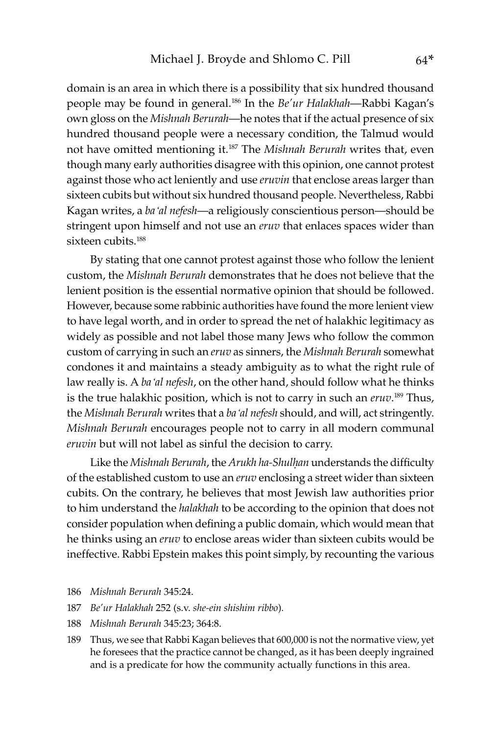domain is an area in which there is a possibility that six hundred thousand people may be found in general.[186] In the *Be'ur Halakhah*—Rabbi Kagan's own gloss on the *Mishnah Berurah*—he notes that if the actual presence of six hundred thousand people were a necessary condition, the Talmud would not have omitted mentioning it.[187] The *Mishnah Berurah* writes that, even though many early authorities disagree with this opinion, one cannot protest against those who act leniently and use *eruvin* that enclose areas larger than sixteen cubits but without six hundred thousand people. Nevertheless, Rabbi Kagan writes, a *ba'al nefesh*—a religiously conscientious person—should be stringent upon himself and not use an *eruv* that enlaces spaces wider than sixteen cubits.[188]

By stating that one cannot protest against those who follow the lenient custom, the *Mishnah Berurah* demonstrates that he does not believe that the lenient position is the essential normative opinion that should be followed. However, because some rabbinic authorities have found the more lenient view to have legal worth, and in order to spread the net of halakhic legitimacy as widely as possible and not label those many Jews who follow the common custom of carrying in such an *eruv* as sinners, the *Mishnah Berurah* somewhat condones it and maintains a steady ambiguity as to what the right rule of law really is. A *ba'al nefesh*, on the other hand, should follow what he thinks is the true halakhic position, which is not to carry in such an *eruv*.[189] Thus, the *Mishnah Berurah* writes that a *ba'al nefesh* should, and will, act stringently. *Mishnah Berurah* encourages people not to carry in all modern communal *eruvin* but will not label as sinful the decision to carry.

Like the *Mishnah Berurah*, the *Arukh ha-Shulḥan* understands the difficulty of the established custom to use an *eruv* enclosing a street wider than sixteen cubits. On the contrary, he believes that most Jewish law authorities prior to him understand the *halakhah* to be according to the opinion that does not consider population when defining a public domain, which would mean that he thinks using an *eruv* to enclose areas wider than sixteen cubits would be ineffective. Rabbi Epstein makes this point simply, by recounting the various

186 *Mishnah Berurah* 345:24.

187 *Be'ur Halakhah* 252 (s.v. *she-ein shishim ribbo*).

188 *Mishnah Berurah* 345:23; 364:8.

189 Thus, we see that Rabbi Kagan believes that 600,000 is not the normative view, yet he foresees that the practice cannot be changed, as it has been deeply ingrained and is a predicate for how the community actually functions in this area.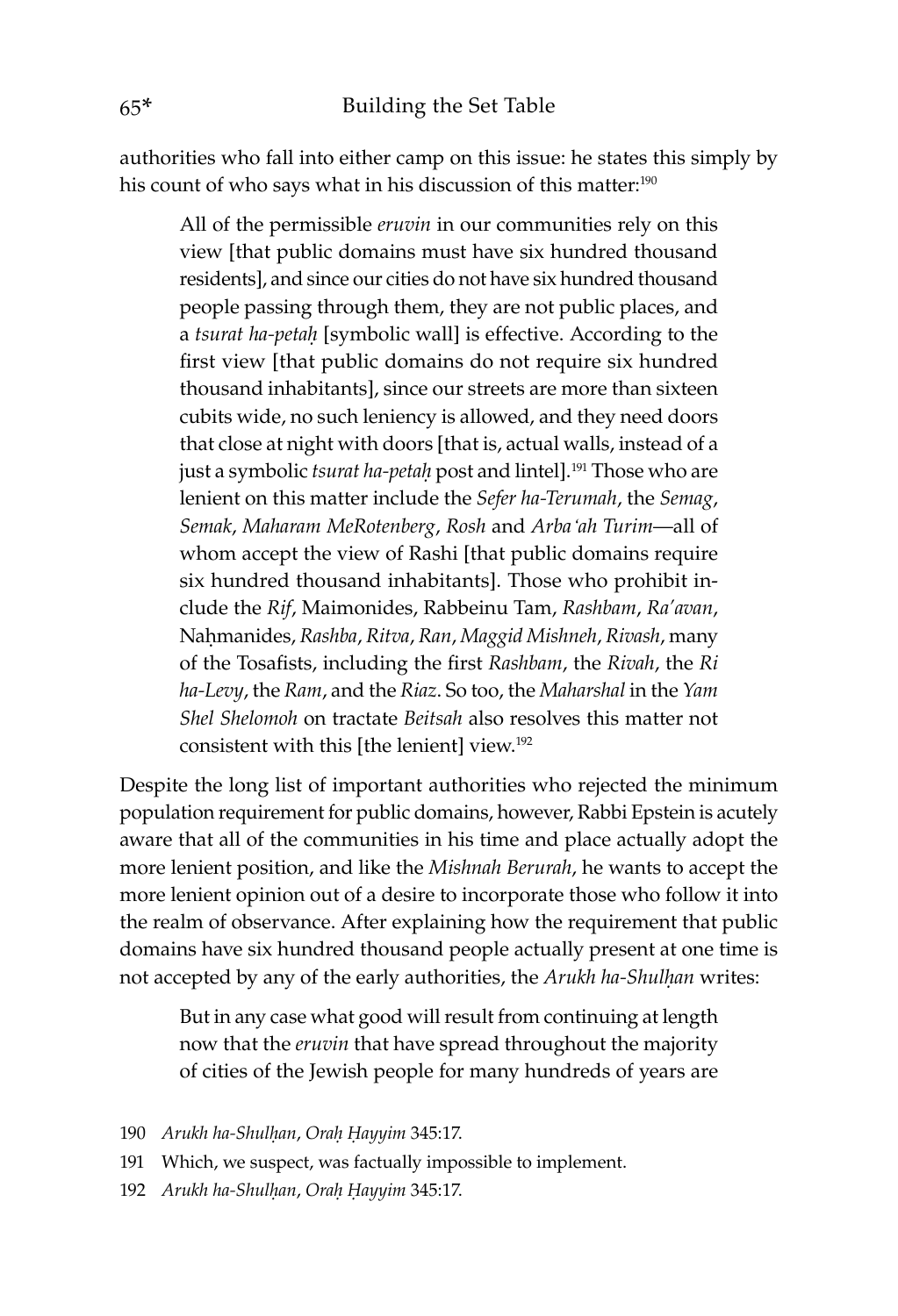authorities who fall into either camp on this issue: he states this simply by his count of who says what in his discussion of this matter:[190]

> All of the permissible *eruvin* in our communities rely on this view [that public domains must have six hundred thousand residents], and since our cities do not have six hundred thousand people passing through them, they are not public places, and a *tsurat ha-petaḥ* [symbolic wall] is effective. According to the first view [that public domains do not require six hundred thousand inhabitants], since our streets are more than sixteen cubits wide, no such leniency is allowed, and they need doors that close at night with doors [that is, actual walls, instead of a just a symbolic *tsurat ha-petaḥ* post and lintel].[191] Those who are lenient on this matter include the *Sefer ha-Terumah*, the *Semag*, *Semak*, *Maharam MeRotenberg*, *Rosh* and *Arba'ah Turim*—all of whom accept the view of Rashi [that public domains require six hundred thousand inhabitants]. Those who prohibit include the *Rif*, Maimonides, Rabbeinu Tam, *Rashbam*, *Ra'avan*, Naḥmanides, *Rashba*, *Ritva*, *Ran*, *Maggid Mishneh*, *Rivash*, many of the Tosafists, including the first *Rashbam*, the *Rivah*, the *Ri ha-Levy*, the *Ram*, and the *Riaz*. So too, the *Maharshal* in the *Yam Shel Shelomoh* on tractate *Beitsah* also resolves this matter not consistent with this [the lenient] view.[192]

Despite the long list of important authorities who rejected the minimum population requirement for public domains, however, Rabbi Epstein is acutely aware that all of the communities in his time and place actually adopt the more lenient position, and like the *Mishnah Berurah*, he wants to accept the more lenient opinion out of a desire to incorporate those who follow it into the realm of observance. After explaining how the requirement that public domains have six hundred thousand people actually present at one time is not accepted by any of the early authorities, the *Arukh ha-Shulḥan* writes:

> But in any case what good will result from continuing at length now that the *eruvin* that have spread throughout the majority of cities of the Jewish people for many hundreds of years are

190 *Arukh ha-Shulḥan*, *Oraḥ Ḥayyim* 345:17.

191 Which, we suspect, was factually impossible to implement.

192 *Arukh ha-Shulḥan*, *Oraḥ Ḥayyim* 345:17.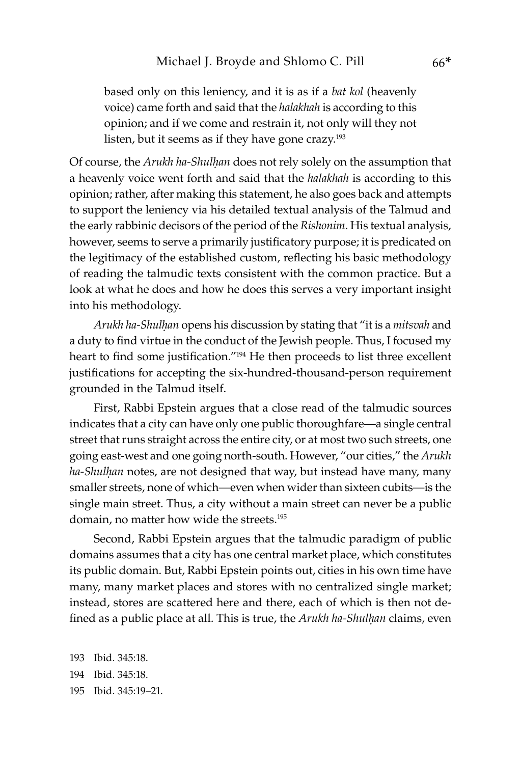> based only on this leniency, and it is as if a *bat kol* (heavenly voice) came forth and said that the *halakhah* is according to this opinion; and if we come and restrain it, not only will they not listen, but it seems as if they have gone crazy.[193]

Of course, the *Arukh ha-Shulḥan* does not rely solely on the assumption that a heavenly voice went forth and said that the *halakhah* is according to this opinion; rather, after making this statement, he also goes back and attempts to support the leniency via his detailed textual analysis of the Talmud and the early rabbinic decisors of the period of the *Rishonim*. His textual analysis, however, seems to serve a primarily justificatory purpose; it is predicated on the legitimacy of the established custom, reflecting his basic methodology of reading the talmudic texts consistent with the common practice. But a look at what he does and how he does this serves a very important insight into his methodology.

*Arukh ha-Shulḥan* opens his discussion by stating that "it is a *mitsvah* and a duty to find virtue in the conduct of the Jewish people. Thus, I focused my heart to find some justification."[194] He then proceeds to list three excellent justifications for accepting the six-hundred-thousand-person requirement grounded in the Talmud itself.

First, Rabbi Epstein argues that a close read of the talmudic sources indicates that a city can have only one public thoroughfare—a single central street that runs straight across the entire city, or at most two such streets, one going east-west and one going north-south. However, "our cities," the *Arukh ha-Shulḥan* notes, are not designed that way, but instead have many, many smaller streets, none of which—even when wider than sixteen cubits—is the single main street. Thus, a city without a main street can never be a public domain, no matter how wide the streets.[195]

Second, Rabbi Epstein argues that the talmudic paradigm of public domains assumes that a city has one central market place, which constitutes its public domain. But, Rabbi Epstein points out, cities in his own time have many, many market places and stores with no centralized single market; instead, stores are scattered here and there, each of which is then not defined as a public place at all. This is true, the *Arukh ha-Shulḥan* claims, even

193 Ibid. 345:18.

194 Ibid. 345:18.

195 Ibid. 345:19–21.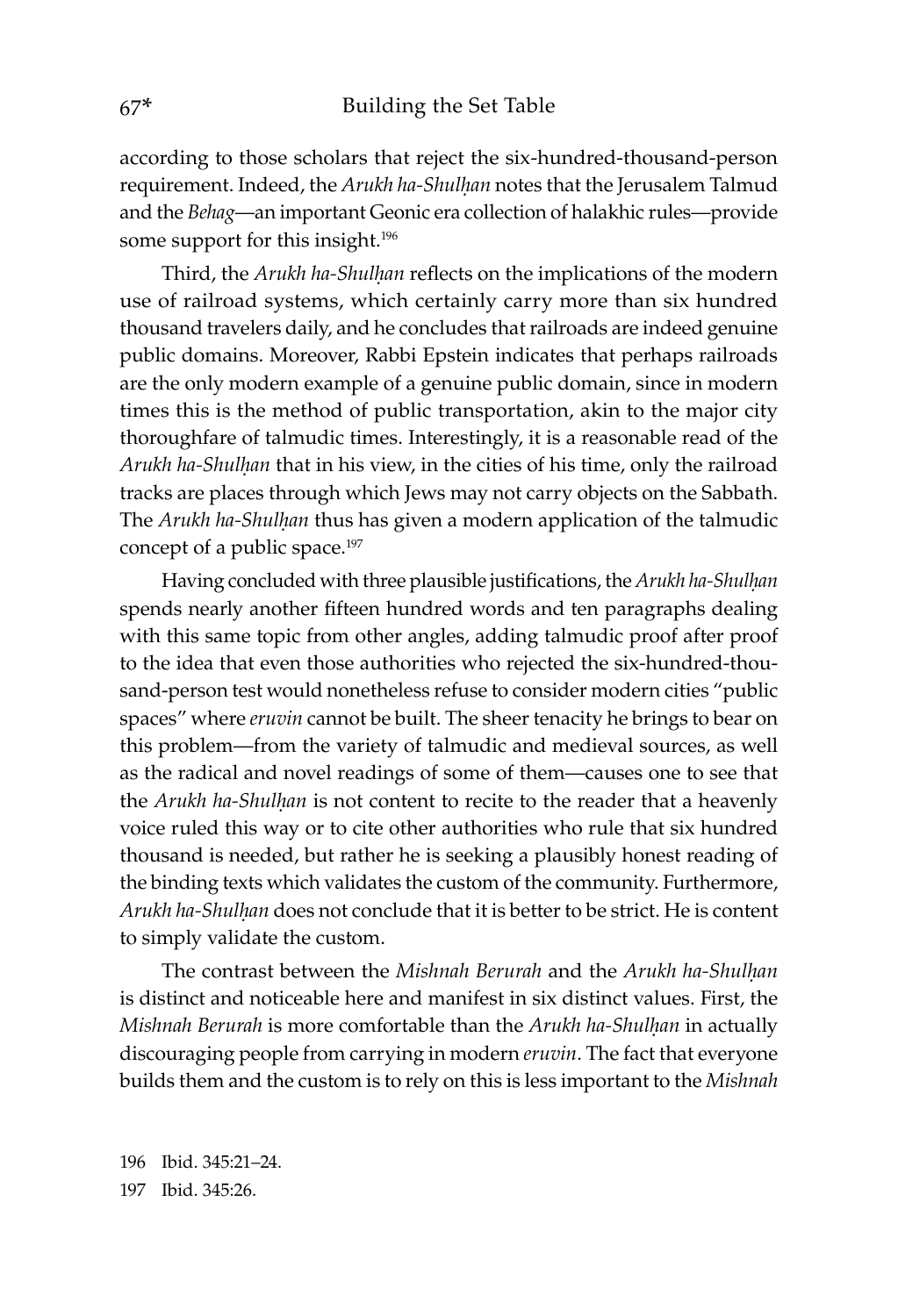according to those scholars that reject the six-hundred-thousand-person requirement. Indeed, the *Arukh ha-Shulḥan* notes that the Jerusalem Talmud and the *Behag*—an important Geonic era collection of halakhic rules—provide some support for this insight.[196]

Third, the *Arukh ha-Shulḥan* reflects on the implications of the modern use of railroad systems, which certainly carry more than six hundred thousand travelers daily, and he concludes that railroads are indeed genuine public domains. Moreover, Rabbi Epstein indicates that perhaps railroads are the only modern example of a genuine public domain, since in modern times this is the method of public transportation, akin to the major city thoroughfare of talmudic times. Interestingly, it is a reasonable read of the *Arukh ha-Shulḥan* that in his view, in the cities of his time, only the railroad tracks are places through which Jews may not carry objects on the Sabbath. The *Arukh ha-Shulḥan* thus has given a modern application of the talmudic concept of a public space.[197]

Having concluded with three plausible justifications, the *Arukh ha-Shulḥan* spends nearly another fifteen hundred words and ten paragraphs dealing with this same topic from other angles, adding talmudic proof after proof to the idea that even those authorities who rejected the six-hundred-thousand-person test would nonetheless refuse to consider modern cities "public spaces" where *eruvin* cannot be built. The sheer tenacity he brings to bear on this problem—from the variety of talmudic and medieval sources, as well as the radical and novel readings of some of them—causes one to see that the *Arukh ha-Shulḥan* is not content to recite to the reader that a heavenly voice ruled this way or to cite other authorities who rule that six hundred thousand is needed, but rather he is seeking a plausibly honest reading of the binding texts which validates the custom of the community. Furthermore, *Arukh ha-Shulḥan* does not conclude that it is better to be strict. He is content to simply validate the custom.

The contrast between the *Mishnah Berurah* and the *Arukh ha-Shulḥan* is distinct and noticeable here and manifest in six distinct values. First, the *Mishnah Berurah* is more comfortable than the *Arukh ha-Shulḥan* in actually discouraging people from carrying in modern *eruvin*. The fact that everyone builds them and the custom is to rely on this is less important to the *Mishnah*

196 Ibid. 345:21–24.

197 Ibid. 345:26.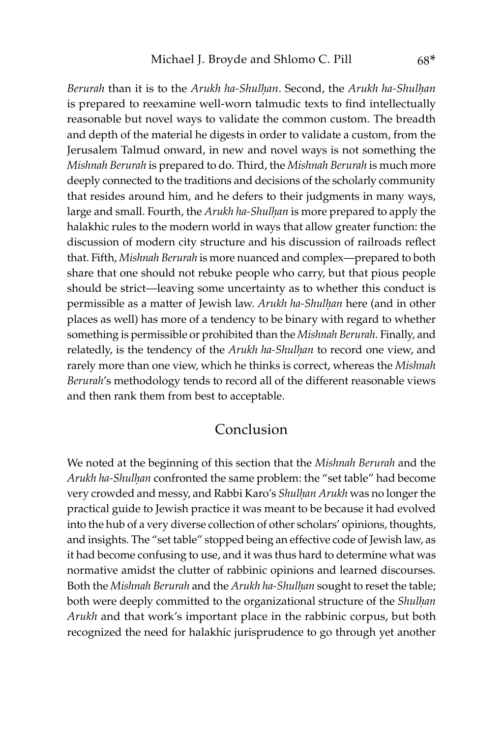*Berurah* than it is to the *Arukh ha-Shulḥan*. Second, the *Arukh ha-Shulḥan* is prepared to reexamine well-worn talmudic texts to find intellectually reasonable but novel ways to validate the common custom. The breadth and depth of the material he digests in order to validate a custom, from the Jerusalem Talmud onward, in new and novel ways is not something the *Mishnah Berurah* is prepared to do. Third, the *Mishnah Berurah* is much more deeply connected to the traditions and decisions of the scholarly community that resides around him, and he defers to their judgments in many ways, large and small. Fourth, the *Arukh ha-Shulḥan* is more prepared to apply the halakhic rules to the modern world in ways that allow greater function: the discussion of modern city structure and his discussion of railroads reflect that. Fifth, *Mishnah Berurah* is more nuanced and complex—prepared to both share that one should not rebuke people who carry, but that pious people should be strict—leaving some uncertainty as to whether this conduct is permissible as a matter of Jewish law. *Arukh ha-Shulḥan* here (and in other places as well) has more of a tendency to be binary with regard to whether something is permissible or prohibited than the *Mishnah Berurah*. Finally, and relatedly, is the tendency of the *Arukh ha-Shulḥan* to record one view, and rarely more than one view, which he thinks is correct, whereas the *Mishnah Berurah*'s methodology tends to record all of the different reasonable views and then rank them from best to acceptable.

## Conclusion

We noted at the beginning of this section that the *Mishnah Berurah* and the *Arukh ha-Shulḥan* confronted the same problem: the "set table" had become very crowded and messy, and Rabbi Karo's *Shulḥan Arukh* was no longer the practical guide to Jewish practice it was meant to be because it had evolved into the hub of a very diverse collection of other scholars' opinions, thoughts, and insights. The "set table" stopped being an effective code of Jewish law, as it had become confusing to use, and it was thus hard to determine what was normative amidst the clutter of rabbinic opinions and learned discourses. Both the *Mishnah Berurah* and the *Arukh ha-Shulḥan* sought to reset the table; both were deeply committed to the organizational structure of the *Shulḥan Arukh* and that work's important place in the rabbinic corpus, but both recognized the need for halakhic jurisprudence to go through yet another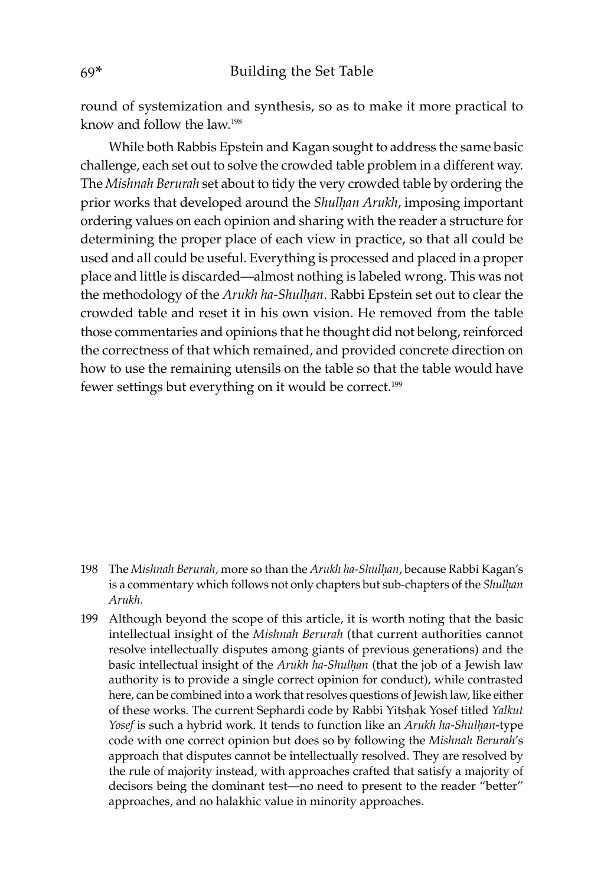round of systemization and synthesis, so as to make it more practical to know and follow the law.[198]

While both Rabbis Epstein and Kagan sought to address the same basic challenge, each set out to solve the crowded table problem in a different way. The *Mishnah Berurah* set about to tidy the very crowded table by ordering the prior works that developed around the *Shulḥan Arukh*, imposing important ordering values on each opinion and sharing with the reader a structure for determining the proper place of each view in practice, so that all could be used and all could be useful. Everything is processed and placed in a proper place and little is discarded—almost nothing is labeled wrong. This was not the methodology of the *Arukh ha-Shulḥan*. Rabbi Epstein set out to clear the crowded table and reset it in his own vision. He removed from the table those commentaries and opinions that he thought did not belong, reinforced the correctness of that which remained, and provided concrete direction on how to use the remaining utensils on the table so that the table would have fewer settings but everything on it would be correct.[199]

198 The *Mishnah Berurah,* more so than the *Arukh ha-Shulḥan*, because Rabbi Kagan's is a commentary which follows not only chapters but sub-chapters of the *Shulḥan Arukh*.

199 Although beyond the scope of this article, it is worth noting that the basic intellectual insight of the *Mishnah Berurah* (that current authorities cannot resolve intellectually disputes among giants of previous generations) and the basic intellectual insight of the *Arukh ha-Shulḥan* (that the job of a Jewish law authority is to provide a single correct opinion for conduct), while contrasted here, can be combined into a work that resolves questions of Jewish law, like either of these works. The current Sephardi code by Rabbi Yitsḥak Yosef titled *Yalkut Yosef* is such a hybrid work. It tends to function like an *Arukh ha-Shulḥan*-type code with one correct opinion but does so by following the *Mishnah Berurah*'s approach that disputes cannot be intellectually resolved. They are resolved by the rule of majority instead, with approaches crafted that satisfy a majority of decisors being the dominant test—no need to present to the reader "better" approaches, and no halakhic value in minority approaches.